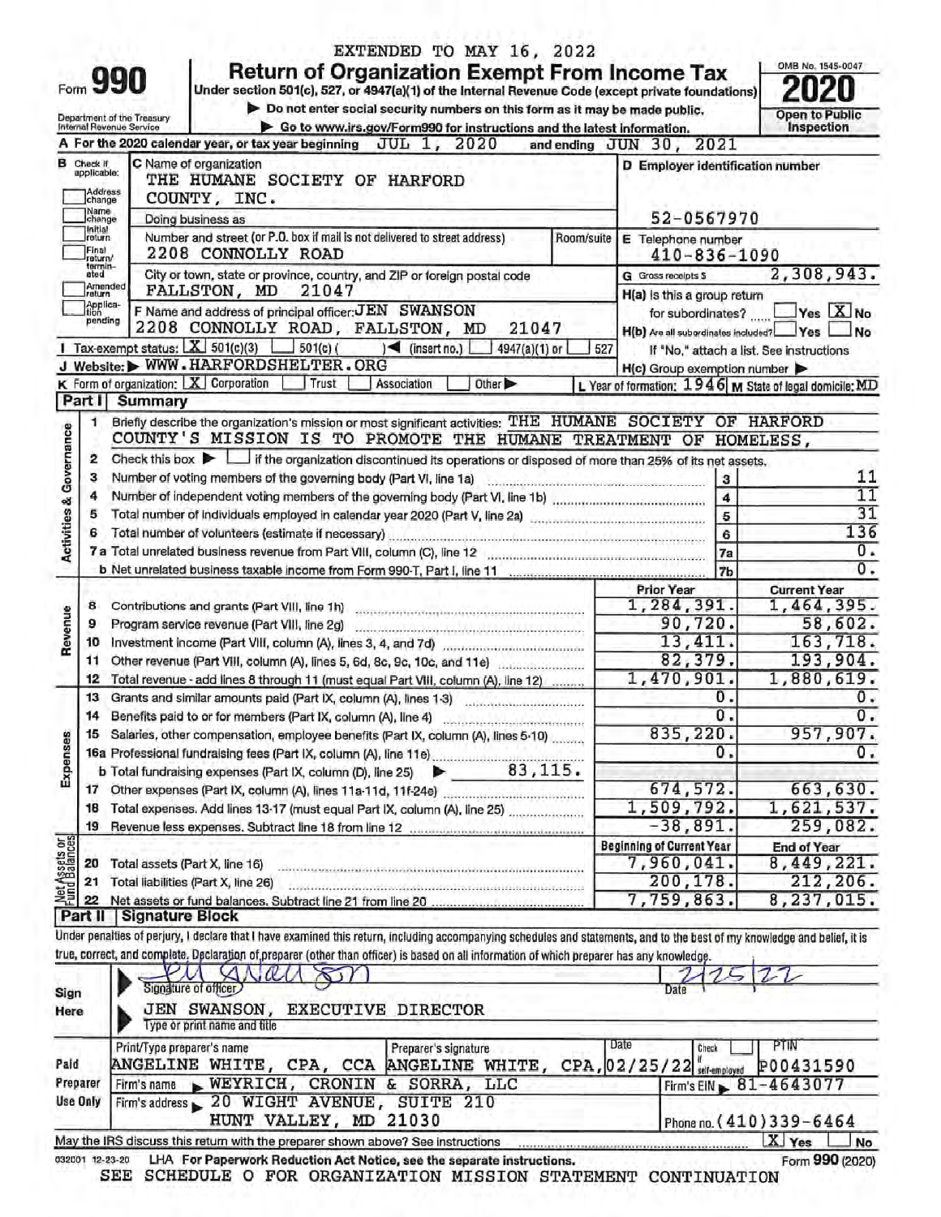EXTENDED TO MAY 16, 2022

# Form 990 Return of Organization Exempt From Income Tax

Under section 501(c), 527, or 4947(a)(1) of the Internal Revenue Code (except private foundations)

▶ Do not enter social security numbers on this form as it may be made public.

▶ Go to www.irs.gov/Form990 for instructions and the latest information.

Department of the Treasury
Internal Revenue Service

OMB No. 1545-0047

**2020**

**Open to Public Inspection**

**A** For the 2020 calendar year, or tax year beginning JUL 1, 2020 and ending JUN 30, 2021

**B** Check if applicable: Address change, Name change, Initial return, Final return/terminated, Amended return, Application pending

**C** Name of organization: THE HUMANE SOCIETY OF HARFORD COUNTY, INC.

Doing business as

Number and street (or P.O. box if mail is not delivered to street address): 2208 CONNOLLY ROAD — Room/suite

City or town, state or province, country, and ZIP or foreign postal code: FALLSTON, MD 21047

**D** Employer identification number: 52-0567970

**E** Telephone number: 410-836-1090

**G** Gross receipts $ 2,308,943.

**F** Name and address of principal officer: JEN SWANSON, 2208 CONNOLLY ROAD, FALLSTON, MD 21047

**H(a)** Is this a group return for subordinates? ☐ Yes ☒ No

**H(b)** Are all subordinates included? ☐ Yes ☐ No — If "No," attach a list. See instructions

**I** Tax-exempt status: ☒ 501(c)(3) ☐ 501(c) ( ) ◀ (insert no.) ☐ 4947(a)(1) or ☐ 527

**J** Website: ▶ WWW.HARFORDSHELTER.ORG

**H(c)** Group exemption number ▶

**K** Form of organization: ☒ Corporation ☐ Trust ☐ Association ☐ Other ▶

**L** Year of formation: 1946 **M** State of legal domicile: MD

## Part I Summary

**Activities & Governance**

1 Briefly describe the organization's mission or most significant activities: THE HUMANE SOCIETY OF HARFORD COUNTY'S MISSION IS TO PROMOTE THE HUMANE TREATMENT OF HOMELESS,

2 Check this box ▶ ☐ if the organization discontinued its operations or disposed of more than 25% of its net assets.

| Line | Description | No. | Value |
|---|---|---|---|
| 3 | Number of voting members of the governing body (Part VI, line 1a) | 3 | 11 |
| 4 | Number of independent voting members of the governing body (Part VI, line 1b) | 4 | 11 |
| 5 | Total number of individuals employed in calendar year 2020 (Part V, line 2a) | 5 | 31 |
| 6 | Total number of volunteers (estimate if necessary) | 6 | 136 |
| 7a | Total unrelated business revenue from Part VIII, column (C), line 12 | 7a | 0. |
| b | Net unrelated business taxable income from Form 990-T, Part I, line 11 | 7b | 0. |

| Section | Line | Description | Prior Year | Current Year |
|---|---|---|---|---|
| Revenue | 8 | Contributions and grants (Part VIII, line 1h) | 1,284,391. | 1,464,395. |
| | 9 | Program service revenue (Part VIII, line 2g) | 90,720. | 58,602. |
| | 10 | Investment income (Part VIII, column (A), lines 3, 4, and 7d) | 13,411. | 163,718. |
| | 11 | Other revenue (Part VIII, column (A), lines 5, 6d, 8c, 9c, 10c, and 11e) | 82,379. | 193,904. |
| | 12 | Total revenue - add lines 8 through 11 (must equal Part VIII, column (A), line 12) | 1,470,901. | 1,880,619. |
| Expenses | 13 | Grants and similar amounts paid (Part IX, column (A), lines 1-3) | 0. | 0. |
| | 14 | Benefits paid to or for members (Part IX, column (A), line 4) | 0. | 0. |
| | 15 | Salaries, other compensation, employee benefits (Part IX, column (A), lines 5-10) | 835,220. | 957,907. |
| | 16a | Professional fundraising fees (Part IX, column (A), line 11e) | 0. | 0. |
| | b | Total fundraising expenses (Part IX, column (D), line 25) ▶ 83,115. | | |
| | 17 | Other expenses (Part IX, column (A), lines 11a-11d, 11f-24e) | 674,572. | 663,630. |
| | 18 | Total expenses. Add lines 13-17 (must equal Part IX, column (A), line 25) | 1,509,792. | 1,621,537. |
| | 19 | Revenue less expenses. Subtract line 18 from line 12 | -38,891. | 259,082. |
| | | | **Beginning of Current Year** | **End of Year** |
| Net Assets or Fund Balances | 20 | Total assets (Part X, line 16) | 7,960,041. | 8,449,221. |
| | 21 | Total liabilities (Part X, line 26) | 200,178. | 212,206. |
| | 22 | Net assets or fund balances. Subtract line 21 from line 20 | 7,759,863. | 8,237,015. |

## Part II Signature Block

Under penalties of perjury, I declare that I have examined this return, including accompanying schedules and statements, and to the best of my knowledge and belief, it is true, correct, and complete. Declaration of preparer (other than officer) is based on all information of which preparer has any knowledge.

**Sign Here**

Signature of officer: [signature] — Date: 2/25/22

JEN SWANSON, EXECUTIVE DIRECTOR
Type or print name and title

**Paid Preparer Use Only**

| Print/Type preparer's name | Preparer's signature | Date | Check ☐ if self-employed | PTIN |
|---|---|---|---|---|
| ANGELINE WHITE, CPA, CCA | ANGELINE WHITE, CPA, | 02/25/22 | | P00431590 |

Firm's name ▶ WEYRICH, CRONIN & SORRA, LLC — Firm's EIN ▶ 81-4643077

Firm's address ▶ 20 WIGHT AVENUE, SUITE 210, HUNT VALLEY, MD 21030 — Phone no. (410)339-6464

May the IRS discuss this return with the preparer shown above? See instructions ☒ Yes ☐ No

032001 12-23-20 LHA For Paperwork Reduction Act Notice, see the separate instructions. Form **990** (2020)

SEE SCHEDULE O FOR ORGANIZATION MISSION STATEMENT CONTINUATION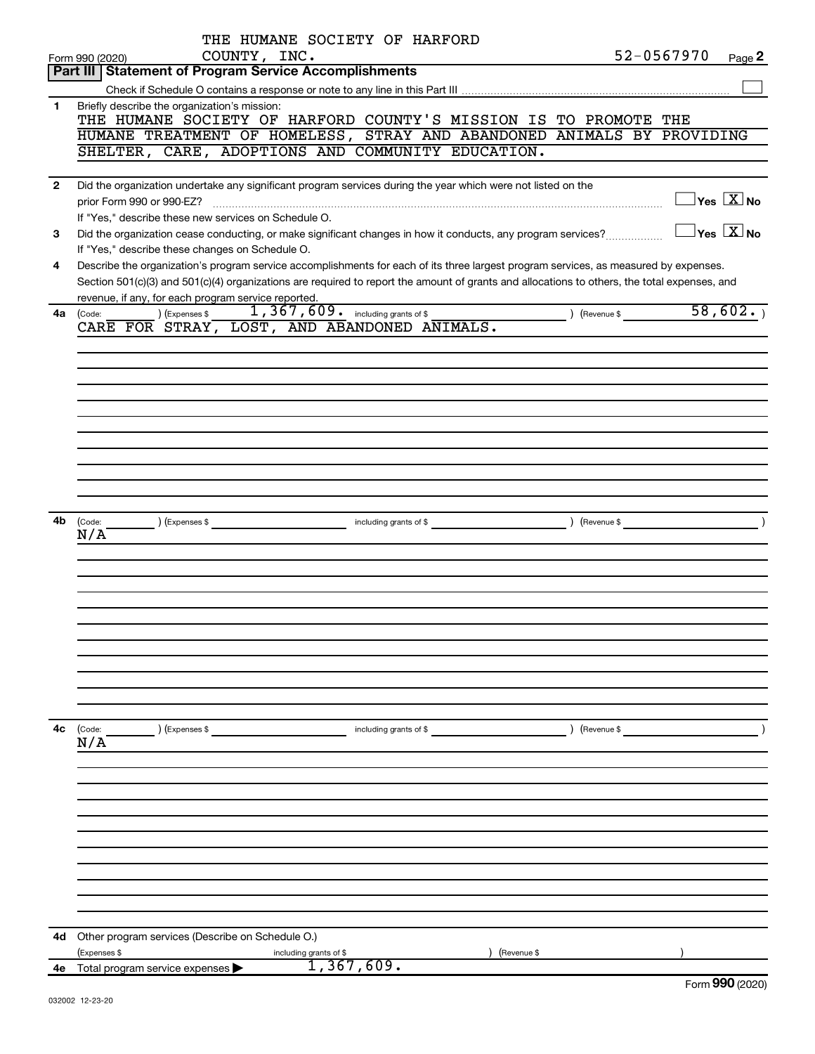THE HUMANE SOCIETY OF HARFORD COUNTY, INC. 52-0567970

Form 990 (2020) Page **2**

## Part III | Statement of Program Service Accomplishments

Check if Schedule O contains a response or note to any line in this Part III ☐

**1** Briefly describe the organization's mission:

THE HUMANE SOCIETY OF HARFORD COUNTY'S MISSION IS TO PROMOTE THE HUMANE TREATMENT OF HOMELESS, STRAY AND ABANDONED ANIMALS BY PROVIDING SHELTER, CARE, ADOPTIONS AND COMMUNITY EDUCATION.

**2** Did the organization undertake any significant program services during the year which were not listed on the prior Form 990 or 990-EZ? ☐ Yes ☒ No

If "Yes," describe these new services on Schedule O.

**3** Did the organization cease conducting, or make significant changes in how it conducts, any program services? ☐ Yes ☒ No

If "Yes," describe these changes on Schedule O.

**4** Describe the organization's program service accomplishments for each of its three largest program services, as measured by expenses. Section 501(c)(3) and 501(c)(4) organizations are required to report the amount of grants and allocations to others, the total expenses, and revenue, if any, for each program service reported.

**4a** (Code: ) (Expenses $ 1,367,609. including grants of $ ) (Revenue $ 58,602. )

CARE FOR STRAY, LOST, AND ABANDONED ANIMALS.

**4b** (Code: ) (Expenses $ including grants of $ ) (Revenue $ )

N/A

**4c** (Code: ) (Expenses $ including grants of $ ) (Revenue $ )

N/A

**4d** Other program services (Describe on Schedule O.)

(Expenses $ including grants of $ ) (Revenue $ )

**4e** Total program service expenses ▶ 1,367,609.

Form **990** (2020)

032002 12-23-20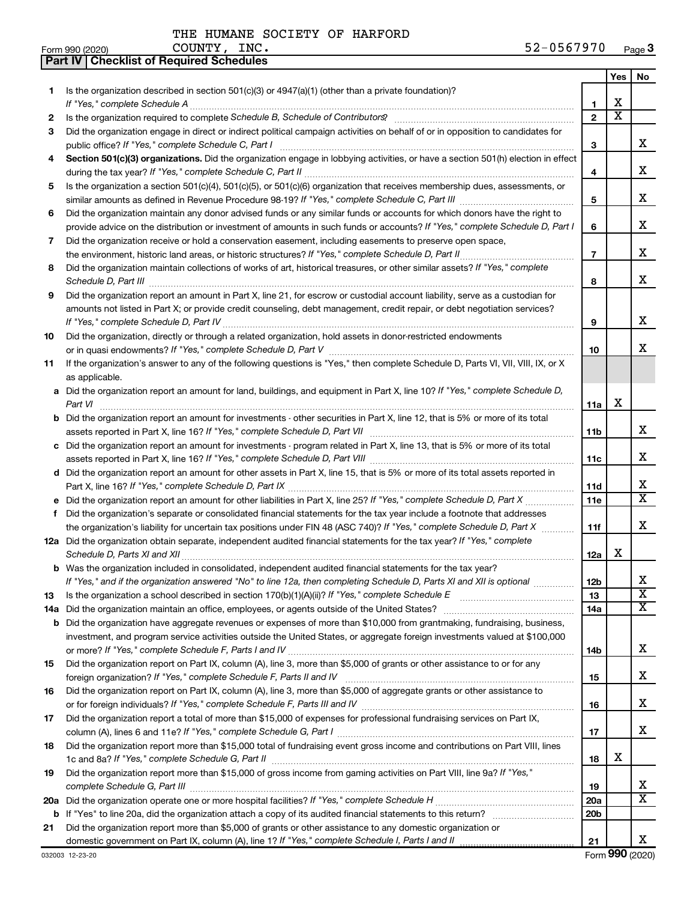THE HUMANE SOCIETY OF HARFORD COUNTY, INC. 52-0567970

## Part IV | Checklist of Required Schedules

| | | | Yes | No |
|---|---|---|---|---|
| 1 | Is the organization described in section 501(c)(3) or 4947(a)(1) (other than a private foundation)? *If "Yes," complete Schedule A* | 1 | X | |
| 2 | Is the organization required to complete *Schedule B, Schedule of Contributors*? | 2 | X | |
| 3 | Did the organization engage in direct or indirect political campaign activities on behalf of or in opposition to candidates for public office? *If "Yes," complete Schedule C, Part I* | 3 | | X |
| 4 | **Section 501(c)(3) organizations.** Did the organization engage in lobbying activities, or have a section 501(h) election in effect during the tax year? *If "Yes," complete Schedule C, Part II* | 4 | | X |
| 5 | Is the organization a section 501(c)(4), 501(c)(5), or 501(c)(6) organization that receives membership dues, assessments, or similar amounts as defined in Revenue Procedure 98-19? *If "Yes," complete Schedule C, Part III* | 5 | | X |
| 6 | Did the organization maintain any donor advised funds or any similar funds or accounts for which donors have the right to provide advice on the distribution or investment of amounts in such funds or accounts? *If "Yes," complete Schedule D, Part I* | 6 | | X |
| 7 | Did the organization receive or hold a conservation easement, including easements to preserve open space, the environment, historic land areas, or historic structures? *If "Yes," complete Schedule D, Part II* | 7 | | X |
| 8 | Did the organization maintain collections of works of art, historical treasures, or other similar assets? *If "Yes," complete Schedule D, Part III* | 8 | | X |
| 9 | Did the organization report an amount in Part X, line 21, for escrow or custodial account liability, serve as a custodian for amounts not listed in Part X; or provide credit counseling, debt management, credit repair, or debt negotiation services? *If "Yes," complete Schedule D, Part IV* | 9 | | X |
| 10 | Did the organization, directly or through a related organization, hold assets in donor-restricted endowments or in quasi endowments? *If "Yes," complete Schedule D, Part V* | 10 | | X |
| 11 | If the organization's answer to any of the following questions is "Yes," then complete Schedule D, Parts VI, VII, VIII, IX, or X as applicable. | | | |
| a | Did the organization report an amount for land, buildings, and equipment in Part X, line 10? *If "Yes," complete Schedule D, Part VI* | 11a | X | |
| b | Did the organization report an amount for investments - other securities in Part X, line 12, that is 5% or more of its total assets reported in Part X, line 16? *If "Yes," complete Schedule D, Part VII* | 11b | | X |
| c | Did the organization report an amount for investments - program related in Part X, line 13, that is 5% or more of its total assets reported in Part X, line 16? *If "Yes," complete Schedule D, Part VIII* | 11c | | X |
| d | Did the organization report an amount for other assets in Part X, line 15, that is 5% or more of its total assets reported in Part X, line 16? *If "Yes," complete Schedule D, Part IX* | 11d | | X |
| e | Did the organization report an amount for other liabilities in Part X, line 25? *If "Yes," complete Schedule D, Part X* | 11e | | X |
| f | Did the organization's separate or consolidated financial statements for the tax year include a footnote that addresses the organization's liability for uncertain tax positions under FIN 48 (ASC 740)? *If "Yes," complete Schedule D, Part X* | 11f | | X |
| 12a | Did the organization obtain separate, independent audited financial statements for the tax year? *If "Yes," complete Schedule D, Parts XI and XII* | 12a | X | |
| b | Was the organization included in consolidated, independent audited financial statements for the tax year? *If "Yes," and if the organization answered "No" to line 12a, then completing Schedule D, Parts XI and XII is optional* | 12b | | X |
| 13 | Is the organization a school described in section 170(b)(1)(A)(ii)? *If "Yes," complete Schedule E* | 13 | | X |
| 14a | Did the organization maintain an office, employees, or agents outside of the United States? | 14a | | X |
| b | Did the organization have aggregate revenues or expenses of more than $10,000 from grantmaking, fundraising, business, investment, and program service activities outside the United States, or aggregate foreign investments valued at $100,000 or more? *If "Yes," complete Schedule F, Parts I and IV* | 14b | | X |
| 15 | Did the organization report on Part IX, column (A), line 3, more than $5,000 of grants or other assistance to or for any foreign organization? *If "Yes," complete Schedule F, Parts II and IV* | 15 | | X |
| 16 | Did the organization report on Part IX, column (A), line 3, more than $5,000 of aggregate grants or other assistance to or for foreign individuals? *If "Yes," complete Schedule F, Parts III and IV* | 16 | | X |
| 17 | Did the organization report a total of more than $15,000 of expenses for professional fundraising services on Part IX, column (A), lines 6 and 11e? *If "Yes," complete Schedule G, Part I* | 17 | | X |
| 18 | Did the organization report more than $15,000 total of fundraising event gross income and contributions on Part VIII, lines 1c and 8a? *If "Yes," complete Schedule G, Part II* | 18 | X | |
| 19 | Did the organization report more than $15,000 of gross income from gaming activities on Part VIII, line 9a? *If "Yes," complete Schedule G, Part III* | 19 | | X |
| 20a | Did the organization operate one or more hospital facilities? *If "Yes," complete Schedule H* | 20a | | X |
| b | If "Yes" to line 20a, did the organization attach a copy of its audited financial statements to this return? | 20b | | |
| 21 | Did the organization report more than $5,000 of grants or other assistance to any domestic organization or domestic government on Part IX, column (A), line 1? *If "Yes," complete Schedule I, Parts I and II* | 21 | | X |

Form 990 (2020)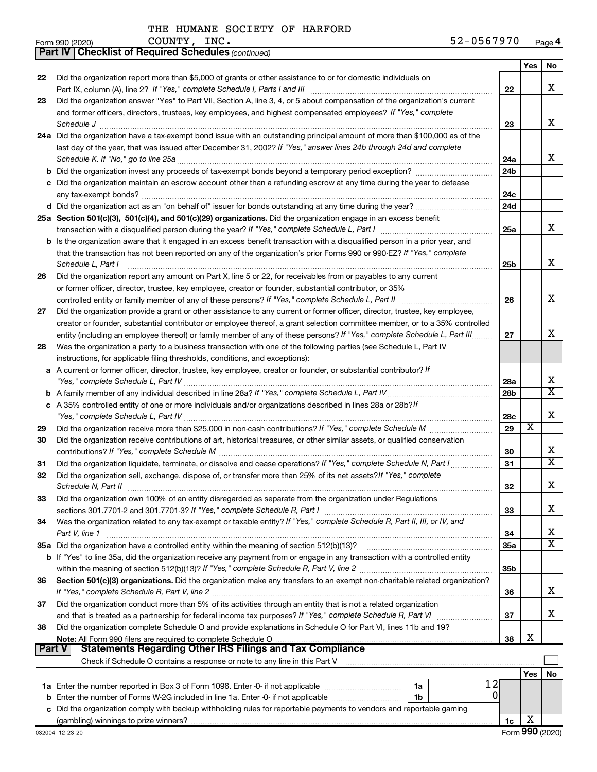THE HUMANE SOCIETY OF HARFORD COUNTY, INC. 52-0567970

Form 990 (2020) Page 4

## Part IV Checklist of Required Schedules *(continued)*

| | | Line | Yes | No |
|---|---|---|---|---|
| 22 | Did the organization report more than $5,000 of grants or other assistance to or for domestic individuals on Part IX, column (A), line 2? *If "Yes," complete Schedule I, Parts I and III* | 22 | | X |
| 23 | Did the organization answer "Yes" to Part VII, Section A, line 3, 4, or 5 about compensation of the organization's current and former officers, directors, trustees, key employees, and highest compensated employees? *If "Yes," complete Schedule J* | 23 | | X |
| 24a | Did the organization have a tax-exempt bond issue with an outstanding principal amount of more than $100,000 as of the last day of the year, that was issued after December 31, 2002? *If "Yes," answer lines 24b through 24d and complete Schedule K. If "No," go to line 25a* | 24a | | X |
| b | Did the organization invest any proceeds of tax-exempt bonds beyond a temporary period exception? | 24b | | |
| c | Did the organization maintain an escrow account other than a refunding escrow at any time during the year to defease any tax-exempt bonds? | 24c | | |
| d | Did the organization act as an "on behalf of" issuer for bonds outstanding at any time during the year? | 24d | | |
| 25a | **Section 501(c)(3), 501(c)(4), and 501(c)(29) organizations.** Did the organization engage in an excess benefit transaction with a disqualified person during the year? *If "Yes," complete Schedule L, Part I* | 25a | | X |
| b | Is the organization aware that it engaged in an excess benefit transaction with a disqualified person in a prior year, and that the transaction has not been reported on any of the organization's prior Forms 990 or 990-EZ? *If "Yes," complete Schedule L, Part I* | 25b | | X |
| 26 | Did the organization report any amount on Part X, line 5 or 22, for receivables from or payables to any current or former officer, director, trustee, key employee, creator or founder, substantial contributor, or 35% controlled entity or family member of any of these persons? *If "Yes," complete Schedule L, Part II* | 26 | | X |
| 27 | Did the organization provide a grant or other assistance to any current or former officer, director, trustee, key employee, creator or founder, substantial contributor or employee thereof, a grant selection committee member, or to a 35% controlled entity (including an employee thereof) or family member of any of these persons? *If "Yes," complete Schedule L, Part III* | 27 | | X |
| 28 | Was the organization a party to a business transaction with one of the following parties (see Schedule L, Part IV instructions, for applicable filing thresholds, conditions, and exceptions): | | | |
| a | A current or former officer, director, trustee, key employee, creator or founder, or substantial contributor? *If "Yes," complete Schedule L, Part IV* | 28a | | X |
| b | A family member of any individual described in line 28a? *If "Yes," complete Schedule L, Part IV* | 28b | | X |
| c | A 35% controlled entity of one or more individuals and/or organizations described in lines 28a or 28b? *If "Yes," complete Schedule L, Part IV* | 28c | | X |
| 29 | Did the organization receive more than $25,000 in non-cash contributions? *If "Yes," complete Schedule M* | 29 | X | |
| 30 | Did the organization receive contributions of art, historical treasures, or other similar assets, or qualified conservation contributions? *If "Yes," complete Schedule M* | 30 | | X |
| 31 | Did the organization liquidate, terminate, or dissolve and cease operations? *If "Yes," complete Schedule N, Part I* | 31 | | X |
| 32 | Did the organization sell, exchange, dispose of, or transfer more than 25% of its net assets? *If "Yes," complete Schedule N, Part II* | 32 | | X |
| 33 | Did the organization own 100% of an entity disregarded as separate from the organization under Regulations sections 301.7701-2 and 301.7701-3? *If "Yes," complete Schedule R, Part I* | 33 | | X |
| 34 | Was the organization related to any tax-exempt or taxable entity? *If "Yes," complete Schedule R, Part II, III, or IV, and Part V, line 1* | 34 | | X |
| 35a | Did the organization have a controlled entity within the meaning of section 512(b)(13)? | 35a | | X |
| b | If "Yes" to line 35a, did the organization receive any payment from or engage in any transaction with a controlled entity within the meaning of section 512(b)(13)? *If "Yes," complete Schedule R, Part V, line 2* | 35b | | |
| 36 | **Section 501(c)(3) organizations.** Did the organization make any transfers to an exempt non-charitable related organization? *If "Yes," complete Schedule R, Part V, line 2* | 36 | | X |
| 37 | Did the organization conduct more than 5% of its activities through an entity that is not a related organization and that is treated as a partnership for federal income tax purposes? *If "Yes," complete Schedule R, Part VI* | 37 | | X |
| 38 | Did the organization complete Schedule O and provide explanations in Schedule O for Part VI, lines 11b and 19? **Note:** All Form 990 filers are required to complete Schedule O | 38 | X | |

## Part V Statements Regarding Other IRS Filings and Tax Compliance

Check if Schedule O contains a response or note to any line in this Part V ☐

| | | | | Line | Yes | No |
|---|---|---|---|---|---|---|
| 1a | Enter the number reported in Box 3 of Form 1096. Enter -0- if not applicable | 1a | 12 | | | |
| b | Enter the number of Forms W-2G included in line 1a. Enter -0- if not applicable | 1b | 0 | | | |
| c | Did the organization comply with backup withholding rules for reportable payments to vendors and reportable gaming (gambling) winnings to prize winners? | | | 1c | X | |

032004 12-23-20 Form **990** (2020)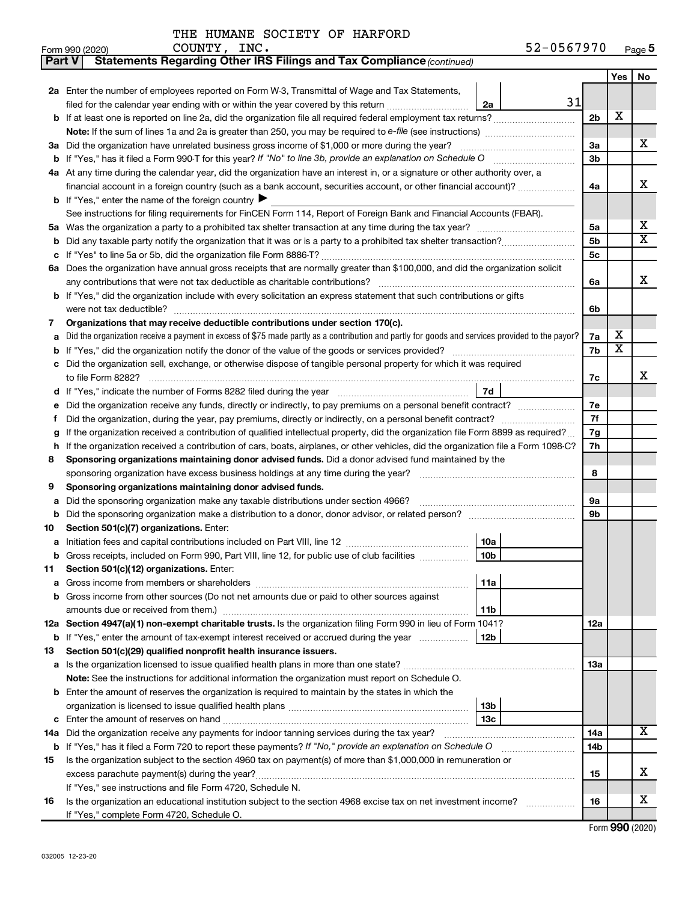THE HUMANE SOCIETY OF HARFORD COUNTY, INC. 52-0567970

Form 990 (2020) Page 5

**Part V Statements Regarding Other IRS Filings and Tax Compliance** *(continued)*

| | | | | Yes | No |
|---|---|---|---|---|---|
| **2a** | Enter the number of employees reported on Form W-3, Transmittal of Wage and Tax Statements, filed for the calendar year ending with or within the year covered by this return | 2a 31 | | | |
| **b** | If at least one is reported on line 2a, did the organization file all required federal employment tax returns? | | 2b | X | |
| | **Note:** If the sum of lines 1a and 2a is greater than 250, you may be required to *e-file* (see instructions) | | | | |
| **3a** | Did the organization have unrelated business gross income of $1,000 or more during the year? | | 3a | | X |
| **b** | If "Yes," has it filed a Form 990-T for this year? *If "No" to line 3b, provide an explanation on Schedule O* | | 3b | | |
| **4a** | At any time during the calendar year, did the organization have an interest in, or a signature or other authority over, a financial account in a foreign country (such as a bank account, securities account, or other financial account)? | | 4a | | X |
| **b** | If "Yes," enter the name of the foreign country ▶ | | | | |
| | See instructions for filing requirements for FinCEN Form 114, Report of Foreign Bank and Financial Accounts (FBAR). | | | | |
| **5a** | Was the organization a party to a prohibited tax shelter transaction at any time during the tax year? | | 5a | | X |
| **b** | Did any taxable party notify the organization that it was or is a party to a prohibited tax shelter transaction? | | 5b | | X |
| **c** | If "Yes" to line 5a or 5b, did the organization file Form 8886-T? | | 5c | | |
| **6a** | Does the organization have annual gross receipts that are normally greater than $100,000, and did the organization solicit any contributions that were not tax deductible as charitable contributions? | | 6a | | X |
| **b** | If "Yes," did the organization include with every solicitation an express statement that such contributions or gifts were not tax deductible? | | 6b | | |
| **7** | **Organizations that may receive deductible contributions under section 170(c).** | | | | |
| **a** | Did the organization receive a payment in excess of $75 made partly as a contribution and partly for goods and services provided to the payor? | | 7a | X | |
| **b** | If "Yes," did the organization notify the donor of the value of the goods or services provided? | | 7b | X | |
| **c** | Did the organization sell, exchange, or otherwise dispose of tangible personal property for which it was required to file Form 8282? | | 7c | | X |
| **d** | If "Yes," indicate the number of Forms 8282 filed during the year | 7d | | | |
| **e** | Did the organization receive any funds, directly or indirectly, to pay premiums on a personal benefit contract? | | 7e | | |
| **f** | Did the organization, during the year, pay premiums, directly or indirectly, on a personal benefit contract? | | 7f | | |
| **g** | If the organization received a contribution of qualified intellectual property, did the organization file Form 8899 as required? | | 7g | | |
| **h** | If the organization received a contribution of cars, boats, airplanes, or other vehicles, did the organization file a Form 1098-C? | | 7h | | |
| **8** | **Sponsoring organizations maintaining donor advised funds.** Did a donor advised fund maintained by the sponsoring organization have excess business holdings at any time during the year? | | 8 | | |
| **9** | **Sponsoring organizations maintaining donor advised funds.** | | | | |
| **a** | Did the sponsoring organization make any taxable distributions under section 4966? | | 9a | | |
| **b** | Did the sponsoring organization make a distribution to a donor, donor advisor, or related person? | | 9b | | |
| **10** | **Section 501(c)(7) organizations.** Enter: | | | | |
| **a** | Initiation fees and capital contributions included on Part VIII, line 12 | 10a | | | |
| **b** | Gross receipts, included on Form 990, Part VIII, line 12, for public use of club facilities | 10b | | | |
| **11** | **Section 501(c)(12) organizations.** Enter: | | | | |
| **a** | Gross income from members or shareholders | 11a | | | |
| **b** | Gross income from other sources (Do not net amounts due or paid to other sources against amounts due or received from them.) | 11b | | | |
| **12a** | **Section 4947(a)(1) non-exempt charitable trusts.** Is the organization filing Form 990 in lieu of Form 1041? | | 12a | | |
| **b** | If "Yes," enter the amount of tax-exempt interest received or accrued during the year | 12b | | | |
| **13** | **Section 501(c)(29) qualified nonprofit health insurance issuers.** | | | | |
| **a** | Is the organization licensed to issue qualified health plans in more than one state? | | 13a | | |
| | **Note:** See the instructions for additional information the organization must report on Schedule O. | | | | |
| **b** | Enter the amount of reserves the organization is required to maintain by the states in which the organization is licensed to issue qualified health plans | 13b | | | |
| **c** | Enter the amount of reserves on hand | 13c | | | |
| **14a** | Did the organization receive any payments for indoor tanning services during the tax year? | | 14a | | X |
| **b** | If "Yes," has it filed a Form 720 to report these payments? *If "No," provide an explanation on Schedule O* | | 14b | | |
| **15** | Is the organization subject to the section 4960 tax on payment(s) of more than $1,000,000 in remuneration or excess parachute payment(s) during the year? | | 15 | | X |
| | If "Yes," see instructions and file Form 4720, Schedule N. | | | | |
| **16** | Is the organization an educational institution subject to the section 4968 excise tax on net investment income? | | 16 | | X |
| | If "Yes," complete Form 4720, Schedule O. | | | | |

Form **990** (2020)

032005 12-23-20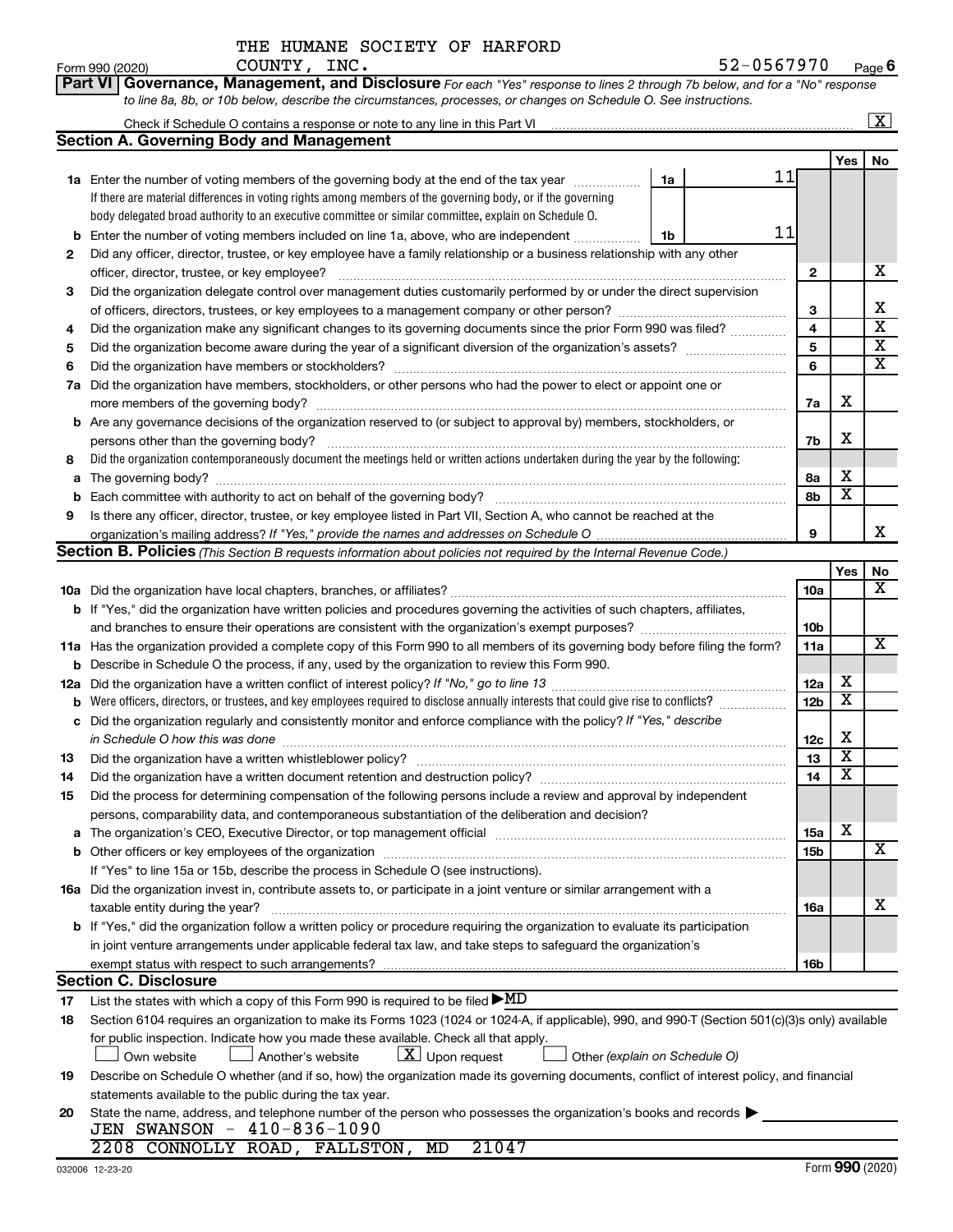THE HUMANE SOCIETY OF HARFORD COUNTY, INC.

Form 990 (2020) 52-0567970 Page 6

**Part VI Governance, Management, and Disclosure** *For each "Yes" response to lines 2 through 7b below, and for a "No" response to line 8a, 8b, or 10b below, describe the circumstances, processes, or changes on Schedule O. See instructions.*

Check if Schedule O contains a response or note to any line in this Part VI ..... [X]

## Section A. Governing Body and Management

| | | | | Yes | No |
|---|---|---|---|---|---|
| **1a** | Enter the number of voting members of the governing body at the end of the tax year ..... If there are material differences in voting rights among members of the governing body, or if the governing body delegated broad authority to an executive committee or similar committee, explain on Schedule O. | 1a | 11 | | |
| **b** | Enter the number of voting members included on line 1a, above, who are independent ..... | 1b | 11 | | |
| **2** | Did any officer, director, trustee, or key employee have a family relationship or a business relationship with any other officer, director, trustee, or key employee? ..... | 2 | | | X |
| **3** | Did the organization delegate control over management duties customarily performed by or under the direct supervision of officers, directors, trustees, or key employees to a management company or other person? ..... | 3 | | | X |
| **4** | Did the organization make any significant changes to its governing documents since the prior Form 990 was filed? ..... | 4 | | | X |
| **5** | Did the organization become aware during the year of a significant diversion of the organization's assets? ..... | 5 | | | X |
| **6** | Did the organization have members or stockholders? ..... | 6 | | | X |
| **7a** | Did the organization have members, stockholders, or other persons who had the power to elect or appoint one or more members of the governing body? ..... | 7a | | X | |
| **b** | Are any governance decisions of the organization reserved to (or subject to approval by) members, stockholders, or persons other than the governing body? ..... | 7b | | X | |
| **8** | Did the organization contemporaneously document the meetings held or written actions undertaken during the year by the following: | | | | |
| **a** | The governing body? ..... | 8a | | X | |
| **b** | Each committee with authority to act on behalf of the governing body? ..... | 8b | | X | |
| **9** | Is there any officer, director, trustee, or key employee listed in Part VII, Section A, who cannot be reached at the organization's mailing address? *If "Yes," provide the names and addresses on Schedule O* ..... | 9 | | | X |

## Section B. Policies *(This Section B requests information about policies not required by the Internal Revenue Code.)*

| | | | Yes | No |
|---|---|---|---|---|
| **10a** | Did the organization have local chapters, branches, or affiliates? ..... | 10a | | X |
| **b** | If "Yes," did the organization have written policies and procedures governing the activities of such chapters, affiliates, and branches to ensure their operations are consistent with the organization's exempt purposes? ..... | 10b | | |
| **11a** | Has the organization provided a complete copy of this Form 990 to all members of its governing body before filing the form? | 11a | | X |
| **b** | Describe in Schedule O the process, if any, used by the organization to review this Form 990. | | | |
| **12a** | Did the organization have a written conflict of interest policy? *If "No," go to line 13* ..... | 12a | X | |
| **b** | Were officers, directors, or trustees, and key employees required to disclose annually interests that could give rise to conflicts? ..... | 12b | X | |
| **c** | Did the organization regularly and consistently monitor and enforce compliance with the policy? *If "Yes," describe in Schedule O how this was done* ..... | 12c | X | |
| **13** | Did the organization have a written whistleblower policy? ..... | 13 | X | |
| **14** | Did the organization have a written document retention and destruction policy? ..... | 14 | X | |
| **15** | Did the process for determining compensation of the following persons include a review and approval by independent persons, comparability data, and contemporaneous substantiation of the deliberation and decision? | | | |
| **a** | The organization's CEO, Executive Director, or top management official ..... | 15a | X | |
| **b** | Other officers or key employees of the organization ..... | 15b | | X |
| | If "Yes" to line 15a or 15b, describe the process in Schedule O (see instructions). | | | |
| **16a** | Did the organization invest in, contribute assets to, or participate in a joint venture or similar arrangement with a taxable entity during the year? ..... | 16a | | X |
| **b** | If "Yes," did the organization follow a written policy or procedure requiring the organization to evaluate its participation in joint venture arrangements under applicable federal tax law, and take steps to safeguard the organization's exempt status with respect to such arrangements? ..... | 16b | | |

## Section C. Disclosure

**17** List the states with which a copy of this Form 990 is required to be filed ▶MD

**18** Section 6104 requires an organization to make its Forms 1023 (1024 or 1024-A, if applicable), 990, and 990-T (Section 501(c)(3)s only) available for public inspection. Indicate how you made these available. Check all that apply.

[ ] Own website [ ] Another's website [X] Upon request [ ] Other *(explain on Schedule O)*

**19** Describe on Schedule O whether (and if so, how) the organization made its governing documents, conflict of interest policy, and financial statements available to the public during the tax year.

**20** State the name, address, and telephone number of the person who possesses the organization's books and records ▶

JEN SWANSON - 410-836-1090
2208 CONNOLLY ROAD, FALLSTON, MD 21047

032006 12-23-20 Form **990** (2020)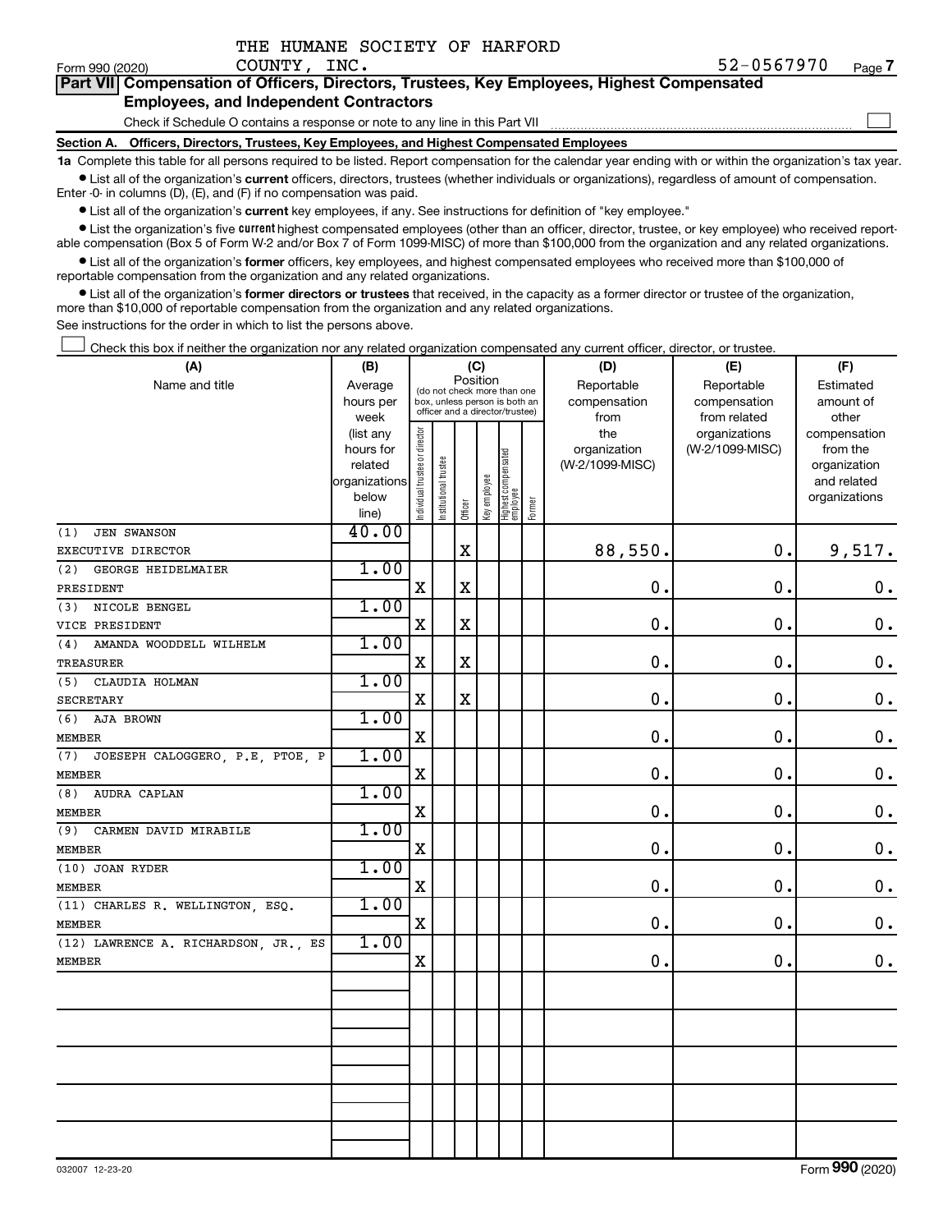THE HUMANE SOCIETY OF HARFORD COUNTY, INC.

Form 990 (2020) 52-0567970 Page 7

## Part VII Compensation of Officers, Directors, Trustees, Key Employees, Highest Compensated Employees, and Independent Contractors

Check if Schedule O contains a response or note to any line in this Part VII

### Section A. Officers, Directors, Trustees, Key Employees, and Highest Compensated Employees

**1a** Complete this table for all persons required to be listed. Report compensation for the calendar year ending with or within the organization's tax year.

- List all of the organization's **current** officers, directors, trustees (whether individuals or organizations), regardless of amount of compensation. Enter -0- in columns (D), (E), and (F) if no compensation was paid.
- List all of the organization's **current** key employees, if any. See instructions for definition of "key employee."
- List the organization's five **current** highest compensated employees (other than an officer, director, trustee, or key employee) who received reportable compensation (Box 5 of Form W-2 and/or Box 7 of Form 1099-MISC) of more than $100,000 from the organization and any related organizations.
- List all of the organization's **former** officers, key employees, and highest compensated employees who received more than $100,000 of reportable compensation from the organization and any related organizations.
- List all of the organization's **former directors or trustees** that received, in the capacity as a former director or trustee of the organization, more than $10,000 of reportable compensation from the organization and any related organizations.

See instructions for the order in which to list the persons above.

Check this box if neither the organization nor any related organization compensated any current officer, director, or trustee.

| (A) Name and title | (B) Average hours per week (list any hours for related organizations below line) | (C) Position: Individual trustee or director | Institutional trustee | Officer | Key employee | Highest compensated employee | Former | (D) Reportable compensation from the organization (W-2/1099-MISC) | (E) Reportable compensation from related organizations (W-2/1099-MISC) | (F) Estimated amount of other compensation from the organization and related organizations |
|---|---|---|---|---|---|---|---|---|---|---|
| (1) JEN SWANSON<br>EXECUTIVE DIRECTOR | 40.00 | | | X | | | | 88,550. | 0. | 9,517. |
| (2) GEORGE HEIDELMAIER<br>PRESIDENT | 1.00 | X | | X | | | | 0. | 0. | 0. |
| (3) NICOLE BENGEL<br>VICE PRESIDENT | 1.00 | X | | X | | | | 0. | 0. | 0. |
| (4) AMANDA WOODDELL WILHELM<br>TREASURER | 1.00 | X | | X | | | | 0. | 0. | 0. |
| (5) CLAUDIA HOLMAN<br>SECRETARY | 1.00 | X | | X | | | | 0. | 0. | 0. |
| (6) AJA BROWN<br>MEMBER | 1.00 | X | | | | | | 0. | 0. | 0. |
| (7) JOESEPH CALOGGERO, P.E, PTOE, P<br>MEMBER | 1.00 | X | | | | | | 0. | 0. | 0. |
| (8) AUDRA CAPLAN<br>MEMBER | 1.00 | X | | | | | | 0. | 0. | 0. |
| (9) CARMEN DAVID MIRABILE<br>MEMBER | 1.00 | X | | | | | | 0. | 0. | 0. |
| (10) JOAN RYDER<br>MEMBER | 1.00 | X | | | | | | 0. | 0. | 0. |
| (11) CHARLES R. WELLINGTON, ESQ.<br>MEMBER | 1.00 | X | | | | | | 0. | 0. | 0. |
| (12) LAWRENCE A. RICHARDSON, JR., ES<br>MEMBER | 1.00 | X | | | | | | 0. | 0. | 0. |

032007 12-23-20 Form 990 (2020)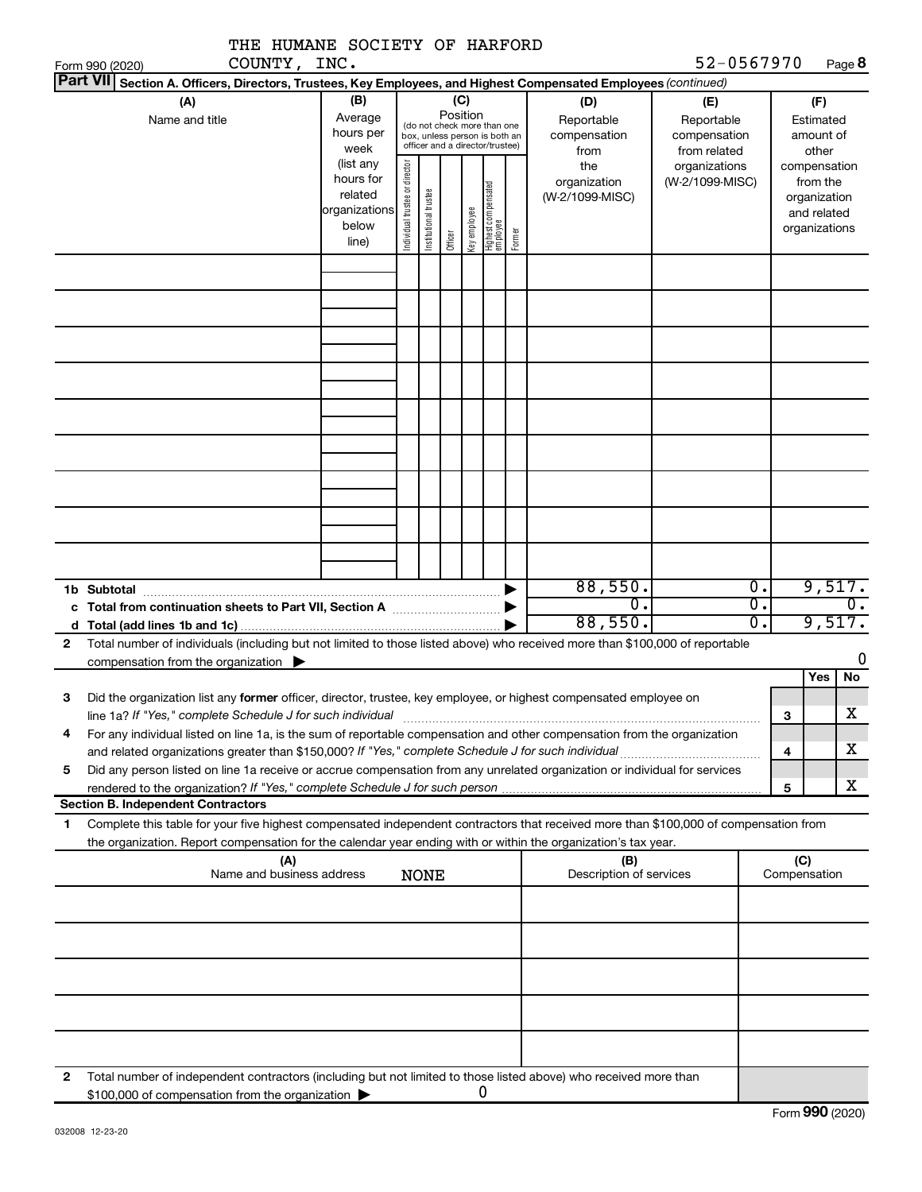THE HUMANE SOCIETY OF HARFORD COUNTY, INC.

Form 990 (2020) 52-0567970 Page 8

**Part VII Section A. Officers, Directors, Trustees, Key Employees, and Highest Compensated Employees** *(continued)*

| (A) Name and title | (B) Average hours per week (list any hours for related organizations below line) | (C) Position: Individual trustee or director | Institutional trustee | Officer | Key employee | Highest compensated employee | Former | (D) Reportable compensation from the organization (W-2/1099-MISC) | (E) Reportable compensation from related organizations (W-2/1099-MISC) | (F) Estimated amount of other compensation from the organization and related organizations |
|---|---|---|---|---|---|---|---|---|---|---|
| | | | | | | | | | | |
| | | | | | | | | | | |
| | | | | | | | | | | |
| | | | | | | | | | | |
| | | | | | | | | | | |
| | | | | | | | | | | |
| | | | | | | | | | | |
| | | | | | | | | | | |
| | | | | | | | | | | |
| **1b Subtotal** | | | | | | | | 88,550. | 0. | 9,517. |
| **c Total from continuation sheets to Part VII, Section A** | | | | | | | | 0. | 0. | 0. |
| **d Total (add lines 1b and 1c)** | | | | | | | | 88,550. | 0. | 9,517. |

2 Total number of individuals (including but not limited to those listed above) who received more than $100,000 of reportable compensation from the organization ▶ 0

| | | Yes | No |
|---|---|---|---|
| 3 Did the organization list any **former** officer, director, trustee, key employee, or highest compensated employee on line 1a? *If "Yes," complete Schedule J for such individual* | 3 | | X |
| 4 For any individual listed on line 1a, is the sum of reportable compensation and other compensation from the organization and related organizations greater than $150,000? *If "Yes," complete Schedule J for such individual* | 4 | | X |
| 5 Did any person listed on line 1a receive or accrue compensation from any unrelated organization or individual for services rendered to the organization? *If "Yes," complete Schedule J for such person* | 5 | | X |

**Section B. Independent Contractors**

1 Complete this table for your five highest compensated independent contractors that received more than $100,000 of compensation from the organization. Report compensation for the calendar year ending with or within the organization's tax year.

| (A) Name and business address | (B) Description of services | (C) Compensation |
|---|---|---|
| NONE | | |
| | | |
| | | |
| | | |
| | | |

2 Total number of independent contractors (including but not limited to those listed above) who received more than $100,000 of compensation from the organization ▶ 0

Form **990** (2020)

032008 12-23-20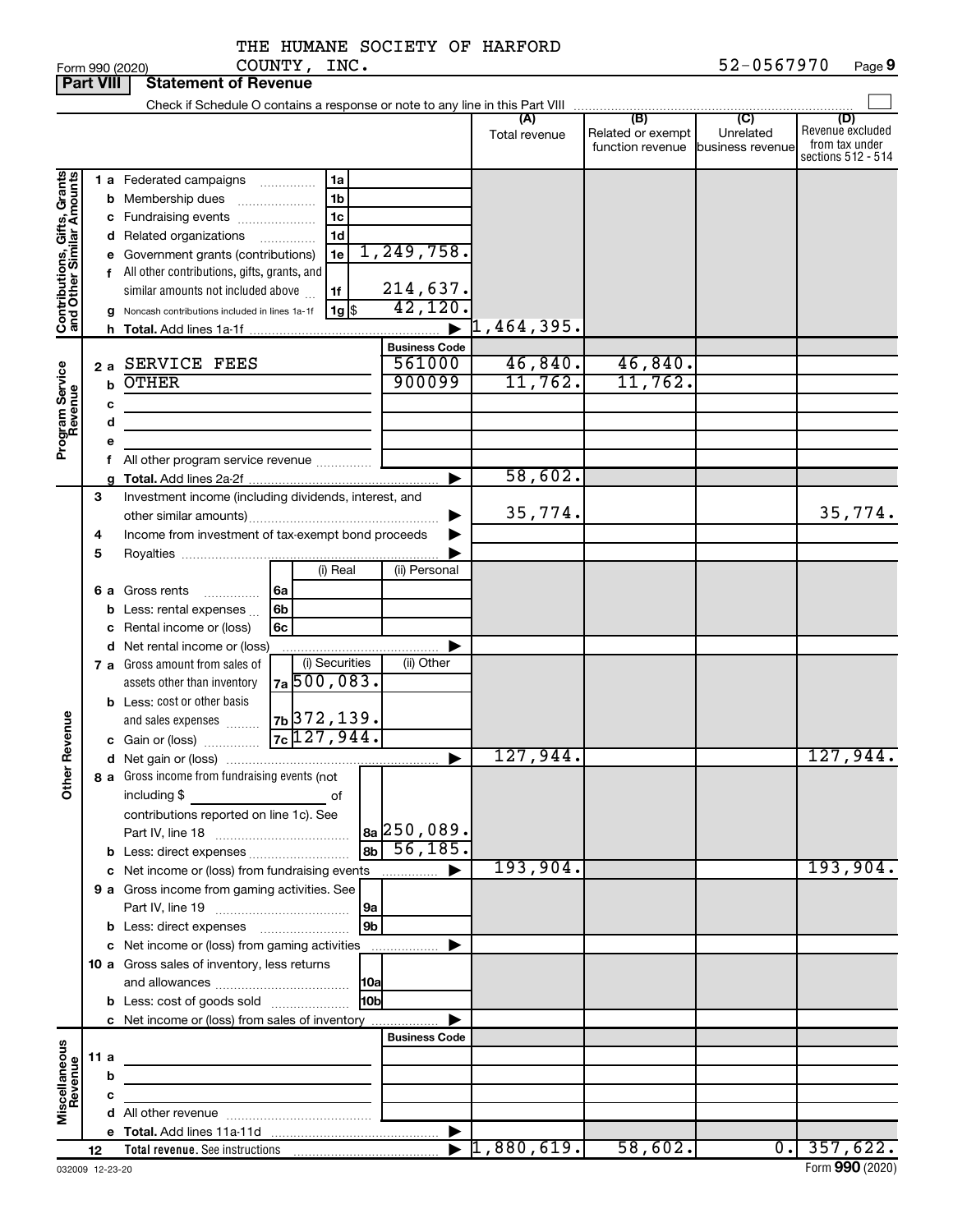THE HUMANE SOCIETY OF HARFORD COUNTY, INC. 52-0567970

Form 990 (2020)

## Part VIII Statement of Revenue

Check if Schedule O contains a response or note to any line in this Part VIII

| | | | | (A) Total revenue | (B) Related or exempt function revenue | (C) Unrelated business revenue | (D) Revenue excluded from tax under sections 512 - 514 |
|---|---|---|---|---|---|---|---|
| **Contributions, Gifts, Grants and Other Similar Amounts** | 1 a Federated campaigns | 1a | | | | | |
| | b Membership dues | 1b | | | | | |
| | c Fundraising events | 1c | | | | | |
| | d Related organizations | 1d | | | | | |
| | e Government grants (contributions) | 1e | 1,249,758. | | | | |
| | f All other contributions, gifts, grants, and similar amounts not included above | 1f | 214,637. | | | | |
| | g Noncash contributions included in lines 1a-1f | 1g | $ 42,120. | | | | |
| | h Total. Add lines 1a-1f | | | 1,464,395. | | | |
| | | | **Business Code** | | | | |
| **Program Service Revenue** | 2 a SERVICE FEES | | 561000 | 46,840. | 46,840. | | |
| | b OTHER | | 900099 | 11,762. | 11,762. | | |
| | c | | | | | | |
| | d | | | | | | |
| | e | | | | | | |
| | f All other program service revenue | | | | | | |
| | g Total. Add lines 2a-2f | | | 58,602. | | | |
| | 3 Investment income (including dividends, interest, and other similar amounts) | | | 35,774. | | | 35,774. |
| | 4 Income from investment of tax-exempt bond proceeds | | | | | | |
| | 5 Royalties | | | | | | |
| | | (i) Real | (ii) Personal | | | | |
| | 6 a Gross rents | 6a | | | | | |
| | b Less: rental expenses | 6b | | | | | |
| | c Rental income or (loss) | 6c | | | | | |
| | d Net rental income or (loss) | | | | | | |
| | | (i) Securities | (ii) Other | | | | |
| | 7 a Gross amount from sales of assets other than inventory | 7a 500,083. | | | | | |
| | b Less: cost or other basis and sales expenses | 7b 372,139. | | | | | |
| | c Gain or (loss) | 7c 127,944. | | | | | |
| **Other Revenue** | d Net gain or (loss) | | | 127,944. | | | 127,944. |
| | 8 a Gross income from fundraising events (not including $ _____ of contributions reported on line 1c). See Part IV, line 18 | 8a | 250,089. | | | | |
| | b Less: direct expenses | 8b | 56,185. | | | | |
| | c Net income or (loss) from fundraising events | | | 193,904. | | | 193,904. |
| | 9 a Gross income from gaming activities. See Part IV, line 19 | 9a | | | | | |
| | b Less: direct expenses | 9b | | | | | |
| | c Net income or (loss) from gaming activities | | | | | | |
| | 10 a Gross sales of inventory, less returns and allowances | 10a | | | | | |
| | b Less: cost of goods sold | 10b | | | | | |
| | c Net income or (loss) from sales of inventory | | | | | | |
| | | | **Business Code** | | | | |
| **Miscellaneous Revenue** | 11 a | | | | | | |
| | b | | | | | | |
| | c | | | | | | |
| | d All other revenue | | | | | | |
| | e Total. Add lines 11a-11d | | | | | | |
| | 12 Total revenue. See instructions | | | 1,880,619. | 58,602. | 0. | 357,622. |

032009 12-23-20

Form **990** (2020)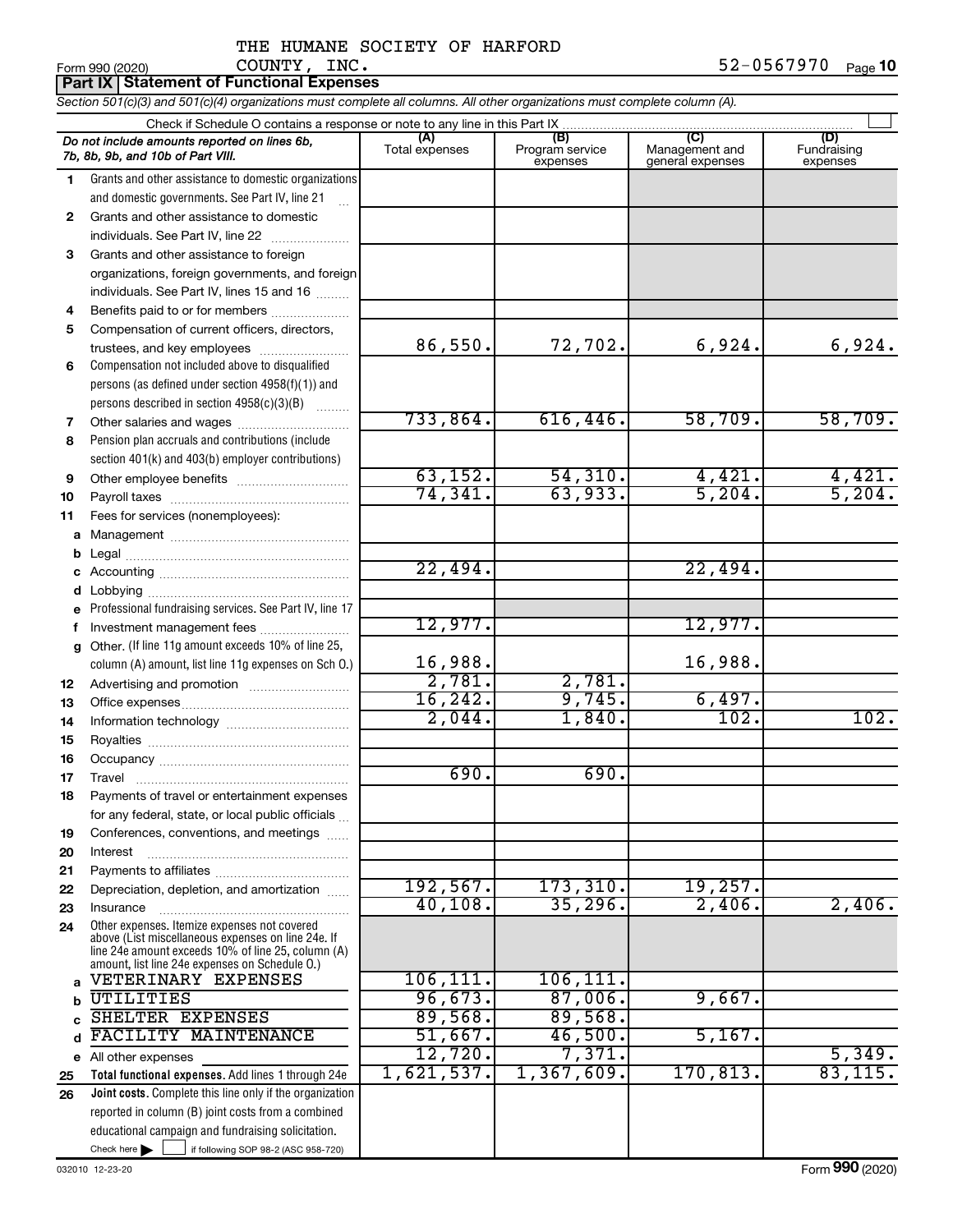THE HUMANE SOCIETY OF HARFORD COUNTY, INC.

Form 990 (2020) 52-0567970

## Part IX Statement of Functional Expenses

*Section 501(c)(3) and 501(c)(4) organizations must complete all columns. All other organizations must complete column (A).*

Check if Schedule O contains a response or note to any line in this Part IX ☐

| | Do not include amounts reported on lines 6b, 7b, 8b, 9b, and 10b of Part VIII. | (A) Total expenses | (B) Program service expenses | (C) Management and general expenses | (D) Fundraising expenses |
|---|---|---|---|---|---|
| 1 | Grants and other assistance to domestic organizations and domestic governments. See Part IV, line 21 | | | | |
| 2 | Grants and other assistance to domestic individuals. See Part IV, line 22 | | | | |
| 3 | Grants and other assistance to foreign organizations, foreign governments, and foreign individuals. See Part IV, lines 15 and 16 | | | | |
| 4 | Benefits paid to or for members | | | | |
| 5 | Compensation of current officers, directors, trustees, and key employees | 86,550. | 72,702. | 6,924. | 6,924. |
| 6 | Compensation not included above to disqualified persons (as defined under section 4958(f)(1)) and persons described in section 4958(c)(3)(B) | | | | |
| 7 | Other salaries and wages | 733,864. | 616,446. | 58,709. | 58,709. |
| 8 | Pension plan accruals and contributions (include section 401(k) and 403(b) employer contributions) | | | | |
| 9 | Other employee benefits | 63,152. | 54,310. | 4,421. | 4,421. |
| 10 | Payroll taxes | 74,341. | 63,933. | 5,204. | 5,204. |
| 11 | Fees for services (nonemployees): | | | | |
| a | Management | | | | |
| b | Legal | | | | |
| c | Accounting | 22,494. | | 22,494. | |
| d | Lobbying | | | | |
| e | Professional fundraising services. See Part IV, line 17 | | | | |
| f | Investment management fees | 12,977. | | 12,977. | |
| g | Other. (If line 11g amount exceeds 10% of line 25, column (A) amount, list line 11g expenses on Sch O.) | 16,988. | | 16,988. | |
| 12 | Advertising and promotion | 2,781. | 2,781. | | |
| 13 | Office expenses | 16,242. | 9,745. | 6,497. | |
| 14 | Information technology | 2,044. | 1,840. | 102. | 102. |
| 15 | Royalties | | | | |
| 16 | Occupancy | | | | |
| 17 | Travel | 690. | 690. | | |
| 18 | Payments of travel or entertainment expenses for any federal, state, or local public officials | | | | |
| 19 | Conferences, conventions, and meetings | | | | |
| 20 | Interest | | | | |
| 21 | Payments to affiliates | | | | |
| 22 | Depreciation, depletion, and amortization | 192,567. | 173,310. | 19,257. | |
| 23 | Insurance | 40,108. | 35,296. | 2,406. | 2,406. |
| 24 | Other expenses. Itemize expenses not covered above (List miscellaneous expenses on line 24e. If line 24e amount exceeds 10% of line 25, column (A) amount, list line 24e expenses on Schedule O.) | | | | |
| a | VETERINARY EXPENSES | 106,111. | 106,111. | | |
| b | UTILITIES | 96,673. | 87,006. | 9,667. | |
| c | SHELTER EXPENSES | 89,568. | 89,568. | | |
| d | FACILITY MAINTENANCE | 51,667. | 46,500. | 5,167. | |
| e | All other expenses | 12,720. | 7,371. | | 5,349. |
| 25 | **Total functional expenses.** Add lines 1 through 24e | 1,621,537. | 1,367,609. | 170,813. | 83,115. |
| 26 | **Joint costs.** Complete this line only if the organization reported in column (B) joint costs from a combined educational campaign and fundraising solicitation. Check here ☐ if following SOP 98-2 (ASC 958-720) | | | | |

032010 12-23-20

Form **990** (2020)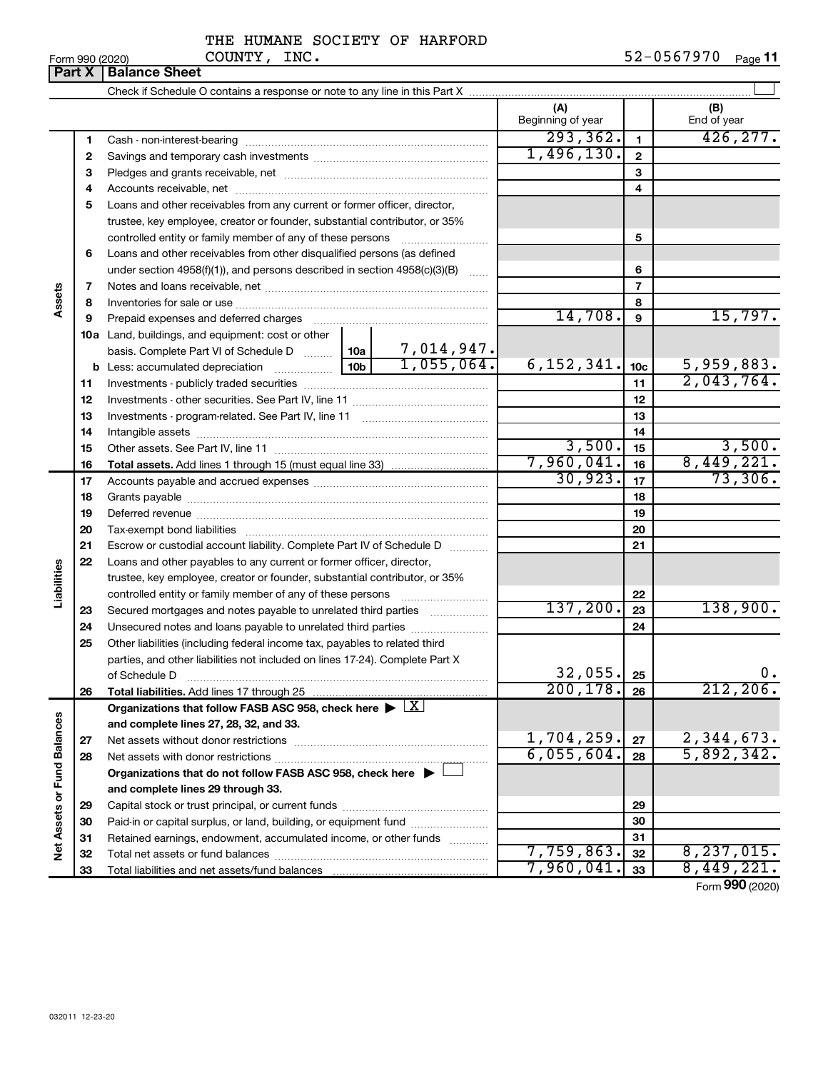THE HUMANE SOCIETY OF HARFORD COUNTY, INC.

Form 990 (2020) 52-0567970 Page 11

## Part X | Balance Sheet

Check if Schedule O contains a response or note to any line in this Part X ☐

| | | | | (A) Beginning of year | | (B) End of year |
|---|---|---|---|---|---|---|
| **Assets** | 1 | Cash - non-interest-bearing | | 293,362. | 1 | 426,277. |
| | 2 | Savings and temporary cash investments | | 1,496,130. | 2 | |
| | 3 | Pledges and grants receivable, net | | | 3 | |
| | 4 | Accounts receivable, net | | | 4 | |
| | 5 | Loans and other receivables from any current or former officer, director, trustee, key employee, creator or founder, substantial contributor, or 35% controlled entity or family member of any of these persons | | | 5 | |
| | 6 | Loans and other receivables from other disqualified persons (as defined under section 4958(f)(1)), and persons described in section 4958(c)(3)(B) | | | 6 | |
| | 7 | Notes and loans receivable, net | | | 7 | |
| | 8 | Inventories for sale or use | | | 8 | |
| | 9 | Prepaid expenses and deferred charges | | 14,708. | 9 | 15,797. |
| | 10a | Land, buildings, and equipment: cost or other basis. Complete Part VI of Schedule D | 10a 7,014,947. | | | |
| | b | Less: accumulated depreciation | 10b 1,055,064. | 6,152,341. | 10c | 5,959,883. |
| | 11 | Investments - publicly traded securities | | | 11 | 2,043,764. |
| | 12 | Investments - other securities. See Part IV, line 11 | | | 12 | |
| | 13 | Investments - program-related. See Part IV, line 11 | | | 13 | |
| | 14 | Intangible assets | | | 14 | |
| | 15 | Other assets. See Part IV, line 11 | | 3,500. | 15 | 3,500. |
| | 16 | **Total assets.** Add lines 1 through 15 (must equal line 33) | | 7,960,041. | 16 | 8,449,221. |
| **Liabilities** | 17 | Accounts payable and accrued expenses | | 30,923. | 17 | 73,306. |
| | 18 | Grants payable | | | 18 | |
| | 19 | Deferred revenue | | | 19 | |
| | 20 | Tax-exempt bond liabilities | | | 20 | |
| | 21 | Escrow or custodial account liability. Complete Part IV of Schedule D | | | 21 | |
| | 22 | Loans and other payables to any current or former officer, director, trustee, key employee, creator or founder, substantial contributor, or 35% controlled entity or family member of any of these persons | | | 22 | |
| | 23 | Secured mortgages and notes payable to unrelated third parties | | 137,200. | 23 | 138,900. |
| | 24 | Unsecured notes and loans payable to unrelated third parties | | | 24 | |
| | 25 | Other liabilities (including federal income tax, payables to related third parties, and other liabilities not included on lines 17-24). Complete Part X of Schedule D | | 32,055. | 25 | 0. |
| | 26 | **Total liabilities.** Add lines 17 through 25 | | 200,178. | 26 | 212,206. |
| **Net Assets or Fund Balances** | | **Organizations that follow FASB ASC 958, check here** ▶ ☒ **and complete lines 27, 28, 32, and 33.** | | | | |
| | 27 | Net assets without donor restrictions | | 1,704,259. | 27 | 2,344,673. |
| | 28 | Net assets with donor restrictions | | 6,055,604. | 28 | 5,892,342. |
| | | **Organizations that do not follow FASB ASC 958, check here** ▶ ☐ **and complete lines 29 through 33.** | | | | |
| | 29 | Capital stock or trust principal, or current funds | | | 29 | |
| | 30 | Paid-in or capital surplus, or land, building, or equipment fund | | | 30 | |
| | 31 | Retained earnings, endowment, accumulated income, or other funds | | | 31 | |
| | 32 | Total net assets or fund balances | | 7,759,863. | 32 | 8,237,015. |
| | 33 | Total liabilities and net assets/fund balances | | 7,960,041. | 33 | 8,449,221. |

Form **990** (2020)

032011 12-23-20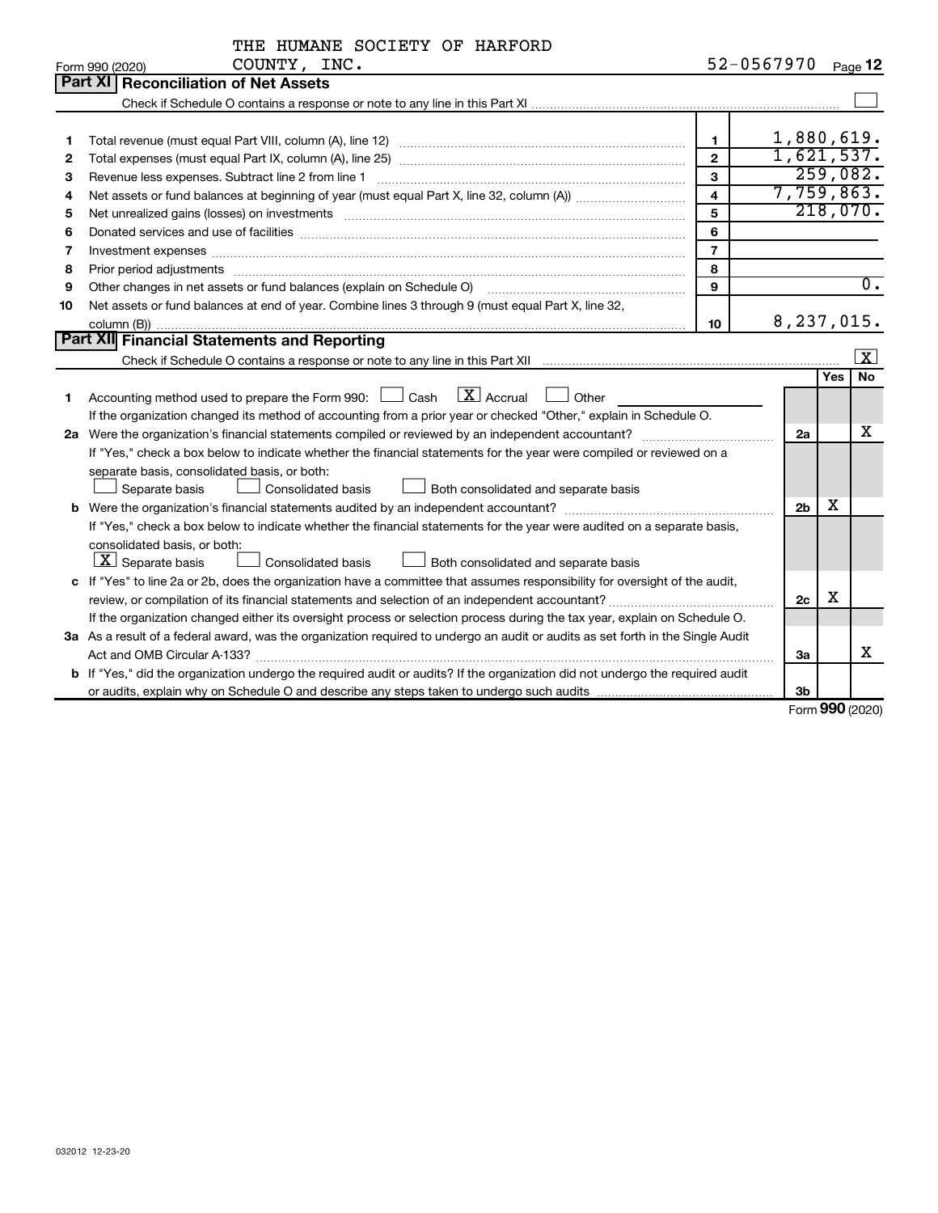THE HUMANE SOCIETY OF HARFORD COUNTY, INC. 52-0567970

Form 990 (2020)

## Part XI Reconciliation of Net Assets

Check if Schedule O contains a response or note to any line in this Part XI [ ]

| | | | |
|---|---|---|---|
| 1 | Total revenue (must equal Part VIII, column (A), line 12) | 1 | 1,880,619. |
| 2 | Total expenses (must equal Part IX, column (A), line 25) | 2 | 1,621,537. |
| 3 | Revenue less expenses. Subtract line 2 from line 1 | 3 | 259,082. |
| 4 | Net assets or fund balances at beginning of year (must equal Part X, line 32, column (A)) | 4 | 7,759,863. |
| 5 | Net unrealized gains (losses) on investments | 5 | 218,070. |
| 6 | Donated services and use of facilities | 6 | |
| 7 | Investment expenses | 7 | |
| 8 | Prior period adjustments | 8 | |
| 9 | Other changes in net assets or fund balances (explain on Schedule O) | 9 | 0. |
| 10 | Net assets or fund balances at end of year. Combine lines 3 through 9 (must equal Part X, line 32, column (B)) | 10 | 8,237,015. |

## Part XII Financial Statements and Reporting

Check if Schedule O contains a response or note to any line in this Part XII [X]

| | | | Yes | No |
|---|---|---|---|---|
| 1 | Accounting method used to prepare the Form 990: [ ] Cash [X] Accrual [ ] Other<br>If the organization changed its method of accounting from a prior year or checked "Other," explain in Schedule O. | | | |
| 2a | Were the organization's financial statements compiled or reviewed by an independent accountant?<br>If "Yes," check a box below to indicate whether the financial statements for the year were compiled or reviewed on a separate basis, consolidated basis, or both:<br>[ ] Separate basis [ ] Consolidated basis [ ] Both consolidated and separate basis | 2a | | X |
| b | Were the organization's financial statements audited by an independent accountant?<br>If "Yes," check a box below to indicate whether the financial statements for the year were audited on a separate basis, consolidated basis, or both:<br>[X] Separate basis [ ] Consolidated basis [ ] Both consolidated and separate basis | 2b | X | |
| c | If "Yes" to line 2a or 2b, does the organization have a committee that assumes responsibility for oversight of the audit, review, or compilation of its financial statements and selection of an independent accountant?<br>If the organization changed either its oversight process or selection process during the tax year, explain on Schedule O. | 2c | X | |
| 3a | As a result of a federal award, was the organization required to undergo an audit or audits as set forth in the Single Audit Act and OMB Circular A-133? | 3a | | X |
| b | If "Yes," did the organization undergo the required audit or audits? If the organization did not undergo the required audit or audits, explain why on Schedule O and describe any steps taken to undergo such audits | 3b | | |

Form 990 (2020)

032012 12-23-20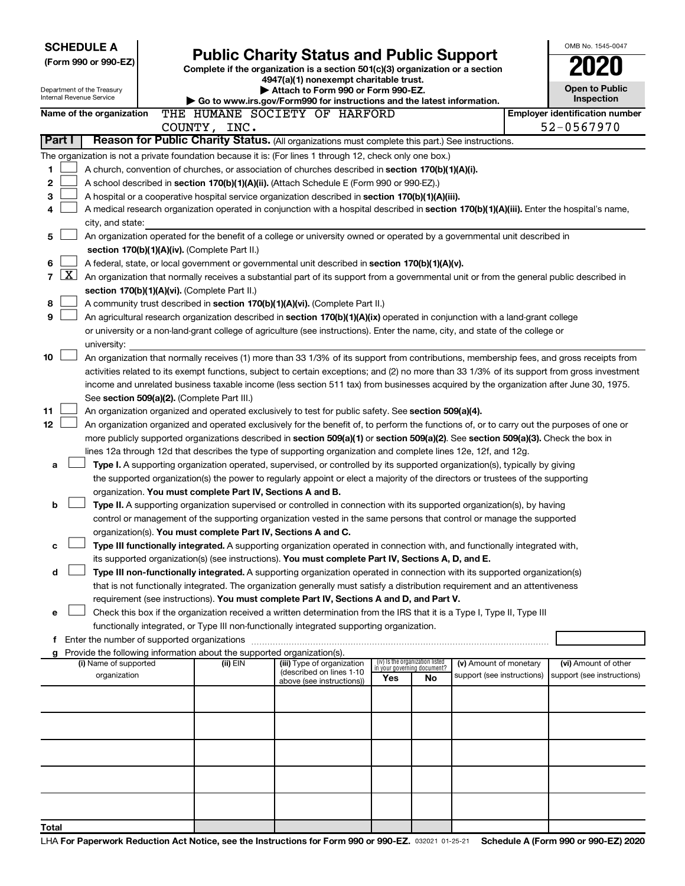**SCHEDULE A**
**(Form 990 or 990-EZ)**

Department of the Treasury
Internal Revenue Service

# Public Charity Status and Public Support

**Complete if the organization is a section 501(c)(3) organization or a section 4947(a)(1) nonexempt charitable trust.**
**▶ Attach to Form 990 or Form 990-EZ.**
**▶ Go to www.irs.gov/Form990 for instructions and the latest information.**

OMB No. 1545-0047

**2020**

**Open to Public Inspection**

**Name of the organization** THE HUMANE SOCIETY OF HARFORD COUNTY, INC.

**Employer identification number** 52-0567970

**Part I** **Reason for Public Charity Status.** (All organizations must complete this part.) See instructions.

The organization is not a private foundation because it is: (For lines 1 through 12, check only one box.)

1 [ ] A church, convention of churches, or association of churches described in **section 170(b)(1)(A)(i).**

2 [ ] A school described in **section 170(b)(1)(A)(ii).** (Attach Schedule E (Form 990 or 990-EZ).)

3 [ ] A hospital or a cooperative hospital service organization described in **section 170(b)(1)(A)(iii).**

4 [ ] A medical research organization operated in conjunction with a hospital described in **section 170(b)(1)(A)(iii).** Enter the hospital's name, city, and state:

5 [ ] An organization operated for the benefit of a college or university owned or operated by a governmental unit described in **section 170(b)(1)(A)(iv).** (Complete Part II.)

6 [ ] A federal, state, or local government or governmental unit described in **section 170(b)(1)(A)(v).**

7 [X] An organization that normally receives a substantial part of its support from a governmental unit or from the general public described in **section 170(b)(1)(A)(vi).** (Complete Part II.)

8 [ ] A community trust described in **section 170(b)(1)(A)(vi).** (Complete Part II.)

9 [ ] An agricultural research organization described in **section 170(b)(1)(A)(ix)** operated in conjunction with a land-grant college or university or a non-land-grant college of agriculture (see instructions). Enter the name, city, and state of the college or university:

10 [ ] An organization that normally receives (1) more than 33 1/3% of its support from contributions, membership fees, and gross receipts from activities related to its exempt functions, subject to certain exceptions; and (2) no more than 33 1/3% of its support from gross investment income and unrelated business taxable income (less section 511 tax) from businesses acquired by the organization after June 30, 1975. See **section 509(a)(2).** (Complete Part III.)

11 [ ] An organization organized and operated exclusively to test for public safety. See **section 509(a)(4).**

12 [ ] An organization organized and operated exclusively for the benefit of, to perform the functions of, or to carry out the purposes of one or more publicly supported organizations described in **section 509(a)(1)** or **section 509(a)(2)**. See **section 509(a)(3).** Check the box in lines 12a through 12d that describes the type of supporting organization and complete lines 12e, 12f, and 12g.

a [ ] **Type I.** A supporting organization operated, supervised, or controlled by its supported organization(s), typically by giving the supported organization(s) the power to regularly appoint or elect a majority of the directors or trustees of the supporting organization. **You must complete Part IV, Sections A and B.**

b [ ] **Type II.** A supporting organization supervised or controlled in connection with its supported organization(s), by having control or management of the supporting organization vested in the same persons that control or manage the supported organization(s). **You must complete Part IV, Sections A and C.**

c [ ] **Type III functionally integrated.** A supporting organization operated in connection with, and functionally integrated with, its supported organization(s) (see instructions). **You must complete Part IV, Sections A, D, and E.**

d [ ] **Type III non-functionally integrated.** A supporting organization operated in connection with its supported organization(s) that is not functionally integrated. The organization generally must satisfy a distribution requirement and an attentiveness requirement (see instructions). **You must complete Part IV, Sections A and D, and Part V.**

e [ ] Check this box if the organization received a written determination from the IRS that it is a Type I, Type II, Type III functionally integrated, or Type III non-functionally integrated supporting organization.

f Enter the number of supported organizations

g Provide the following information about the supported organization(s).

| (i) Name of supported organization | (ii) EIN | (iii) Type of organization (described on lines 1-10 above (see instructions)) | (iv) Is the organization listed in your governing document? Yes | No | (v) Amount of monetary support (see instructions) | (vi) Amount of other support (see instructions) |
|---|---|---|---|---|---|---|
| | | | | | | |
| | | | | | | |
| | | | | | | |
| | | | | | | |
| | | | | | | |
| **Total** | | | | | | |

LHA **For Paperwork Reduction Act Notice, see the Instructions for Form 990 or 990-EZ.** 032021 01-25-21 **Schedule A (Form 990 or 990-EZ) 2020**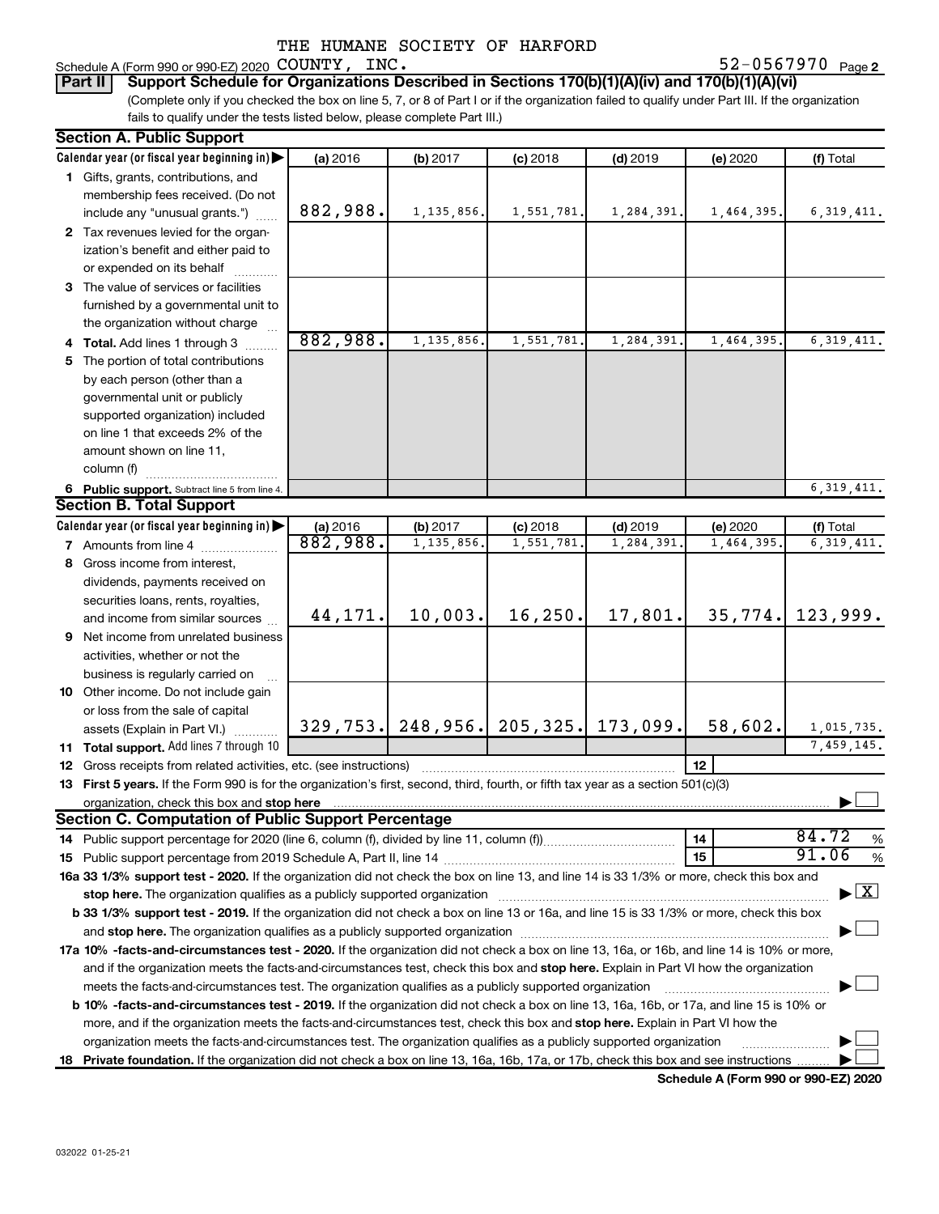THE HUMANE SOCIETY OF HARFORD

Schedule A (Form 990 or 990-EZ) 2020 COUNTY, INC. 52-0567970 Page 2

**Part II** **Support Schedule for Organizations Described in Sections 170(b)(1)(A)(iv) and 170(b)(1)(A)(vi)**

(Complete only if you checked the box on line 5, 7, or 8 of Part I or if the organization failed to qualify under Part III. If the organization fails to qualify under the tests listed below, please complete Part III.)

## Section A. Public Support

| Calendar year (or fiscal year beginning in) ▶ | (a) 2016 | (b) 2017 | (c) 2018 | (d) 2019 | (e) 2020 | (f) Total |
|---|---|---|---|---|---|---|
| **1** Gifts, grants, contributions, and membership fees received. (Do not include any "unusual grants.") | 882,988. | 1,135,856. | 1,551,781. | 1,284,391. | 1,464,395. | 6,319,411. |
| **2** Tax revenues levied for the organization's benefit and either paid to or expended on its behalf | | | | | | |
| **3** The value of services or facilities furnished by a governmental unit to the organization without charge | | | | | | |
| **4 Total.** Add lines 1 through 3 | 882,988. | 1,135,856. | 1,551,781. | 1,284,391. | 1,464,395. | 6,319,411. |
| **5** The portion of total contributions by each person (other than a governmental unit or publicly supported organization) included on line 1 that exceeds 2% of the amount shown on line 11, column (f) | | | | | | |
| **6 Public support.** Subtract line 5 from line 4. | | | | | | 6,319,411. |

## Section B. Total Support

| Calendar year (or fiscal year beginning in) ▶ | (a) 2016 | (b) 2017 | (c) 2018 | (d) 2019 | (e) 2020 | (f) Total |
|---|---|---|---|---|---|---|
| **7** Amounts from line 4 | 882,988. | 1,135,856. | 1,551,781. | 1,284,391. | 1,464,395. | 6,319,411. |
| **8** Gross income from interest, dividends, payments received on securities loans, rents, royalties, and income from similar sources | 44,171. | 10,003. | 16,250. | 17,801. | 35,774. | 123,999. |
| **9** Net income from unrelated business activities, whether or not the business is regularly carried on | | | | | | |
| **10** Other income. Do not include gain or loss from the sale of capital assets (Explain in Part VI.) | 329,753. | 248,956. | 205,325. | 173,099. | 58,602. | 1,015,735. |
| **11 Total support.** Add lines 7 through 10 | | | | | | 7,459,145. |

**12** Gross receipts from related activities, etc. (see instructions) | **12** |

**13 First 5 years.** If the Form 990 is for the organization's first, second, third, fourth, or fifth tax year as a section 501(c)(3) organization, check this box and **stop here** ▶ ☐

## Section C. Computation of Public Support Percentage

**14** Public support percentage for 2020 (line 6, column (f), divided by line 11, column (f)) | **14** | 84.72 %

**15** Public support percentage from 2019 Schedule A, Part II, line 14 | **15** | 91.06 %

**16a 33 1/3% support test - 2020.** If the organization did not check the box on line 13, and line 14 is 33 1/3% or more, check this box and **stop here.** The organization qualifies as a publicly supported organization ▶ ☒

**b 33 1/3% support test - 2019.** If the organization did not check a box on line 13 or 16a, and line 15 is 33 1/3% or more, check this box and **stop here.** The organization qualifies as a publicly supported organization ▶ ☐

**17a 10% -facts-and-circumstances test - 2020.** If the organization did not check a box on line 13, 16a, or 16b, and line 14 is 10% or more, and if the organization meets the facts-and-circumstances test, check this box and **stop here.** Explain in Part VI how the organization meets the facts-and-circumstances test. The organization qualifies as a publicly supported organization ▶ ☐

**b 10% -facts-and-circumstances test - 2019.** If the organization did not check a box on line 13, 16a, 16b, or 17a, and line 15 is 10% or more, and if the organization meets the facts-and-circumstances test, check this box and **stop here.** Explain in Part VI how the organization meets the facts-and-circumstances test. The organization qualifies as a publicly supported organization ▶ ☐

**18 Private foundation.** If the organization did not check a box on line 13, 16a, 16b, 17a, or 17b, check this box and see instructions ▶ ☐

**Schedule A (Form 990 or 990-EZ) 2020**

032022 01-25-21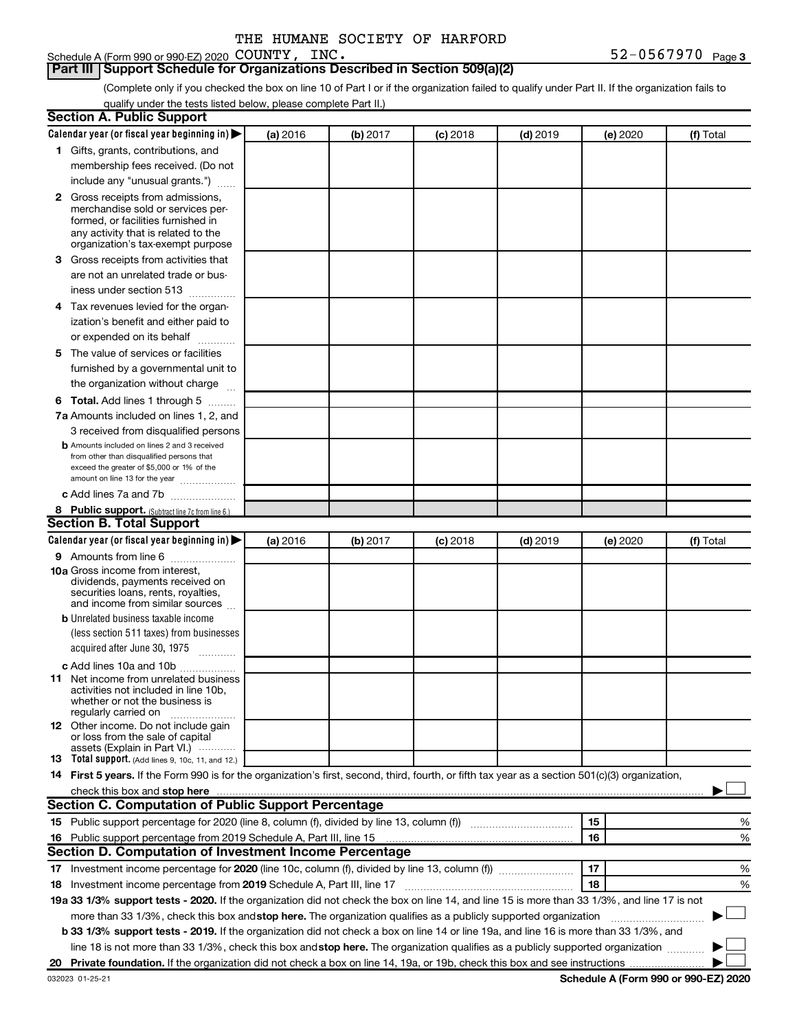THE HUMANE SOCIETY OF HARFORD

Schedule A (Form 990 or 990-EZ) 2020 COUNTY, INC. 52-0567970 Page 3

## Part III Support Schedule for Organizations Described in Section 509(a)(2)

(Complete only if you checked the box on line 10 of Part I or if the organization failed to qualify under Part II. If the organization fails to qualify under the tests listed below, please complete Part II.)

### Section A. Public Support

| Calendar year (or fiscal year beginning in) ▶ | (a) 2016 | (b) 2017 | (c) 2018 | (d) 2019 | (e) 2020 | (f) Total |
|---|---|---|---|---|---|---|
| 1 Gifts, grants, contributions, and membership fees received. (Do not include any "unusual grants.") | | | | | | |
| 2 Gross receipts from admissions, merchandise sold or services performed, or facilities furnished in any activity that is related to the organization's tax-exempt purpose | | | | | | |
| 3 Gross receipts from activities that are not an unrelated trade or business under section 513 | | | | | | |
| 4 Tax revenues levied for the organization's benefit and either paid to or expended on its behalf | | | | | | |
| 5 The value of services or facilities furnished by a governmental unit to the organization without charge | | | | | | |
| 6 **Total.** Add lines 1 through 5 | | | | | | |
| 7a Amounts included on lines 1, 2, and 3 received from disqualified persons | | | | | | |
| b Amounts included on lines 2 and 3 received from other than disqualified persons that exceed the greater of $5,000 or 1% of the amount on line 13 for the year | | | | | | |
| c Add lines 7a and 7b | | | | | | |
| 8 **Public support.** (Subtract line 7c from line 6.) | | | | | | |

### Section B. Total Support

| Calendar year (or fiscal year beginning in) ▶ | (a) 2016 | (b) 2017 | (c) 2018 | (d) 2019 | (e) 2020 | (f) Total |
|---|---|---|---|---|---|---|
| 9 Amounts from line 6 | | | | | | |
| 10a Gross income from interest, dividends, payments received on securities loans, rents, royalties, and income from similar sources | | | | | | |
| b Unrelated business taxable income (less section 511 taxes) from businesses acquired after June 30, 1975 | | | | | | |
| c Add lines 10a and 10b | | | | | | |
| 11 Net income from unrelated business activities not included in line 10b, whether or not the business is regularly carried on | | | | | | |
| 12 Other income. Do not include gain or loss from the sale of capital assets (Explain in Part VI.) | | | | | | |
| 13 **Total support.** (Add lines 9, 10c, 11, and 12.) | | | | | | |

14 **First 5 years.** If the Form 990 is for the organization's first, second, third, fourth, or fifth tax year as a section 501(c)(3) organization, check this box and **stop here** ▶ ☐

### Section C. Computation of Public Support Percentage

| | | | |
|---|---|---|---|
| 15 | Public support percentage for 2020 (line 8, column (f), divided by line 13, column (f)) | 15 | % |
| 16 | Public support percentage from 2019 Schedule A, Part III, line 15 | 16 | % |

### Section D. Computation of Investment Income Percentage

| | | | |
|---|---|---|---|
| 17 | Investment income percentage for **2020** (line 10c, column (f), divided by line 13, column (f)) | 17 | % |
| 18 | Investment income percentage from **2019** Schedule A, Part III, line 17 | 18 | % |

**19a 33 1/3% support tests - 2020.** If the organization did not check the box on line 14, and line 15 is more than 33 1/3%, and line 17 is not more than 33 1/3%, check this box and **stop here.** The organization qualifies as a publicly supported organization ▶ ☐

**b 33 1/3% support tests - 2019.** If the organization did not check a box on line 14 or line 19a, and line 16 is more than 33 1/3%, and line 18 is not more than 33 1/3%, check this box and **stop here.** The organization qualifies as a publicly supported organization ▶ ☐

**20 Private foundation.** If the organization did not check a box on line 14, 19a, or 19b, check this box and see instructions ▶ ☐

032023 01-25-21 **Schedule A (Form 990 or 990-EZ) 2020**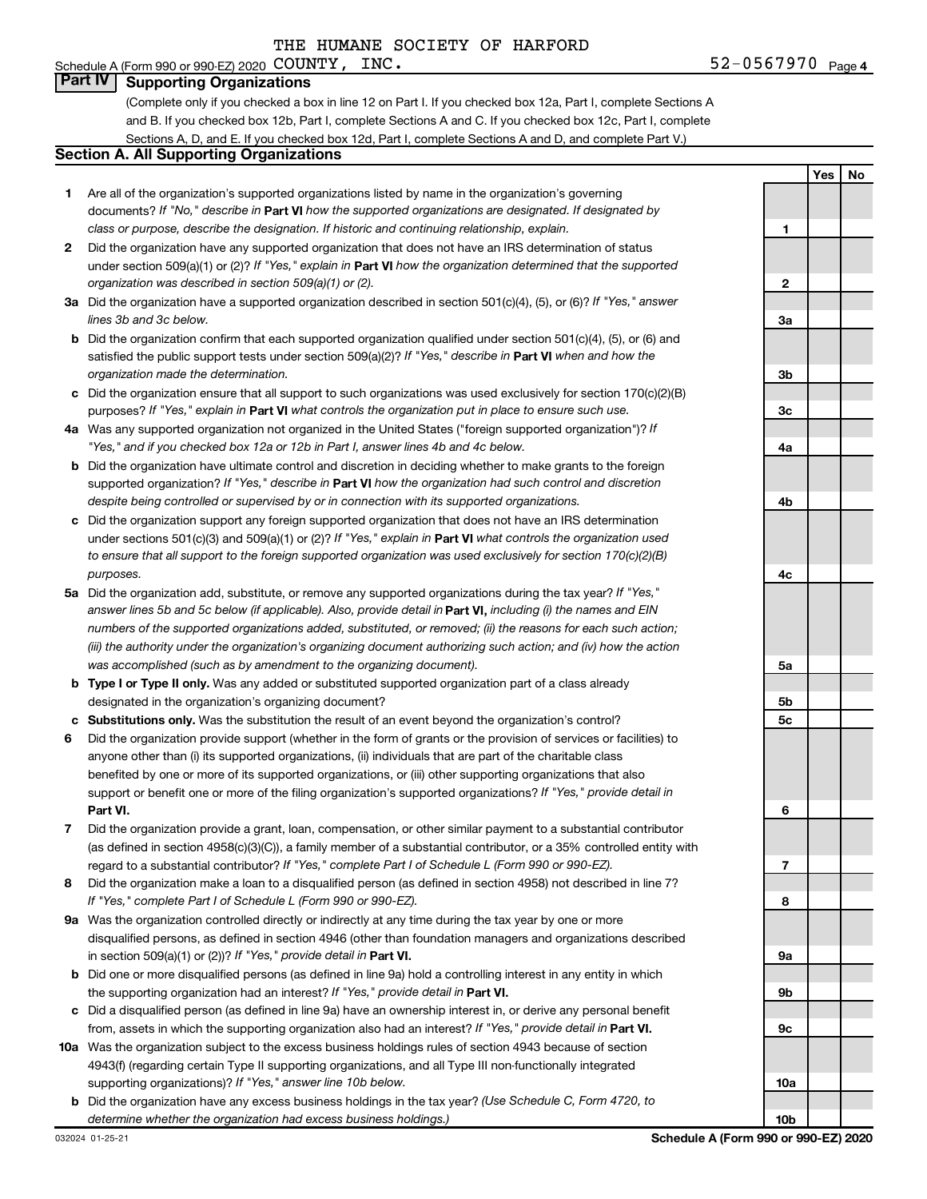THE HUMANE SOCIETY OF HARFORD

Schedule A (Form 990 or 990-EZ) 2020 COUNTY, INC. 52-0567970 Page 4

## Part IV Supporting Organizations

(Complete only if you checked a box in line 12 on Part I. If you checked box 12a, Part I, complete Sections A and B. If you checked box 12b, Part I, complete Sections A and C. If you checked box 12c, Part I, complete Sections A, D, and E. If you checked box 12d, Part I, complete Sections A and D, and complete Part V.)

### Section A. All Supporting Organizations

| | | | Yes | No |
|---|---|---|---|---|
| **1** | Are all of the organization's supported organizations listed by name in the organization's governing documents? *If "No," describe in* **Part VI** *how the supported organizations are designated. If designated by class or purpose, describe the designation. If historic and continuing relationship, explain.* | 1 | | |
| **2** | Did the organization have any supported organization that does not have an IRS determination of status under section 509(a)(1) or (2)? *If "Yes," explain in* **Part VI** *how the organization determined that the supported organization was described in section 509(a)(1) or (2).* | 2 | | |
| **3a** | Did the organization have a supported organization described in section 501(c)(4), (5), or (6)? *If "Yes," answer lines 3b and 3c below.* | 3a | | |
| **b** | Did the organization confirm that each supported organization qualified under section 501(c)(4), (5), or (6) and satisfied the public support tests under section 509(a)(2)? *If "Yes," describe in* **Part VI** *when and how the organization made the determination.* | 3b | | |
| **c** | Did the organization ensure that all support to such organizations was used exclusively for section 170(c)(2)(B) purposes? *If "Yes," explain in* **Part VI** *what controls the organization put in place to ensure such use.* | 3c | | |
| **4a** | Was any supported organization not organized in the United States ("foreign supported organization")? *If "Yes," and if you checked box 12a or 12b in Part I, answer lines 4b and 4c below.* | 4a | | |
| **b** | Did the organization have ultimate control and discretion in deciding whether to make grants to the foreign supported organization? *If "Yes," describe in* **Part VI** *how the organization had such control and discretion despite being controlled or supervised by or in connection with its supported organizations.* | 4b | | |
| **c** | Did the organization support any foreign supported organization that does not have an IRS determination under sections 501(c)(3) and 509(a)(1) or (2)? *If "Yes," explain in* **Part VI** *what controls the organization used to ensure that all support to the foreign supported organization was used exclusively for section 170(c)(2)(B) purposes.* | 4c | | |
| **5a** | Did the organization add, substitute, or remove any supported organizations during the tax year? *If "Yes," answer lines 5b and 5c below (if applicable). Also, provide detail in* **Part VI,** *including (i) the names and EIN numbers of the supported organizations added, substituted, or removed; (ii) the reasons for each such action; (iii) the authority under the organization's organizing document authorizing such action; and (iv) how the action was accomplished (such as by amendment to the organizing document).* | 5a | | |
| **b** | **Type I or Type II only.** Was any added or substituted supported organization part of a class already designated in the organization's organizing document? | 5b | | |
| **c** | **Substitutions only.** Was the substitution the result of an event beyond the organization's control? | 5c | | |
| **6** | Did the organization provide support (whether in the form of grants or the provision of services or facilities) to anyone other than (i) its supported organizations, (ii) individuals that are part of the charitable class benefited by one or more of its supported organizations, or (iii) other supporting organizations that also support or benefit one or more of the filing organization's supported organizations? *If "Yes," provide detail in* **Part VI.** | 6 | | |
| **7** | Did the organization provide a grant, loan, compensation, or other similar payment to a substantial contributor (as defined in section 4958(c)(3)(C)), a family member of a substantial contributor, or a 35% controlled entity with regard to a substantial contributor? *If "Yes," complete Part I of Schedule L (Form 990 or 990-EZ).* | 7 | | |
| **8** | Did the organization make a loan to a disqualified person (as defined in section 4958) not described in line 7? *If "Yes," complete Part I of Schedule L (Form 990 or 990-EZ).* | 8 | | |
| **9a** | Was the organization controlled directly or indirectly at any time during the tax year by one or more disqualified persons, as defined in section 4946 (other than foundation managers and organizations described in section 509(a)(1) or (2))? *If "Yes," provide detail in* **Part VI.** | 9a | | |
| **b** | Did one or more disqualified persons (as defined in line 9a) hold a controlling interest in any entity in which the supporting organization had an interest? *If "Yes," provide detail in* **Part VI.** | 9b | | |
| **c** | Did a disqualified person (as defined in line 9a) have an ownership interest in, or derive any personal benefit from, assets in which the supporting organization also had an interest? *If "Yes," provide detail in* **Part VI.** | 9c | | |
| **10a** | Was the organization subject to the excess business holdings rules of section 4943 because of section 4943(f) (regarding certain Type II supporting organizations, and all Type III non-functionally integrated supporting organizations)? *If "Yes," answer line 10b below.* | 10a | | |
| **b** | Did the organization have any excess business holdings in the tax year? *(Use Schedule C, Form 4720, to determine whether the organization had excess business holdings.)* | 10b | | |

032024 01-25-21 **Schedule A (Form 990 or 990-EZ) 2020**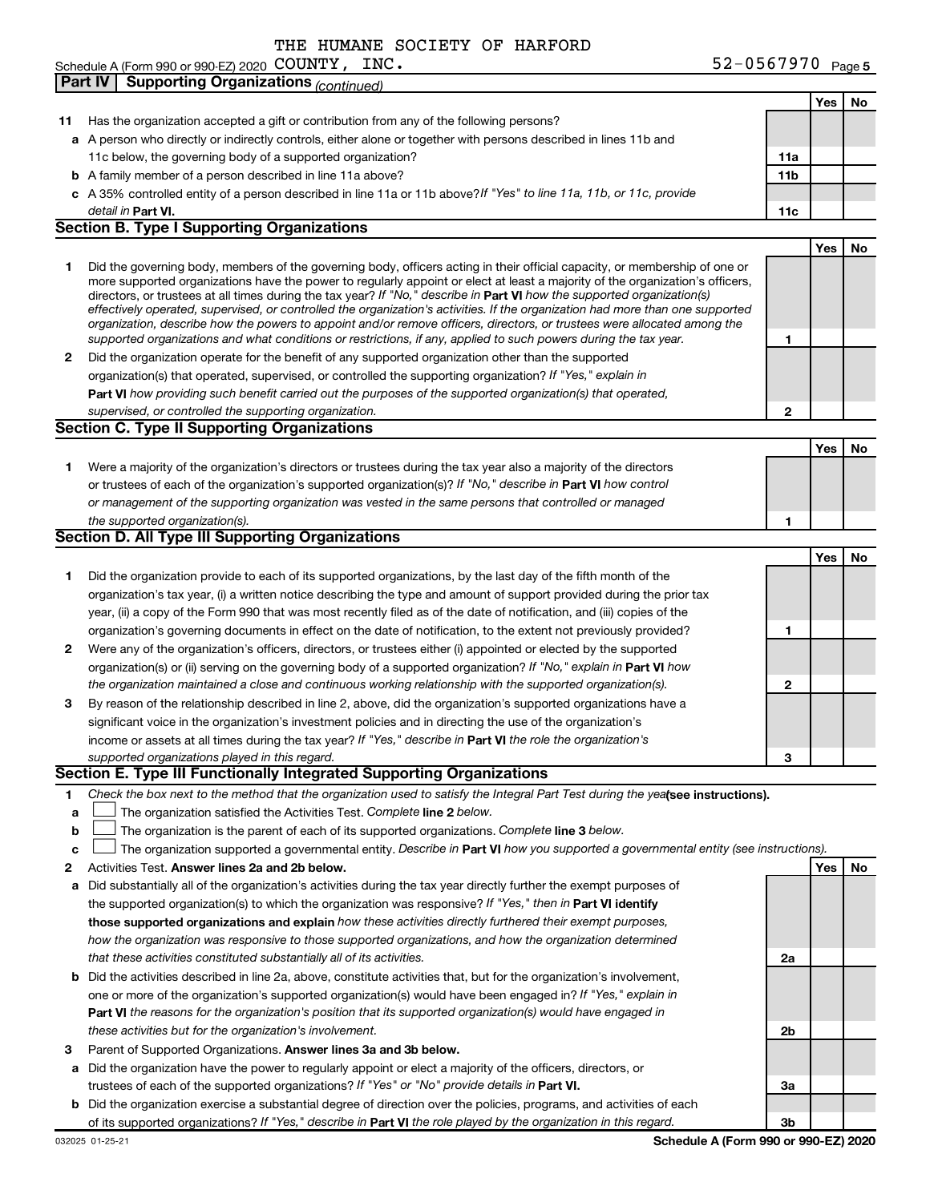THE HUMANE SOCIETY OF HARFORD

Schedule A (Form 990 or 990-EZ) 2020 COUNTY, INC. 52-0567970 Page 5

**Part IV | Supporting Organizations** *(continued)*

| | | | Yes | No |
|---|---|---|---|---|
| **11** | Has the organization accepted a gift or contribution from any of the following persons? | | | |
| **a** | A person who directly or indirectly controls, either alone or together with persons described in lines 11b and 11c below, the governing body of a supported organization? | **11a** | | |
| **b** | A family member of a person described in line 11a above? | **11b** | | |
| **c** | A 35% controlled entity of a person described in line 11a or 11b above? *If "Yes" to line 11a, 11b, or 11c, provide detail in* **Part VI.** | **11c** | | |

**Section B. Type I Supporting Organizations**

| | | | Yes | No |
|---|---|---|---|---|
| **1** | Did the governing body, members of the governing body, officers acting in their official capacity, or membership of one or more supported organizations have the power to regularly appoint or elect at least a majority of the organization's officers, directors, or trustees at all times during the tax year? *If "No," describe in* **Part VI** *how the supported organization(s) effectively operated, supervised, or controlled the organization's activities. If the organization had more than one supported organization, describe how the powers to appoint and/or remove officers, directors, or trustees were allocated among the supported organizations and what conditions or restrictions, if any, applied to such powers during the tax year.* | **1** | | |
| **2** | Did the organization operate for the benefit of any supported organization other than the supported organization(s) that operated, supervised, or controlled the supporting organization? *If "Yes," explain in* **Part VI** *how providing such benefit carried out the purposes of the supported organization(s) that operated, supervised, or controlled the supporting organization.* | **2** | | |

**Section C. Type II Supporting Organizations**

| | | | Yes | No |
|---|---|---|---|---|
| **1** | Were a majority of the organization's directors or trustees during the tax year also a majority of the directors or trustees of each of the organization's supported organization(s)? *If "No," describe in* **Part VI** *how control or management of the supporting organization was vested in the same persons that controlled or managed the supported organization(s).* | **1** | | |

**Section D. All Type III Supporting Organizations**

| | | | Yes | No |
|---|---|---|---|---|
| **1** | Did the organization provide to each of its supported organizations, by the last day of the fifth month of the organization's tax year, (i) a written notice describing the type and amount of support provided during the prior tax year, (ii) a copy of the Form 990 that was most recently filed as of the date of notification, and (iii) copies of the organization's governing documents in effect on the date of notification, to the extent not previously provided? | **1** | | |
| **2** | Were any of the organization's officers, directors, or trustees either (i) appointed or elected by the supported organization(s) or (ii) serving on the governing body of a supported organization? *If "No," explain in* **Part VI** *how the organization maintained a close and continuous working relationship with the supported organization(s).* | **2** | | |
| **3** | By reason of the relationship described in line 2, above, did the organization's supported organizations have a significant voice in the organization's investment policies and in directing the use of the organization's income or assets at all times during the tax year? *If "Yes," describe in* **Part VI** *the role the organization's supported organizations played in this regard.* | **3** | | |

**Section E. Type III Functionally Integrated Supporting Organizations**

**1** *Check the box next to the method that the organization used to satisfy the Integral Part Test during the year* **(see instructions).**

- **a** ☐ The organization satisfied the Activities Test. *Complete* **line 2** *below.*
- **b** ☐ The organization is the parent of each of its supported organizations. *Complete* **line 3** *below.*
- **c** ☐ The organization supported a governmental entity. *Describe in* **Part VI** *how you supported a governmental entity (see instructions).*

| | | | Yes | No |
|---|---|---|---|---|
| **2** | Activities Test. **Answer lines 2a and 2b below.** | | | |
| **a** | Did substantially all of the organization's activities during the tax year directly further the exempt purposes of the supported organization(s) to which the organization was responsive? *If "Yes," then in* **Part VI identify those supported organizations and explain** *how these activities directly furthered their exempt purposes, how the organization was responsive to those supported organizations, and how the organization determined that these activities constituted substantially all of its activities.* | **2a** | | |
| **b** | Did the activities described in line 2a, above, constitute activities that, but for the organization's involvement, one or more of the organization's supported organization(s) would have been engaged in? *If "Yes," explain in* **Part VI** *the reasons for the organization's position that its supported organization(s) would have engaged in these activities but for the organization's involvement.* | **2b** | | |
| **3** | Parent of Supported Organizations. **Answer lines 3a and 3b below.** | | | |
| **a** | Did the organization have the power to regularly appoint or elect a majority of the officers, directors, or trustees of each of the supported organizations? *If "Yes" or "No" provide details in* **Part VI.** | **3a** | | |
| **b** | Did the organization exercise a substantial degree of direction over the policies, programs, and activities of each of its supported organizations? *If "Yes," describe in* **Part VI** *the role played by the organization in this regard.* | **3b** | | |

032025 01-25-21 **Schedule A (Form 990 or 990-EZ) 2020**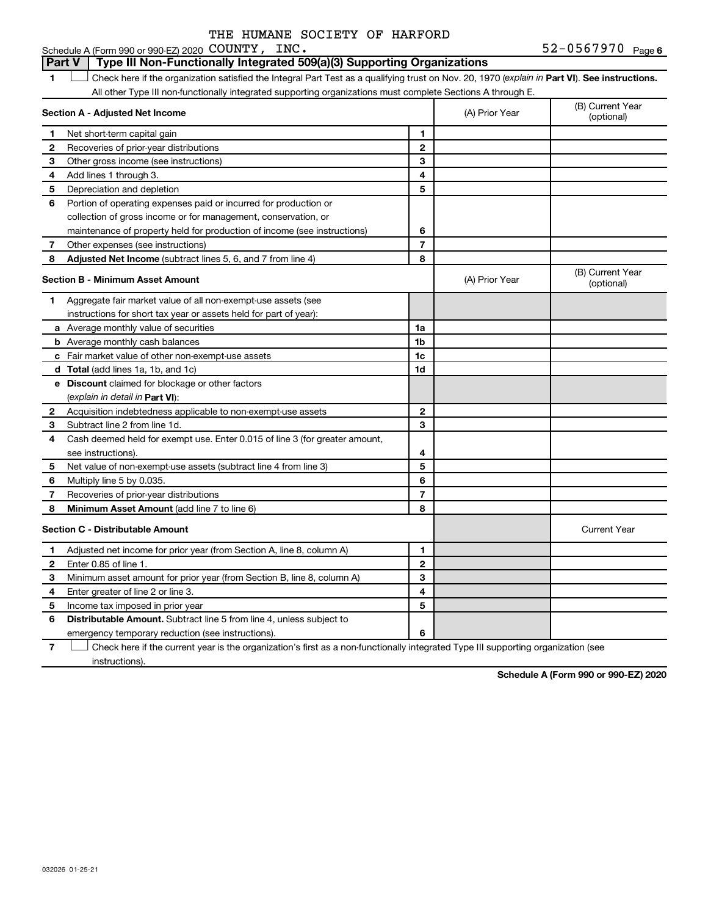THE HUMANE SOCIETY OF HARFORD

Schedule A (Form 990 or 990-EZ) 2020 COUNTY, INC. 52-0567970 Page 6

**Part V | Type III Non-Functionally Integrated 509(a)(3) Supporting Organizations**

1 ☐ Check here if the organization satisfied the Integral Part Test as a qualifying trust on Nov. 20, 1970 (*explain in* **Part VI**). **See instructions.** All other Type III non-functionally integrated supporting organizations must complete Sections A through E.

| **Section A - Adjusted Net Income** | | | (A) Prior Year | (B) Current Year (optional) |
|---|---|---|---|---|
| 1 | Net short-term capital gain | 1 | | |
| 2 | Recoveries of prior-year distributions | 2 | | |
| 3 | Other gross income (see instructions) | 3 | | |
| 4 | Add lines 1 through 3. | 4 | | |
| 5 | Depreciation and depletion | 5 | | |
| 6 | Portion of operating expenses paid or incurred for production or collection of gross income or for management, conservation, or maintenance of property held for production of income (see instructions) | 6 | | |
| 7 | Other expenses (see instructions) | 7 | | |
| 8 | **Adjusted Net Income** (subtract lines 5, 6, and 7 from line 4) | 8 | | |

| **Section B - Minimum Asset Amount** | | | (A) Prior Year | (B) Current Year (optional) |
|---|---|---|---|---|
| 1 | Aggregate fair market value of all non-exempt-use assets (see instructions for short tax year or assets held for part of year): | | | |
| a | Average monthly value of securities | 1a | | |
| b | Average monthly cash balances | 1b | | |
| c | Fair market value of other non-exempt-use assets | 1c | | |
| d | **Total** (add lines 1a, 1b, and 1c) | 1d | | |
| e | **Discount** claimed for blockage or other factors (*explain in detail in* **Part VI**): | | | |
| 2 | Acquisition indebtedness applicable to non-exempt-use assets | 2 | | |
| 3 | Subtract line 2 from line 1d. | 3 | | |
| 4 | Cash deemed held for exempt use. Enter 0.015 of line 3 (for greater amount, see instructions). | 4 | | |
| 5 | Net value of non-exempt-use assets (subtract line 4 from line 3) | 5 | | |
| 6 | Multiply line 5 by 0.035. | 6 | | |
| 7 | Recoveries of prior-year distributions | 7 | | |
| 8 | **Minimum Asset Amount** (add line 7 to line 6) | 8 | | |

| **Section C - Distributable Amount** | | | | Current Year |
|---|---|---|---|---|
| 1 | Adjusted net income for prior year (from Section A, line 8, column A) | 1 | | |
| 2 | Enter 0.85 of line 1. | 2 | | |
| 3 | Minimum asset amount for prior year (from Section B, line 8, column A) | 3 | | |
| 4 | Enter greater of line 2 or line 3. | 4 | | |
| 5 | Income tax imposed in prior year | 5 | | |
| 6 | **Distributable Amount.** Subtract line 5 from line 4, unless subject to emergency temporary reduction (see instructions). | 6 | | |

7 ☐ Check here if the current year is the organization's first as a non-functionally integrated Type III supporting organization (see instructions).

**Schedule A (Form 990 or 990-EZ) 2020**

032026 01-25-21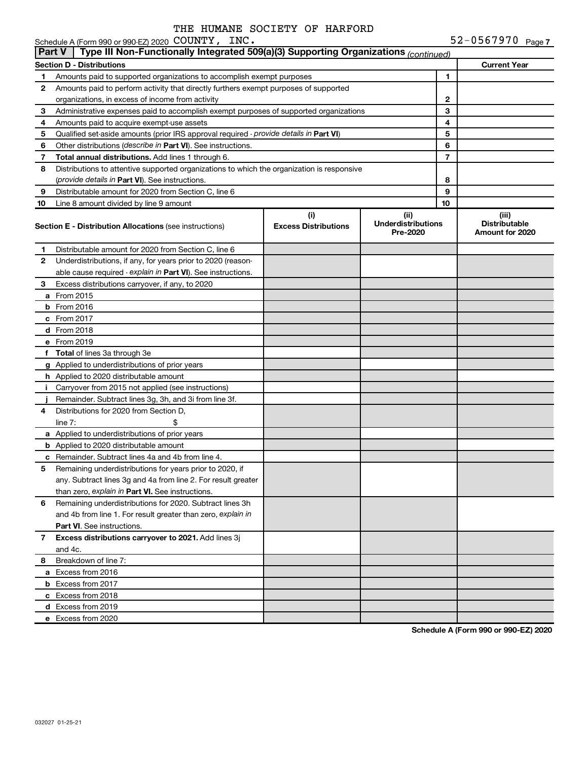THE HUMANE SOCIETY OF HARFORD

Schedule A (Form 990 or 990-EZ) 2020 COUNTY, INC. 52-0567970 Page 7

**Part V | Type III Non-Functionally Integrated 509(a)(3) Supporting Organizations** *(continued)*

| **Section D - Distributions** | | | **Current Year** |
|---|---|---|---|
| 1 | Amounts paid to supported organizations to accomplish exempt purposes | 1 | |
| 2 | Amounts paid to perform activity that directly furthers exempt purposes of supported organizations, in excess of income from activity | 2 | |
| 3 | Administrative expenses paid to accomplish exempt purposes of supported organizations | 3 | |
| 4 | Amounts paid to acquire exempt-use assets | 4 | |
| 5 | Qualified set-aside amounts (prior IRS approval required - *provide details in* **Part VI**) | 5 | |
| 6 | Other distributions (*describe in* **Part VI**). See instructions. | 6 | |
| 7 | **Total annual distributions.** Add lines 1 through 6. | 7 | |
| 8 | Distributions to attentive supported organizations to which the organization is responsive (*provide details in* **Part VI**). See instructions. | 8 | |
| 9 | Distributable amount for 2020 from Section C, line 6 | 9 | |
| 10 | Line 8 amount divided by line 9 amount | 10 | |

| **Section E - Distribution Allocations** (see instructions) | (i) **Excess Distributions** | (ii) **Underdistributions Pre-2020** | (iii) **Distributable Amount for 2020** |
|---|---|---|---|
| **1** Distributable amount for 2020 from Section C, line 6 | | | |
| **2** Underdistributions, if any, for years prior to 2020 (reasonable cause required - *explain in* **Part VI**). See instructions. | | | |
| **3** Excess distributions carryover, if any, to 2020 | | | |
| **a** From 2015 | | | |
| **b** From 2016 | | | |
| **c** From 2017 | | | |
| **d** From 2018 | | | |
| **e** From 2019 | | | |
| **f** **Total** of lines 3a through 3e | | | |
| **g** Applied to underdistributions of prior years | | | |
| **h** Applied to 2020 distributable amount | | | |
| **i** Carryover from 2015 not applied (see instructions) | | | |
| **j** Remainder. Subtract lines 3g, 3h, and 3i from line 3f. | | | |
| **4** Distributions for 2020 from Section D, line 7: $ | | | |
| **a** Applied to underdistributions of prior years | | | |
| **b** Applied to 2020 distributable amount | | | |
| **c** Remainder. Subtract lines 4a and 4b from line 4. | | | |
| **5** Remaining underdistributions for years prior to 2020, if any. Subtract lines 3g and 4a from line 2. For result greater than zero, *explain in* **Part VI.** See instructions. | | | |
| **6** Remaining underdistributions for 2020. Subtract lines 3h and 4b from line 1. For result greater than zero, *explain in* **Part VI**. See instructions. | | | |
| **7** **Excess distributions carryover to 2021.** Add lines 3j and 4c. | | | |
| **8** Breakdown of line 7: | | | |
| **a** Excess from 2016 | | | |
| **b** Excess from 2017 | | | |
| **c** Excess from 2018 | | | |
| **d** Excess from 2019 | | | |
| **e** Excess from 2020 | | | |

**Schedule A (Form 990 or 990-EZ) 2020**

032027 01-25-21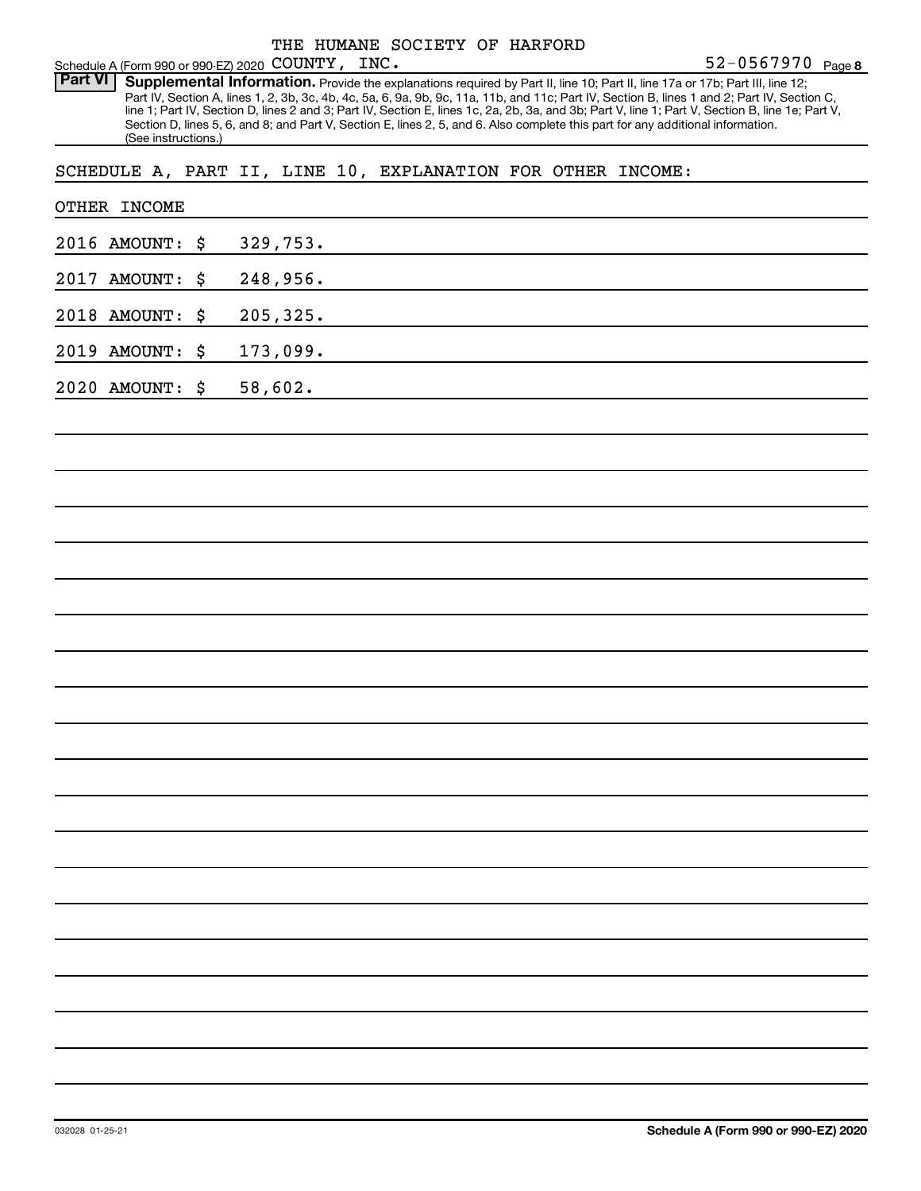THE HUMANE SOCIETY OF HARFORD

Schedule A (Form 990 or 990-EZ) 2020 COUNTY, INC. 52-0567970 Page 8

**Part VI** **Supplemental Information.** Provide the explanations required by Part II, line 10; Part II, line 17a or 17b; Part III, line 12; Part IV, Section A, lines 1, 2, 3b, 3c, 4b, 4c, 5a, 6, 9a, 9b, 9c, 11a, 11b, and 11c; Part IV, Section B, lines 1 and 2; Part IV, Section C, line 1; Part IV, Section D, lines 2 and 3; Part IV, Section E, lines 1c, 2a, 2b, 3a, and 3b; Part V, line 1; Part V, Section B, line 1e; Part V, Section D, lines 5, 6, and 8; and Part V, Section E, lines 2, 5, and 6. Also complete this part for any additional information. (See instructions.)

SCHEDULE A, PART II, LINE 10, EXPLANATION FOR OTHER INCOME:

OTHER INCOME

2016 AMOUNT: $ 329,753.

2017 AMOUNT: $ 248,956.

2018 AMOUNT: $ 205,325.

2019 AMOUNT: $ 173,099.

2020 AMOUNT: $ 58,602.

032028 01-25-21

**Schedule A (Form 990 or 990-EZ) 2020**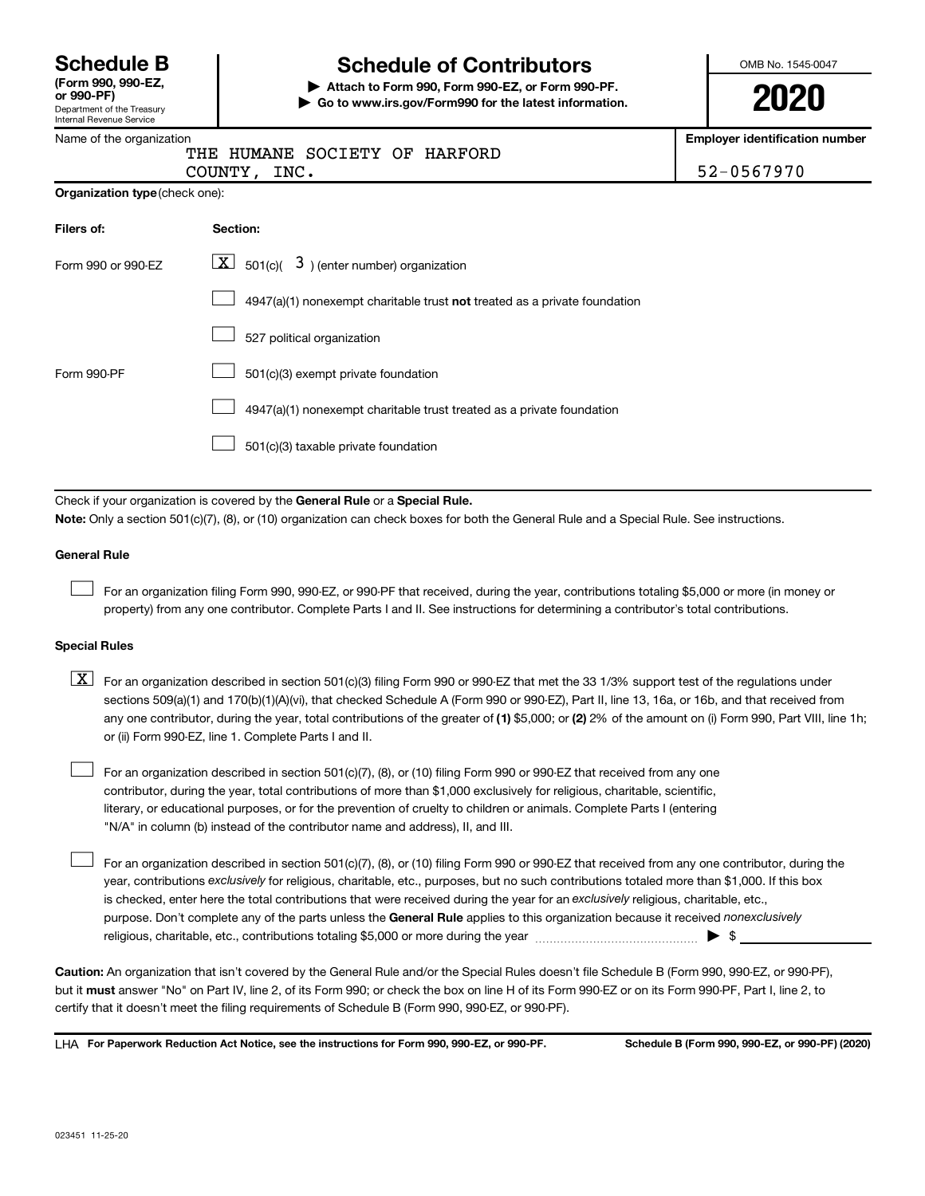# Schedule B

**(Form 990, 990-EZ, or 990-PF)**

Department of the Treasury
Internal Revenue Service

## Schedule of Contributors

**▶ Attach to Form 990, Form 990-EZ, or Form 990-PF.**
**▶ Go to www.irs.gov/Form990 for the latest information.**

OMB No. 1545-0047

**2020**

Name of the organization: THE HUMANE SOCIETY OF HARFORD COUNTY, INC.

**Employer identification number:** 52-0567970

**Organization type** (check one):

| Filers of: | Section: |
|---|---|
| Form 990 or 990-EZ | [X] 501(c)( 3 ) (enter number) organization |
| | [ ] 4947(a)(1) nonexempt charitable trust **not** treated as a private foundation |
| | [ ] 527 political organization |
| Form 990-PF | [ ] 501(c)(3) exempt private foundation |
| | [ ] 4947(a)(1) nonexempt charitable trust treated as a private foundation |
| | [ ] 501(c)(3) taxable private foundation |

Check if your organization is covered by the **General Rule** or a **Special Rule.**

**Note:** Only a section 501(c)(7), (8), or (10) organization can check boxes for both the General Rule and a Special Rule. See instructions.

### General Rule

[ ] For an organization filing Form 990, 990-EZ, or 990-PF that received, during the year, contributions totaling $5,000 or more (in money or property) from any one contributor. Complete Parts I and II. See instructions for determining a contributor's total contributions.

### Special Rules

[X] For an organization described in section 501(c)(3) filing Form 990 or 990-EZ that met the 33 1/3% support test of the regulations under sections 509(a)(1) and 170(b)(1)(A)(vi), that checked Schedule A (Form 990 or 990-EZ), Part II, line 13, 16a, or 16b, and that received from any one contributor, during the year, total contributions of the greater of **(1)** $5,000; or **(2)** 2% of the amount on (i) Form 990, Part VIII, line 1h; or (ii) Form 990-EZ, line 1. Complete Parts I and II.

[ ] For an organization described in section 501(c)(7), (8), or (10) filing Form 990 or 990-EZ that received from any one contributor, during the year, total contributions of more than $1,000 exclusively for religious, charitable, scientific, literary, or educational purposes, or for the prevention of cruelty to children or animals. Complete Parts I (entering "N/A" in column (b) instead of the contributor name and address), II, and III.

[ ] For an organization described in section 501(c)(7), (8), or (10) filing Form 990 or 990-EZ that received from any one contributor, during the year, contributions *exclusively* for religious, charitable, etc., purposes, but no such contributions totaled more than $1,000. If this box is checked, enter here the total contributions that were received during the year for an *exclusively* religious, charitable, etc., purpose. Don't complete any of the parts unless the **General Rule** applies to this organization because it received *nonexclusively* religious, charitable, etc., contributions totaling $5,000 or more during the year ▶ $ ____________

**Caution:** An organization that isn't covered by the General Rule and/or the Special Rules doesn't file Schedule B (Form 990, 990-EZ, or 990-PF), but it **must** answer "No" on Part IV, line 2, of its Form 990; or check the box on line H of its Form 990-EZ or on its Form 990-PF, Part I, line 2, to certify that it doesn't meet the filing requirements of Schedule B (Form 990, 990-EZ, or 990-PF).

LHA **For Paperwork Reduction Act Notice, see the instructions for Form 990, 990-EZ, or 990-PF.** **Schedule B (Form 990, 990-EZ, or 990-PF) (2020)**

023451 11-25-20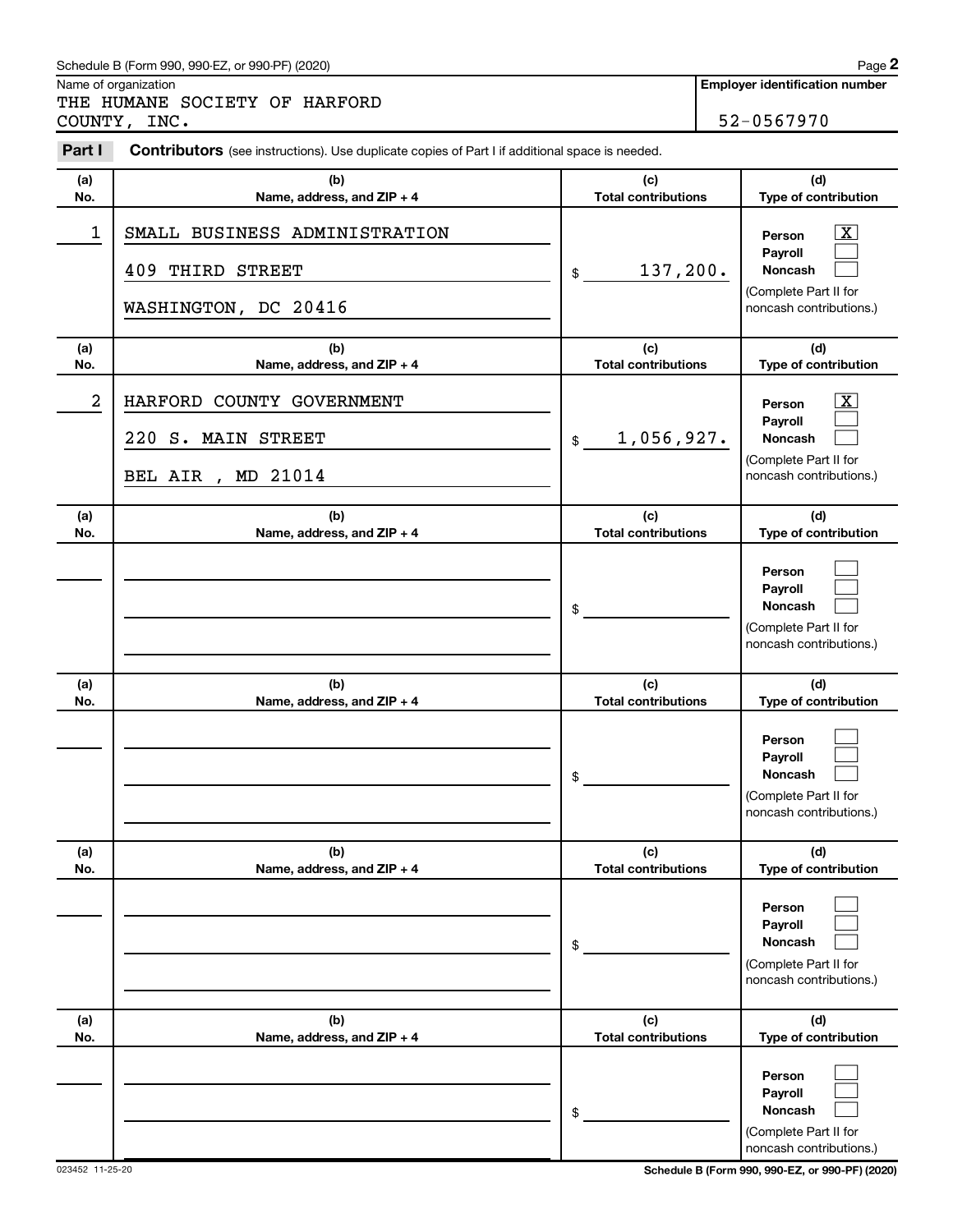Schedule B (Form 990, 990-EZ, or 990-PF) (2020)

Name of organization

THE HUMANE SOCIETY OF HARFORD COUNTY, INC.

**Employer identification number**

52-0567970

**Part I** **Contributors** (see instructions). Use duplicate copies of Part I if additional space is needed.

| (a) No. | (b) Name, address, and ZIP + 4 | (c) Total contributions | (d) Type of contribution |
|---|---|---|---|
| 1 | SMALL BUSINESS ADMINISTRATION<br>409 THIRD STREET<br>WASHINGTON, DC 20416 | $ 137,200. | Person [X]<br>Payroll [ ]<br>Noncash [ ]<br>(Complete Part II for noncash contributions.) |
| 2 | HARFORD COUNTY GOVERNMENT<br>220 S. MAIN STREET<br>BEL AIR , MD 21014 | $ 1,056,927. | Person [X]<br>Payroll [ ]<br>Noncash [ ]<br>(Complete Part II for noncash contributions.) |
| | | $ | Person [ ]<br>Payroll [ ]<br>Noncash [ ]<br>(Complete Part II for noncash contributions.) |
| | | $ | Person [ ]<br>Payroll [ ]<br>Noncash [ ]<br>(Complete Part II for noncash contributions.) |
| | | $ | Person [ ]<br>Payroll [ ]<br>Noncash [ ]<br>(Complete Part II for noncash contributions.) |
| | | $ | Person [ ]<br>Payroll [ ]<br>Noncash [ ]<br>(Complete Part II for noncash contributions.) |

023452 11-25-20

**Schedule B (Form 990, 990-EZ, or 990-PF) (2020)**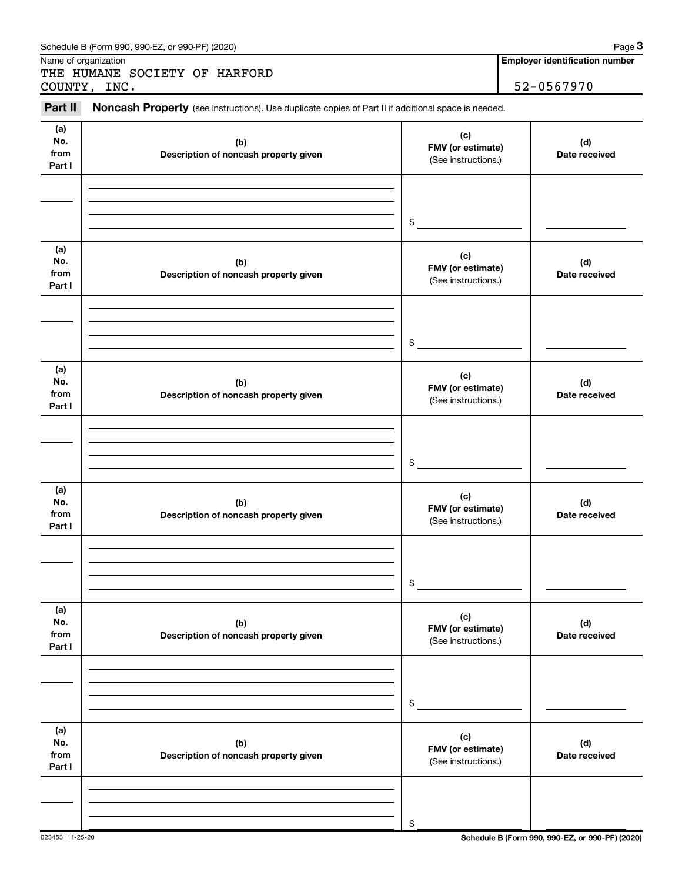Schedule B (Form 990, 990-EZ, or 990-PF) (2020)

Name of organization

THE HUMANE SOCIETY OF HARFORD COUNTY, INC.

**Employer identification number**

52-0567970

**Part II** **Noncash Property** (see instructions). Use duplicate copies of Part II if additional space is needed.

| (a) No. from Part I | (b) Description of noncash property given | (c) FMV (or estimate) (See instructions.) | (d) Date received |
|---|---|---|---|
| | | $ | |

| (a) No. from Part I | (b) Description of noncash property given | (c) FMV (or estimate) (See instructions.) | (d) Date received |
|---|---|---|---|
| | | $ | |

| (a) No. from Part I | (b) Description of noncash property given | (c) FMV (or estimate) (See instructions.) | (d) Date received |
|---|---|---|---|
| | | $ | |

| (a) No. from Part I | (b) Description of noncash property given | (c) FMV (or estimate) (See instructions.) | (d) Date received |
|---|---|---|---|
| | | $ | |

| (a) No. from Part I | (b) Description of noncash property given | (c) FMV (or estimate) (See instructions.) | (d) Date received |
|---|---|---|---|
| | | $ | |

| (a) No. from Part I | (b) Description of noncash property given | (c) FMV (or estimate) (See instructions.) | (d) Date received |
|---|---|---|---|
| | | $ | |

023453 11-25-20

**Schedule B (Form 990, 990-EZ, or 990-PF) (2020)**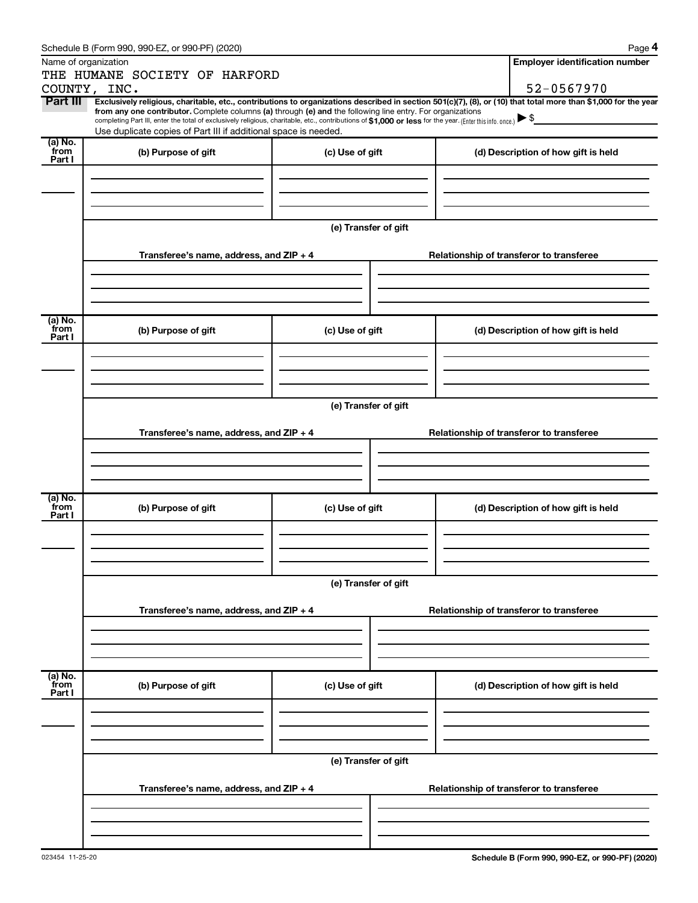Schedule B (Form 990, 990-EZ, or 990-PF) (2020)

| Name of organization | Employer identification number |
|---|---|
| THE HUMANE SOCIETY OF HARFORD COUNTY, INC. | 52-0567970 |

**Part III** **Exclusively religious, charitable, etc., contributions to organizations described in section 501(c)(7), (8), or (10) that total more than $1,000 for the year from any one contributor.** Complete columns **(a)** through **(e) and** the following line entry. For organizations completing Part III, enter the total of exclusively religious, charitable, etc., contributions of **$1,000 or less** for the year. (Enter this info. once.) ▶ $

Use duplicate copies of Part III if additional space is needed.

| (a) No. from Part I | (b) Purpose of gift | (c) Use of gift | (d) Description of how gift is held |
|---|---|---|---|
| | | | |

**(e) Transfer of gift**

| Transferee's name, address, and ZIP + 4 | Relationship of transferor to transferee |
|---|---|
| | |

| (a) No. from Part I | (b) Purpose of gift | (c) Use of gift | (d) Description of how gift is held |
|---|---|---|---|
| | | | |

**(e) Transfer of gift**

| Transferee's name, address, and ZIP + 4 | Relationship of transferor to transferee |
|---|---|
| | |

| (a) No. from Part I | (b) Purpose of gift | (c) Use of gift | (d) Description of how gift is held |
|---|---|---|---|
| | | | |

**(e) Transfer of gift**

| Transferee's name, address, and ZIP + 4 | Relationship of transferor to transferee |
|---|---|
| | |

| (a) No. from Part I | (b) Purpose of gift | (c) Use of gift | (d) Description of how gift is held |
|---|---|---|---|
| | | | |

**(e) Transfer of gift**

| Transferee's name, address, and ZIP + 4 | Relationship of transferor to transferee |
|---|---|
| | |

023454 11-25-20

**Schedule B (Form 990, 990-EZ, or 990-PF) (2020)**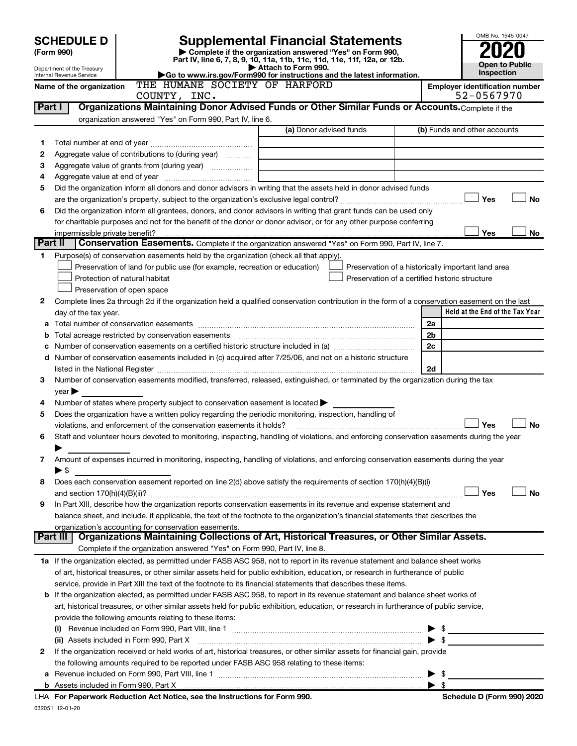# SCHEDULE D (Form 990)

Department of the Treasury
Internal Revenue Service

## Supplemental Financial Statements

▶ Complete if the organization answered "Yes" on Form 990, Part IV, line 6, 7, 8, 9, 10, 11a, 11b, 11c, 11d, 11e, 11f, 12a, or 12b.
▶ Attach to Form 990.
▶Go to www.irs.gov/Form990 for instructions and the latest information.

OMB No. 1545-0047

**2020**

**Open to Public Inspection**

Name of the organization: THE HUMANE SOCIETY OF HARFORD COUNTY, INC.

Employer identification number: 52-0567970

### Part I — Organizations Maintaining Donor Advised Funds or Other Similar Funds or Accounts.
Complete if the organization answered "Yes" on Form 990, Part IV, line 6.

| | | (a) Donor advised funds | (b) Funds and other accounts |
|---|---|---|---|
| 1 | Total number at end of year | | |
| 2 | Aggregate value of contributions to (during year) | | |
| 3 | Aggregate value of grants from (during year) | | |
| 4 | Aggregate value at end of year | | |

5 Did the organization inform all donors and donor advisors in writing that the assets held in donor advised funds are the organization's property, subject to the organization's exclusive legal control? ☐ Yes ☐ No

6 Did the organization inform all grantees, donors, and donor advisors in writing that grant funds can be used only for charitable purposes and not for the benefit of the donor or donor advisor, or for any other purpose conferring impermissible private benefit? ☐ Yes ☐ No

### Part II — Conservation Easements.
Complete if the organization answered "Yes" on Form 990, Part IV, line 7.

1 Purpose(s) of conservation easements held by the organization (check all that apply).
- ☐ Preservation of land for public use (for example, recreation or education)
- ☐ Protection of natural habitat
- ☐ Preservation of open space
- ☐ Preservation of a historically important land area
- ☐ Preservation of a certified historic structure

2 Complete lines 2a through 2d if the organization held a qualified conservation contribution in the form of a conservation easement on the last day of the tax year.

| | | | Held at the End of the Tax Year |
|---|---|---|---|
| a | Total number of conservation easements | 2a | |
| b | Total acreage restricted by conservation easements | 2b | |
| c | Number of conservation easements on a certified historic structure included in (a) | 2c | |
| d | Number of conservation easements included in (c) acquired after 7/25/06, and not on a historic structure listed in the National Register | 2d | |

3 Number of conservation easements modified, transferred, released, extinguished, or terminated by the organization during the tax year ▶

4 Number of states where property subject to conservation easement is located ▶

5 Does the organization have a written policy regarding the periodic monitoring, inspection, handling of violations, and enforcement of the conservation easements it holds? ☐ Yes ☐ No

6 Staff and volunteer hours devoted to monitoring, inspecting, handling of violations, and enforcing conservation easements during the year ▶

7 Amount of expenses incurred in monitoring, inspecting, handling of violations, and enforcing conservation easements during the year ▶ $

8 Does each conservation easement reported on line 2(d) above satisfy the requirements of section 170(h)(4)(B)(i) and section 170(h)(4)(B)(ii)? ☐ Yes ☐ No

9 In Part XIII, describe how the organization reports conservation easements in its revenue and expense statement and balance sheet, and include, if applicable, the text of the footnote to the organization's financial statements that describes the organization's accounting for conservation easements.

### Part III — Organizations Maintaining Collections of Art, Historical Treasures, or Other Similar Assets.
Complete if the organization answered "Yes" on Form 990, Part IV, line 8.

1a If the organization elected, as permitted under FASB ASC 958, not to report in its revenue statement and balance sheet works of art, historical treasures, or other similar assets held for public exhibition, education, or research in furtherance of public service, provide in Part XIII the text of the footnote to its financial statements that describes these items.

b If the organization elected, as permitted under FASB ASC 958, to report in its revenue statement and balance sheet works of art, historical treasures, or other similar assets held for public exhibition, education, or research in furtherance of public service, provide the following amounts relating to these items:

(i) Revenue included on Form 990, Part VIII, line 1 ▶ $

(ii) Assets included in Form 990, Part X ▶ $

2 If the organization received or held works of art, historical treasures, or other similar assets for financial gain, provide the following amounts required to be reported under FASB ASC 958 relating to these items:

a Revenue included on Form 990, Part VIII, line 1 ▶ $

b Assets included in Form 990, Part X ▶ $

LHA For Paperwork Reduction Act Notice, see the Instructions for Form 990.

Schedule D (Form 990) 2020

032051 12-01-20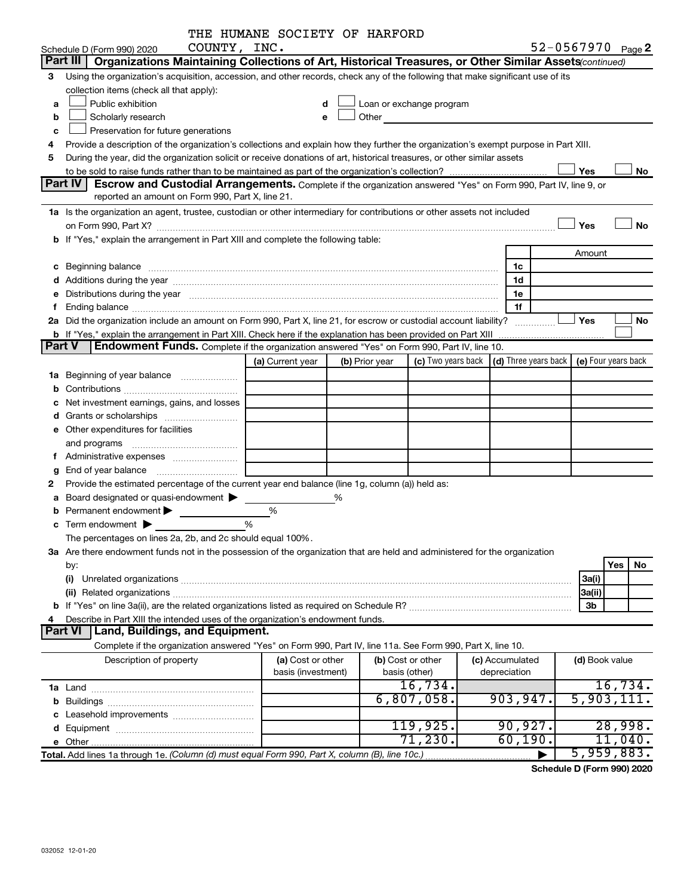THE HUMANE SOCIETY OF HARFORD COUNTY, INC.

Schedule D (Form 990) 2020 — 52-0567970 Page 2

## Part III | Organizations Maintaining Collections of Art, Historical Treasures, or Other Similar Assets (continued)

3 Using the organization's acquisition, accession, and other records, check any of the following that make significant use of its collection items (check all that apply):

a ☐ Public exhibition
b ☐ Scholarly research
c ☐ Preservation for future generations
d ☐ Loan or exchange program
e ☐ Other

4 Provide a description of the organization's collections and explain how they further the organization's exempt purpose in Part XIII.

5 During the year, did the organization solicit or receive donations of art, historical treasures, or other similar assets to be sold to raise funds rather than to be maintained as part of the organization's collection? ☐ Yes ☐ No

## Part IV | Escrow and Custodial Arrangements.

Complete if the organization answered "Yes" on Form 990, Part IV, line 9, or reported an amount on Form 990, Part X, line 21.

1a Is the organization an agent, trustee, custodian or other intermediary for contributions or other assets not included on Form 990, Part X? ☐ Yes ☐ No

b If "Yes," explain the arrangement in Part XIII and complete the following table:

| | | Amount |
|---|---|---|
| c Beginning balance | 1c | |
| d Additions during the year | 1d | |
| e Distributions during the year | 1e | |
| f Ending balance | 1f | |

2a Did the organization include an amount on Form 990, Part X, line 21, for escrow or custodial account liability? ☐ Yes ☐ No

b If "Yes," explain the arrangement in Part XIII. Check here if the explanation has been provided on Part XIII ☐

## Part V | Endowment Funds.

Complete if the organization answered "Yes" on Form 990, Part IV, line 10.

| | (a) Current year | (b) Prior year | (c) Two years back | (d) Three years back | (e) Four years back |
|---|---|---|---|---|---|
| 1a Beginning of year balance | | | | | |
| b Contributions | | | | | |
| c Net investment earnings, gains, and losses | | | | | |
| d Grants or scholarships | | | | | |
| e Other expenditures for facilities and programs | | | | | |
| f Administrative expenses | | | | | |
| g End of year balance | | | | | |

2 Provide the estimated percentage of the current year end balance (line 1g, column (a)) held as:

a Board designated or quasi-endowment ▶ %
b Permanent endowment ▶ %
c Term endowment ▶ %

The percentages on lines 2a, 2b, and 2c should equal 100%.

3a Are there endowment funds not in the possession of the organization that are held and administered for the organization by:

| | | Yes | No |
|---|---|---|---|
| (i) Unrelated organizations | 3a(i) | | |
| (ii) Related organizations | 3a(ii) | | |
| b If "Yes" on line 3a(ii), are the related organizations listed as required on Schedule R? | 3b | | |

4 Describe in Part XIII the intended uses of the organization's endowment funds.

## Part VI | Land, Buildings, and Equipment.

Complete if the organization answered "Yes" on Form 990, Part IV, line 11a. See Form 990, Part X, line 10.

| Description of property | (a) Cost or other basis (investment) | (b) Cost or other basis (other) | (c) Accumulated depreciation | (d) Book value |
|---|---|---|---|---|
| 1a Land | | 16,734. | | 16,734. |
| b Buildings | | 6,807,058. | 903,947. | 5,903,111. |
| c Leasehold improvements | | | | |
| d Equipment | | 119,925. | 90,927. | 28,998. |
| e Other | | 71,230. | 60,190. | 11,040. |
| Total. Add lines 1a through 1e. (Column (d) must equal Form 990, Part X, column (B), line 10c.) | | | ▶ | 5,959,883. |

Schedule D (Form 990) 2020

032052 12-01-20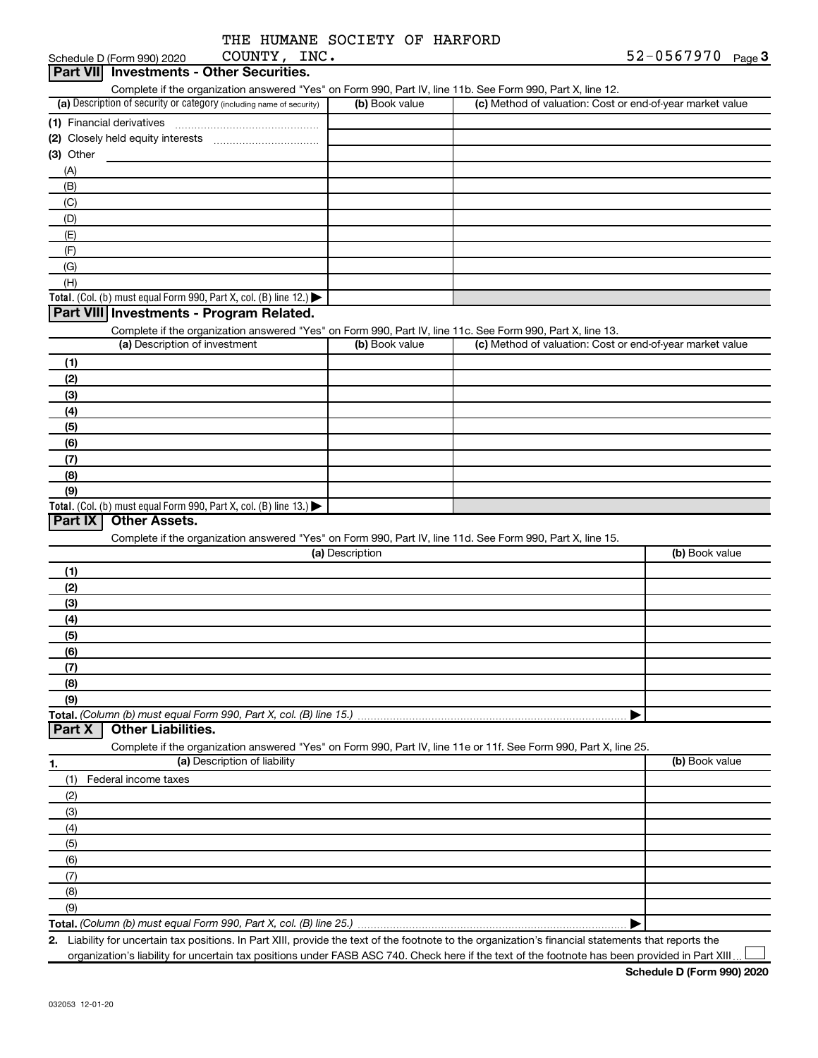THE HUMANE SOCIETY OF HARFORD COUNTY, INC. 52-0567970

Schedule D (Form 990) 2020

## Part VII Investments - Other Securities.

Complete if the organization answered "Yes" on Form 990, Part IV, line 11b. See Form 990, Part X, line 12.

| (a) Description of security or category (including name of security) | (b) Book value | (c) Method of valuation: Cost or end-of-year market value |
|---|---|---|
| (1) Financial derivatives | | |
| (2) Closely held equity interests | | |
| (3) Other | | |
| (A) | | |
| (B) | | |
| (C) | | |
| (D) | | |
| (E) | | |
| (F) | | |
| (G) | | |
| (H) | | |
| **Total.** (Col. (b) must equal Form 990, Part X, col. (B) line 12.) | | |

## Part VIII Investments - Program Related.

Complete if the organization answered "Yes" on Form 990, Part IV, line 11c. See Form 990, Part X, line 13.

| (a) Description of investment | (b) Book value | (c) Method of valuation: Cost or end-of-year market value |
|---|---|---|
| (1) | | |
| (2) | | |
| (3) | | |
| (4) | | |
| (5) | | |
| (6) | | |
| (7) | | |
| (8) | | |
| (9) | | |
| **Total.** (Col. (b) must equal Form 990, Part X, col. (B) line 13.) | | |

## Part IX Other Assets.

Complete if the organization answered "Yes" on Form 990, Part IV, line 11d. See Form 990, Part X, line 15.

| (a) Description | (b) Book value |
|---|---|
| (1) | |
| (2) | |
| (3) | |
| (4) | |
| (5) | |
| (6) | |
| (7) | |
| (8) | |
| (9) | |
| **Total.** *(Column (b) must equal Form 990, Part X, col. (B) line 15.)* | |

## Part X Other Liabilities.

Complete if the organization answered "Yes" on Form 990, Part IV, line 11e or 11f. See Form 990, Part X, line 25.

| 1. (a) Description of liability | (b) Book value |
|---|---|
| (1) Federal income taxes | |
| (2) | |
| (3) | |
| (4) | |
| (5) | |
| (6) | |
| (7) | |
| (8) | |
| (9) | |
| **Total.** *(Column (b) must equal Form 990, Part X, col. (B) line 25.)* | |

2. Liability for uncertain tax positions. In Part XIII, provide the text of the footnote to the organization's financial statements that reports the organization's liability for uncertain tax positions under FASB ASC 740. Check here if the text of the footnote has been provided in Part XIII ☐

Schedule D (Form 990) 2020

032053 12-01-20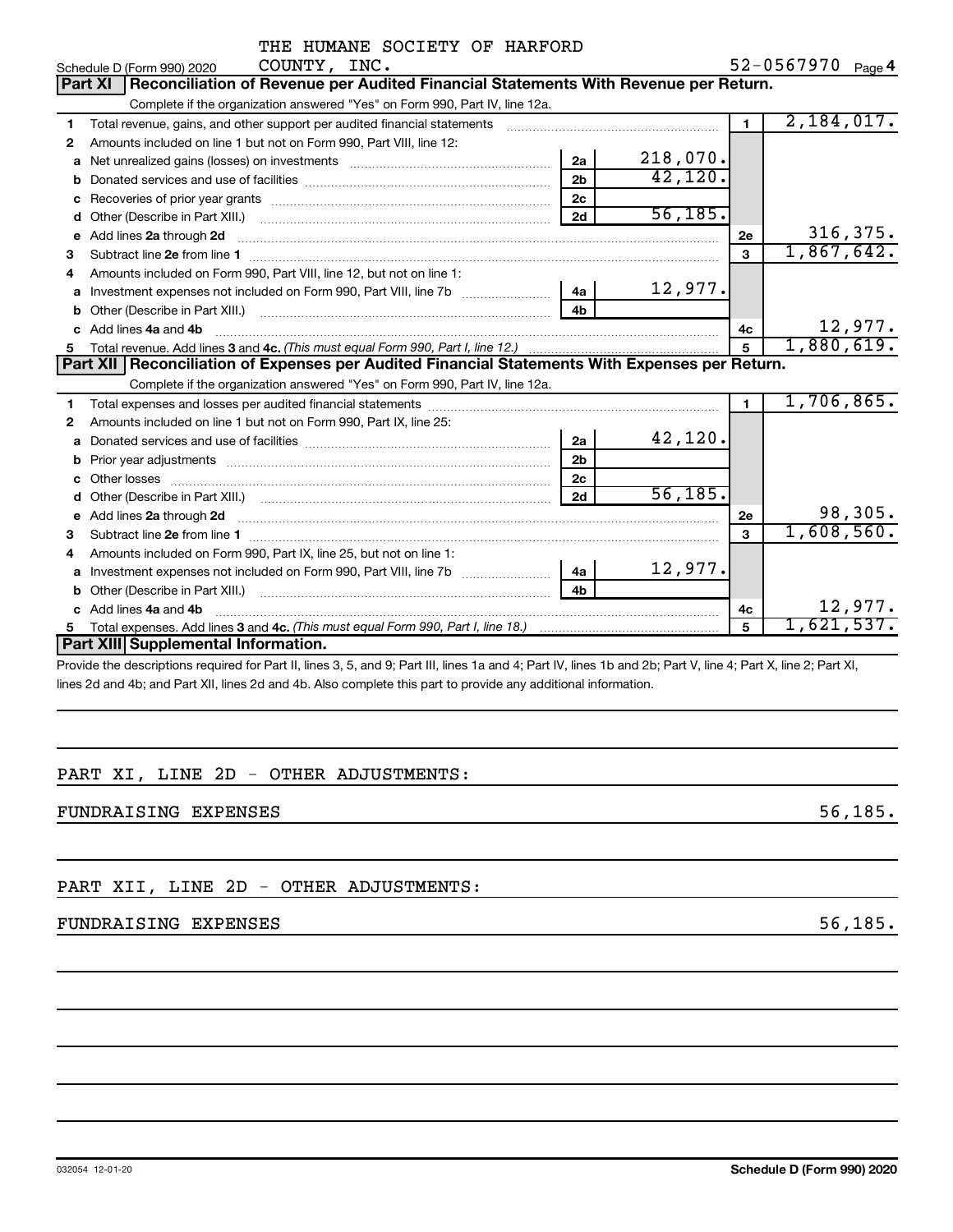THE HUMANE SOCIETY OF HARFORD COUNTY, INC.

Schedule D (Form 990) 2020 — 52-0567970 Page 4

## Part XI Reconciliation of Revenue per Audited Financial Statements With Revenue per Return.

Complete if the organization answered "Yes" on Form 990, Part IV, line 12a.

| | | | | | |
|---|---|---|---|---|---|
| 1 | Total revenue, gains, and other support per audited financial statements | | | 1 | 2,184,017. |
| 2 | Amounts included on line 1 but not on Form 990, Part VIII, line 12: | | | | |
| a | Net unrealized gains (losses) on investments | 2a | 218,070. | | |
| b | Donated services and use of facilities | 2b | 42,120. | | |
| c | Recoveries of prior year grants | 2c | | | |
| d | Other (Describe in Part XIII.) | 2d | 56,185. | | |
| e | Add lines 2a through 2d | | | 2e | 316,375. |
| 3 | Subtract line 2e from line 1 | | | 3 | 1,867,642. |
| 4 | Amounts included on Form 990, Part VIII, line 12, but not on line 1: | | | | |
| a | Investment expenses not included on Form 990, Part VIII, line 7b | 4a | 12,977. | | |
| b | Other (Describe in Part XIII.) | 4b | | | |
| c | Add lines 4a and 4b | | | 4c | 12,977. |
| 5 | Total revenue. Add lines 3 and 4c. *(This must equal Form 990, Part I, line 12.)* | | | 5 | 1,880,619. |

## Part XII Reconciliation of Expenses per Audited Financial Statements With Expenses per Return.

Complete if the organization answered "Yes" on Form 990, Part IV, line 12a.

| | | | | | |
|---|---|---|---|---|---|
| 1 | Total expenses and losses per audited financial statements | | | 1 | 1,706,865. |
| 2 | Amounts included on line 1 but not on Form 990, Part IX, line 25: | | | | |
| a | Donated services and use of facilities | 2a | 42,120. | | |
| b | Prior year adjustments | 2b | | | |
| c | Other losses | 2c | | | |
| d | Other (Describe in Part XIII.) | 2d | 56,185. | | |
| e | Add lines 2a through 2d | | | 2e | 98,305. |
| 3 | Subtract line 2e from line 1 | | | 3 | 1,608,560. |
| 4 | Amounts included on Form 990, Part IX, line 25, but not on line 1: | | | | |
| a | Investment expenses not included on Form 990, Part VIII, line 7b | 4a | 12,977. | | |
| b | Other (Describe in Part XIII.) | 4b | | | |
| c | Add lines 4a and 4b | | | 4c | 12,977. |
| 5 | Total expenses. Add lines 3 and 4c. *(This must equal Form 990, Part I, line 18.)* | | | 5 | 1,621,537. |

## Part XIII Supplemental Information.

Provide the descriptions required for Part II, lines 3, 5, and 9; Part III, lines 1a and 4; Part IV, lines 1b and 2b; Part V, line 4; Part X, line 2; Part XI, lines 2d and 4b; and Part XII, lines 2d and 4b. Also complete this part to provide any additional information.

PART XI, LINE 2D - OTHER ADJUSTMENTS:

FUNDRAISING EXPENSES 56,185.

PART XII, LINE 2D - OTHER ADJUSTMENTS:

FUNDRAISING EXPENSES 56,185.

032054 12-01-20 Schedule D (Form 990) 2020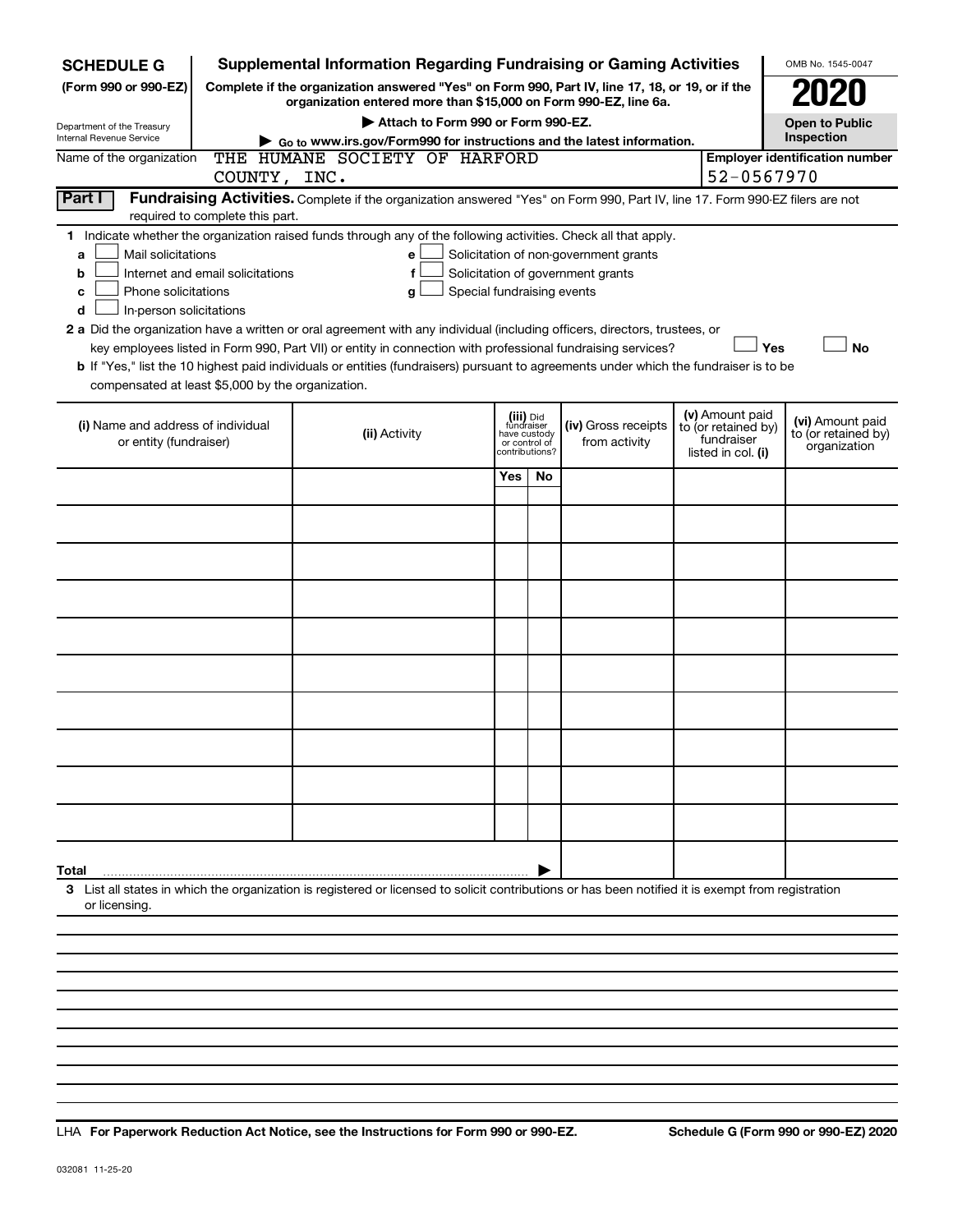**SCHEDULE G (Form 990 or 990-EZ)**

Department of the Treasury
Internal Revenue Service

# Supplemental Information Regarding Fundraising or Gaming Activities

**Complete if the organization answered "Yes" on Form 990, Part IV, line 17, 18, or 19, or if the organization entered more than $15,000 on Form 990-EZ, line 6a.**

▶ Attach to Form 990 or Form 990-EZ.

▶ Go to www.irs.gov/Form990 for instructions and the latest information.

OMB No. 1545-0047

**2020**

**Open to Public Inspection**

Name of the organization: THE HUMANE SOCIETY OF HARFORD COUNTY, INC.

Employer identification number: 52-0567970

## Part I Fundraising Activities.

Complete if the organization answered "Yes" on Form 990, Part IV, line 17. Form 990-EZ filers are not required to complete this part.

**1** Indicate whether the organization raised funds through any of the following activities. Check all that apply.

- **a** ☐ Mail solicitations
- **b** ☐ Internet and email solicitations
- **c** ☐ Phone solicitations
- **d** ☐ In-person solicitations
- **e** ☐ Solicitation of non-government grants
- **f** ☐ Solicitation of government grants
- **g** ☐ Special fundraising events

**2 a** Did the organization have a written or oral agreement with any individual (including officers, directors, trustees, or key employees listed in Form 990, Part VII) or entity in connection with professional fundraising services? ☐ **Yes** ☐ **No**

**b** If "Yes," list the 10 highest paid individuals or entities (fundraisers) pursuant to agreements under which the fundraiser is to be compensated at least $5,000 by the organization.

| (i) Name and address of individual or entity (fundraiser) | (ii) Activity | (iii) Did fundraiser have custody or control of contributions? Yes | No | (iv) Gross receipts from activity | (v) Amount paid to (or retained by) fundraiser listed in col. (i) | (vi) Amount paid to (or retained by) organization |
|---|---|---|---|---|---|---|
| | | | | | | |
| | | | | | | |
| | | | | | | |
| | | | | | | |
| | | | | | | |
| | | | | | | |
| | | | | | | |
| | | | | | | |
| | | | | | | |
| | | | | | | |
| **Total** ▶ | | | | | | |

**3** List all states in which the organization is registered or licensed to solicit contributions or has been notified it is exempt from registration or licensing.

LHA **For Paperwork Reduction Act Notice, see the Instructions for Form 990 or 990-EZ.** **Schedule G (Form 990 or 990-EZ) 2020**

032081 11-25-20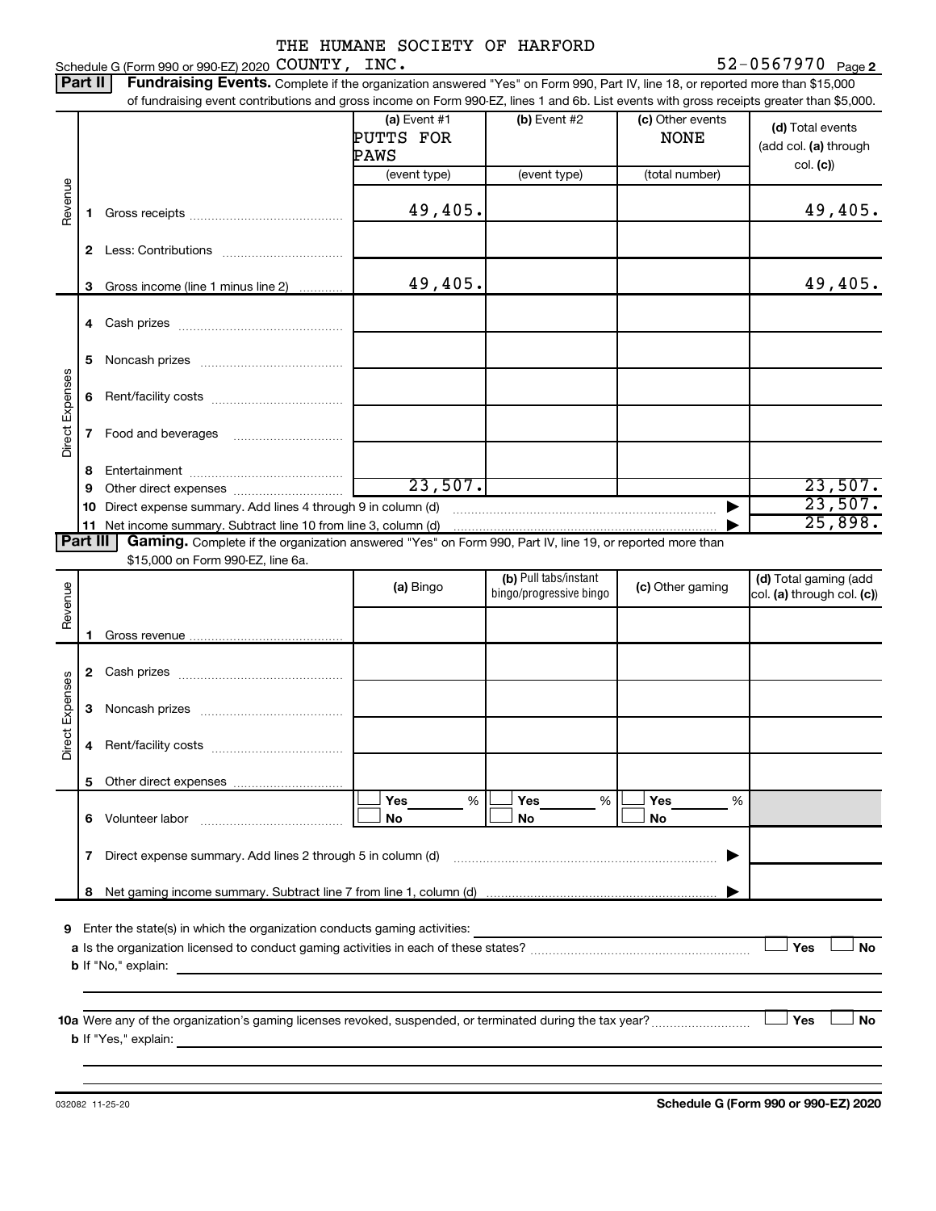THE HUMANE SOCIETY OF HARFORD

Schedule G (Form 990 or 990-EZ) 2020 COUNTY, INC. 52-0567970 Page **2**

**Part II** **Fundraising Events.** Complete if the organization answered "Yes" on Form 990, Part IV, line 18, or reported more than $15,000 of fundraising event contributions and gross income on Form 990-EZ, lines 1 and 6b. List events with gross receipts greater than $5,000.

| | | (a) Event #1 PUTTS FOR PAWS (event type) | (b) Event #2 (event type) | (c) Other events NONE (total number) | (d) Total events (add col. (a) through col. (c)) |
|---|---|---|---|---|---|
| Revenue | 1 Gross receipts | 49,405. | | | 49,405. |
| | 2 Less: Contributions | | | | |
| | 3 Gross income (line 1 minus line 2) | 49,405. | | | 49,405. |
| Direct Expenses | 4 Cash prizes | | | | |
| | 5 Noncash prizes | | | | |
| | 6 Rent/facility costs | | | | |
| | 7 Food and beverages | | | | |
| | 8 Entertainment | | | | |
| | 9 Other direct expenses | 23,507. | | | 23,507. |
| | 10 Direct expense summary. Add lines 4 through 9 in column (d) | | | ▶ | 23,507. |
| | 11 Net income summary. Subtract line 10 from line 3, column (d) | | | ▶ | 25,898. |

**Part III** **Gaming.** Complete if the organization answered "Yes" on Form 990, Part IV, line 19, or reported more than $15,000 on Form 990-EZ, line 6a.

| | | (a) Bingo | (b) Pull tabs/instant bingo/progressive bingo | (c) Other gaming | (d) Total gaming (add col. (a) through col. (c)) |
|---|---|---|---|---|---|
| Revenue | 1 Gross revenue | | | | |
| Direct Expenses | 2 Cash prizes | | | | |
| | 3 Noncash prizes | | | | |
| | 4 Rent/facility costs | | | | |
| | 5 Other direct expenses | | | | |
| | 6 Volunteer labor | ☐ Yes ___ % ☐ No | ☐ Yes ___ % ☐ No | ☐ Yes ___ % ☐ No | |
| | 7 Direct expense summary. Add lines 2 through 5 in column (d) | | | ▶ | |
| | 8 Net gaming income summary. Subtract line 7 from line 1, column (d) | | | ▶ | |

**9** Enter the state(s) in which the organization conducts gaming activities: ____________________

**a** Is the organization licensed to conduct gaming activities in each of these states? ☐ Yes ☐ No

**b** If "No," explain: ____________________

**10a** Were any of the organization's gaming licenses revoked, suspended, or terminated during the tax year? ☐ Yes ☐ No

**b** If "Yes," explain: ____________________

032082 11-25-20 **Schedule G (Form 990 or 990-EZ) 2020**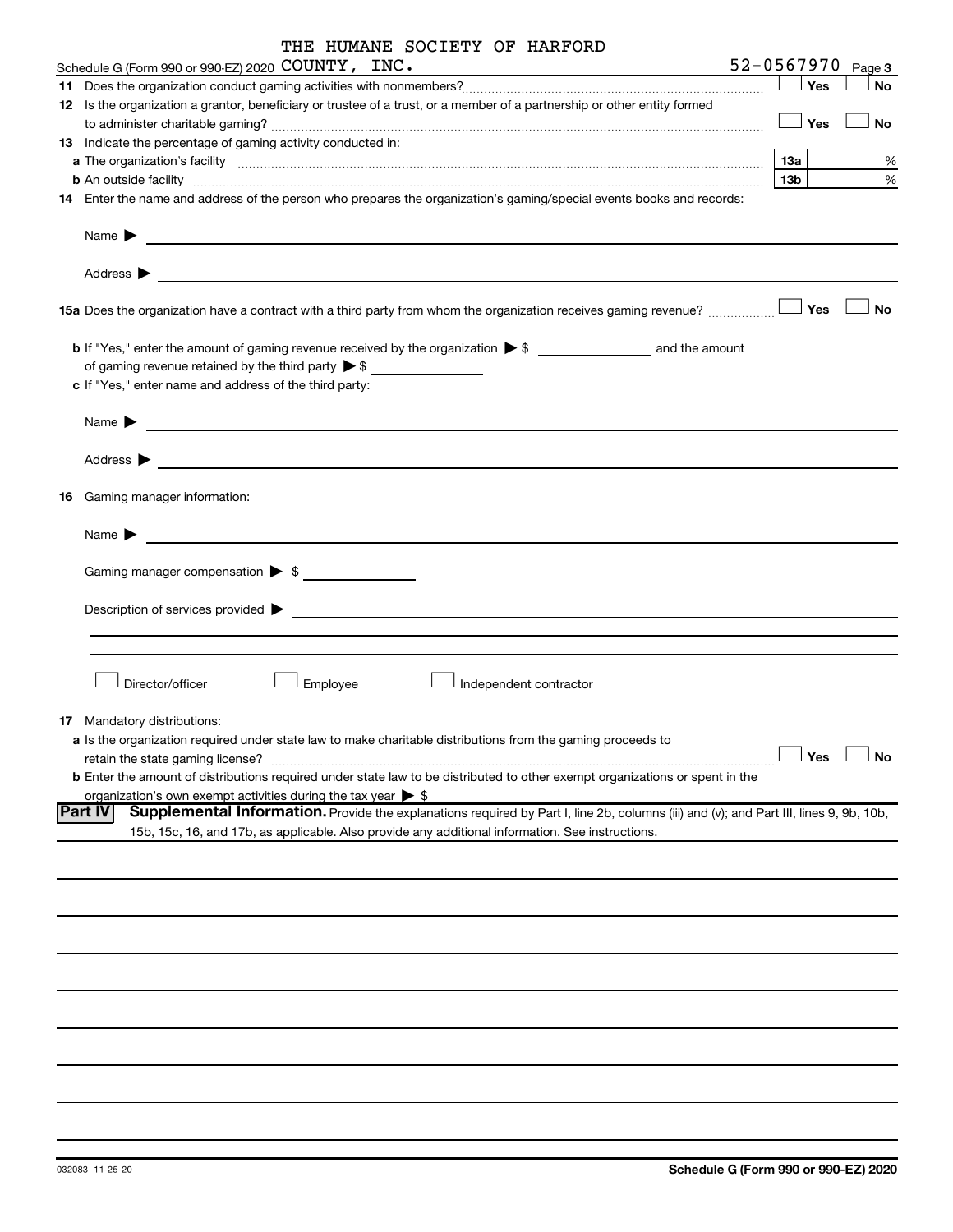THE HUMANE SOCIETY OF HARFORD

Schedule G (Form 990 or 990-EZ) 2020 COUNTY, INC. 52-0567970 Page 3

**11** Does the organization conduct gaming activities with nonmembers? ☐ Yes ☐ No

**12** Is the organization a grantor, beneficiary or trustee of a trust, or a member of a partnership or other entity formed to administer charitable gaming? ☐ Yes ☐ No

**13** Indicate the percentage of gaming activity conducted in:

**a** The organization's facility **13a** %

**b** An outside facility **13b** %

**14** Enter the name and address of the person who prepares the organization's gaming/special events books and records:

Name ▶

Address ▶

**15a** Does the organization have a contract with a third party from whom the organization receives gaming revenue? ☐ Yes ☐ No

**b** If "Yes," enter the amount of gaming revenue received by the organization ▶ $ ______ and the amount of gaming revenue retained by the third party ▶ $ ______

**c** If "Yes," enter name and address of the third party:

Name ▶

Address ▶

**16** Gaming manager information:

Name ▶

Gaming manager compensation ▶ $

Description of services provided ▶

☐ Director/officer ☐ Employee ☐ Independent contractor

**17** Mandatory distributions:

**a** Is the organization required under state law to make charitable distributions from the gaming proceeds to retain the state gaming license? ☐ Yes ☐ No

**b** Enter the amount of distributions required under state law to be distributed to other exempt organizations or spent in the organization's own exempt activities during the tax year ▶ $

## Part IV Supplemental Information.

Provide the explanations required by Part I, line 2b, columns (iii) and (v); and Part III, lines 9, 9b, 10b, 15b, 15c, 16, and 17b, as applicable. Also provide any additional information. See instructions.

032083 11-25-20 **Schedule G (Form 990 or 990-EZ) 2020**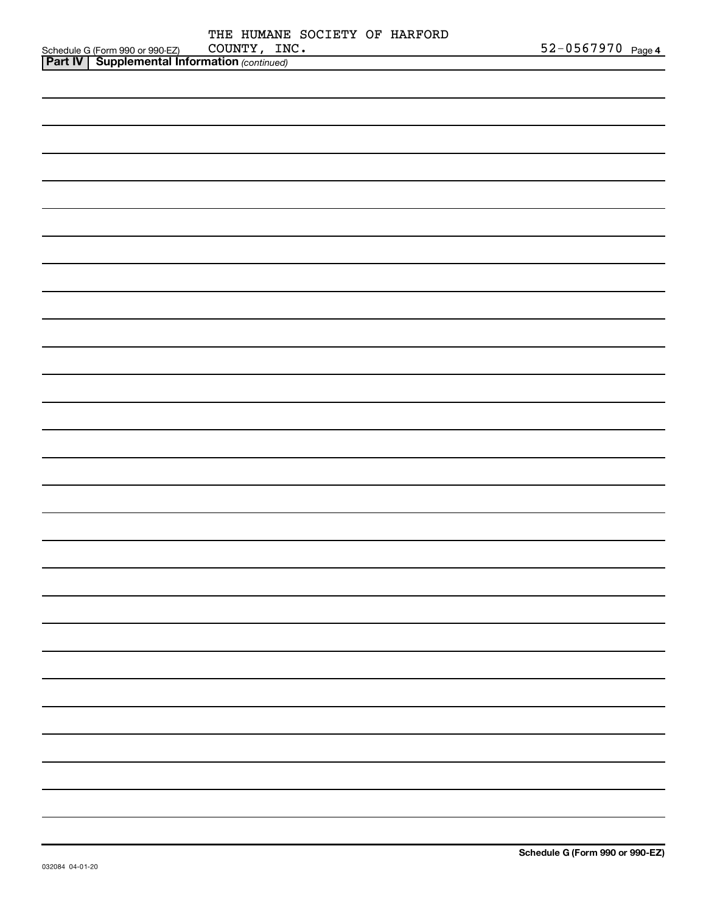Schedule G (Form 990 or 990-EZ) THE HUMANE SOCIETY OF HARFORD COUNTY, INC. 52-0567970 Page 4

**Part IV | Supplemental Information** *(continued)*

**Schedule G (Form 990 or 990-EZ)**

032084 04-01-20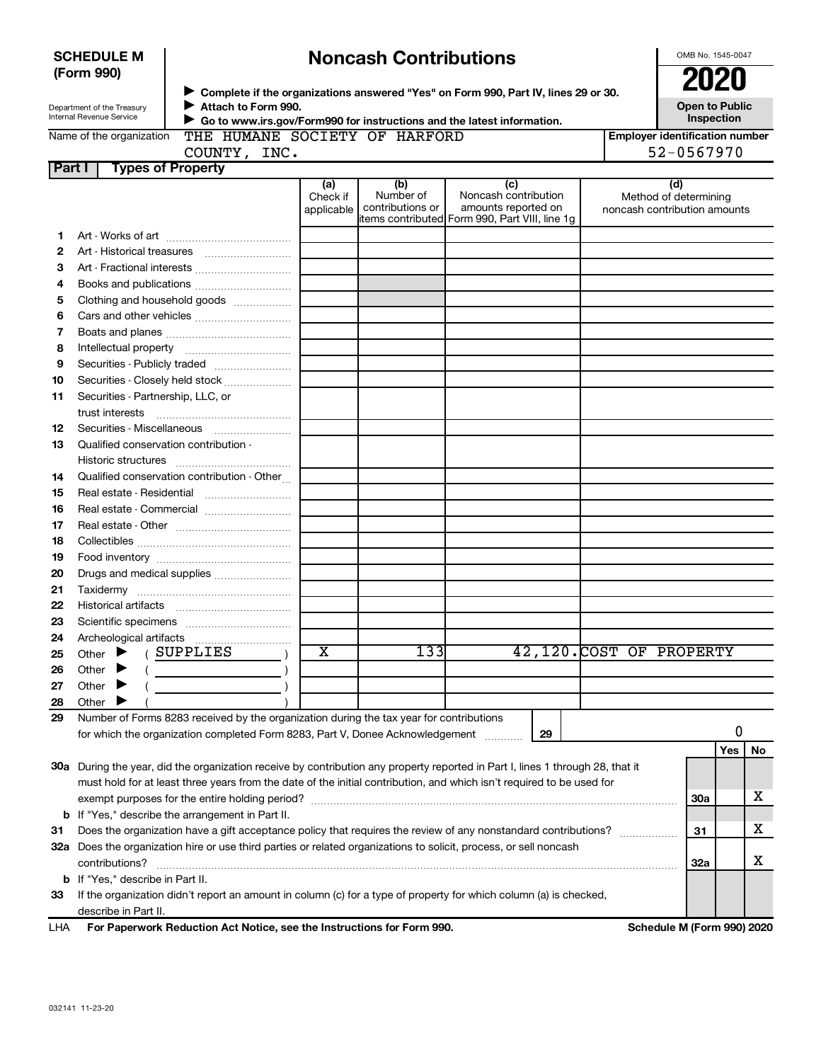**SCHEDULE M (Form 990)**

Department of the Treasury
Internal Revenue Service

# Noncash Contributions

▶ Complete if the organizations answered "Yes" on Form 990, Part IV, lines 29 or 30.
▶ Attach to Form 990.
▶ Go to www.irs.gov/Form990 for instructions and the latest information.

OMB No. 1545-0047

**2020**

**Open to Public Inspection**

Name of the organization: THE HUMANE SOCIETY OF HARFORD COUNTY, INC.

Employer identification number: 52-0567970

## Part I Types of Property

| | | (a) Check if applicable | (b) Number of contributions or items contributed | (c) Noncash contribution amounts reported on Form 990, Part VIII, line 1g | (d) Method of determining noncash contribution amounts |
|---|---|---|---|---|---|
| 1 | Art - Works of art | | | | |
| 2 | Art - Historical treasures | | | | |
| 3 | Art - Fractional interests | | | | |
| 4 | Books and publications | | | | |
| 5 | Clothing and household goods | | | | |
| 6 | Cars and other vehicles | | | | |
| 7 | Boats and planes | | | | |
| 8 | Intellectual property | | | | |
| 9 | Securities - Publicly traded | | | | |
| 10 | Securities - Closely held stock | | | | |
| 11 | Securities - Partnership, LLC, or trust interests | | | | |
| 12 | Securities - Miscellaneous | | | | |
| 13 | Qualified conservation contribution - Historic structures | | | | |
| 14 | Qualified conservation contribution - Other | | | | |
| 15 | Real estate - Residential | | | | |
| 16 | Real estate - Commercial | | | | |
| 17 | Real estate - Other | | | | |
| 18 | Collectibles | | | | |
| 19 | Food inventory | | | | |
| 20 | Drugs and medical supplies | | | | |
| 21 | Taxidermy | | | | |
| 22 | Historical artifacts | | | | |
| 23 | Scientific specimens | | | | |
| 24 | Archeological artifacts | | | | |
| 25 | Other ▶ ( SUPPLIES ) | X | 133 | 42,120. | COST OF PROPERTY |
| 26 | Other ▶ ( ) | | | | |
| 27 | Other ▶ ( ) | | | | |
| 28 | Other ▶ ( ) | | | | |

29 Number of Forms 8283 received by the organization during the tax year for contributions for which the organization completed Form 8283, Part V, Donee Acknowledgement ..... 29 | 0

| | | | Yes | No |
|---|---|---|---|---|
| 30a | During the year, did the organization receive by contribution any property reported in Part I, lines 1 through 28, that it must hold for at least three years from the date of the initial contribution, and which isn't required to be used for exempt purposes for the entire holding period? | 30a | | X |
| b | If "Yes," describe the arrangement in Part II. | | | |
| 31 | Does the organization have a gift acceptance policy that requires the review of any nonstandard contributions? | 31 | | X |
| 32a | Does the organization hire or use third parties or related organizations to solicit, process, or sell noncash contributions? | 32a | | X |
| b | If "Yes," describe in Part II. | | | |
| 33 | If the organization didn't report an amount in column (c) for a type of property for which column (a) is checked, describe in Part II. | | | |

LHA For Paperwork Reduction Act Notice, see the Instructions for Form 990. Schedule M (Form 990) 2020

032141 11-23-20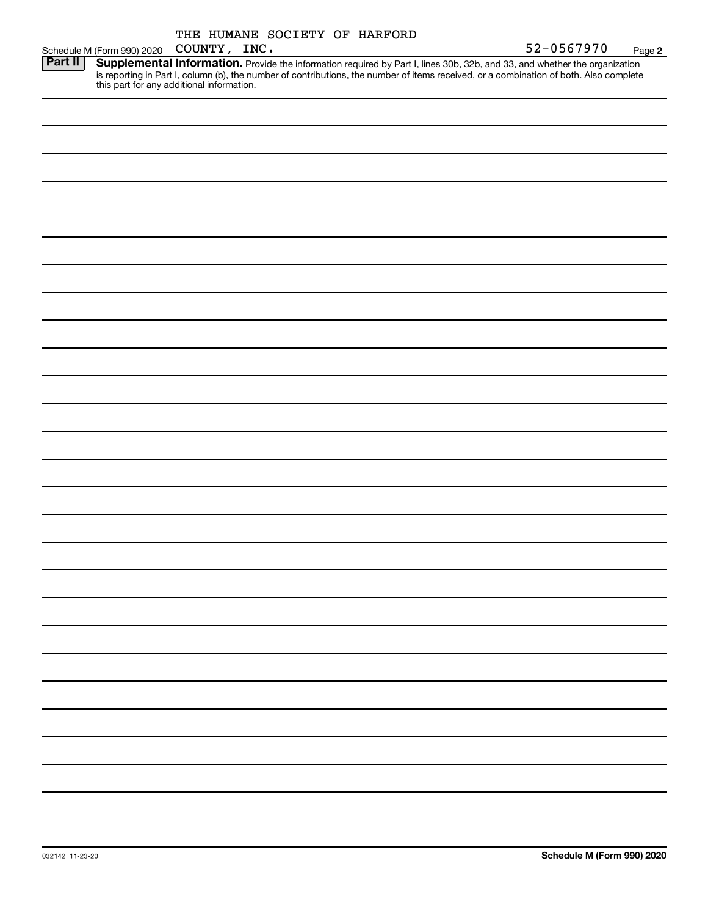Schedule M (Form 990) 2020 THE HUMANE SOCIETY OF HARFORD COUNTY, INC. 52-0567970 Page 2

**Part II** **Supplemental Information.** Provide the information required by Part I, lines 30b, 32b, and 33, and whether the organization is reporting in Part I, column (b), the number of contributions, the number of items received, or a combination of both. Also complete this part for any additional information.

032142 11-23-20

**Schedule M (Form 990) 2020**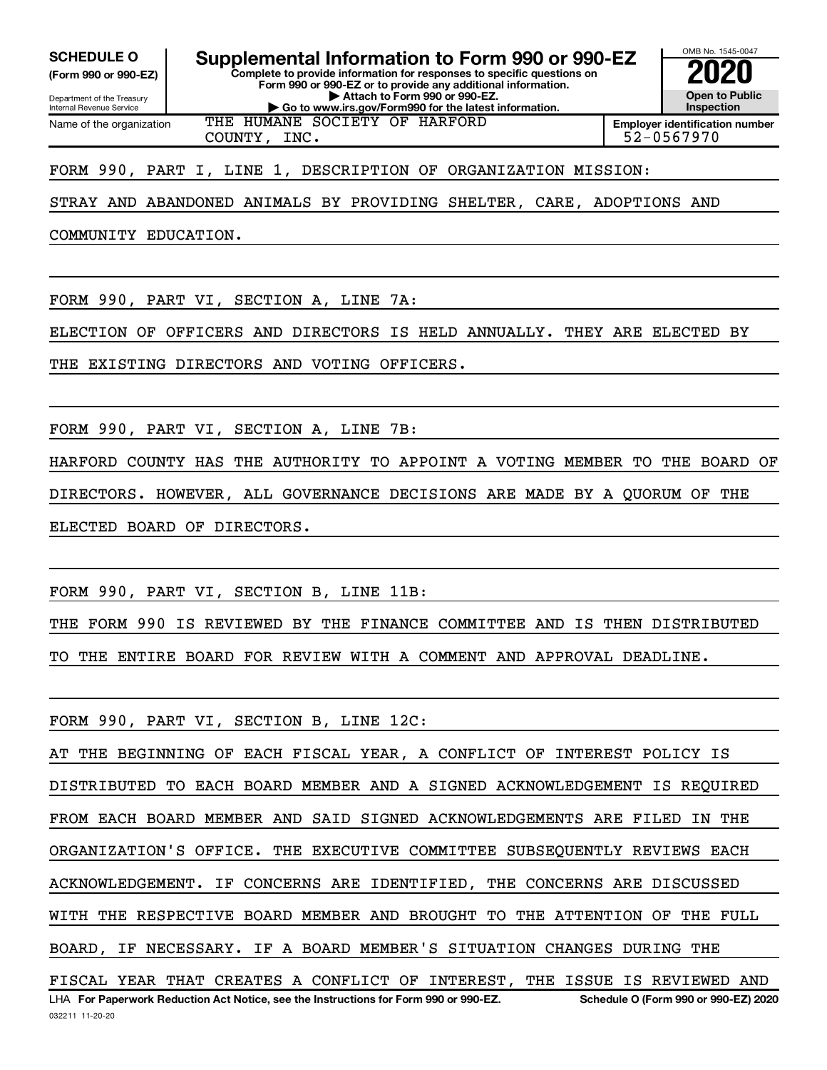**SCHEDULE O**
**(Form 990 or 990-EZ)**

Department of the Treasury
Internal Revenue Service

# Supplemental Information to Form 990 or 990-EZ

**Complete to provide information for responses to specific questions on Form 990 or 990-EZ or to provide any additional information.**
**▶ Attach to Form 990 or 990-EZ.**
**▶ Go to www.irs.gov/Form990 for the latest information.**

OMB No. 1545-0047

**2020**

**Open to Public Inspection**

| Name of the organization | Employer identification number |
|---|---|
| THE HUMANE SOCIETY OF HARFORD COUNTY, INC. | 52-0567970 |

FORM 990, PART I, LINE 1, DESCRIPTION OF ORGANIZATION MISSION:

STRAY AND ABANDONED ANIMALS BY PROVIDING SHELTER, CARE, ADOPTIONS AND COMMUNITY EDUCATION.

FORM 990, PART VI, SECTION A, LINE 7A:

ELECTION OF OFFICERS AND DIRECTORS IS HELD ANNUALLY. THEY ARE ELECTED BY THE EXISTING DIRECTORS AND VOTING OFFICERS.

FORM 990, PART VI, SECTION A, LINE 7B:

HARFORD COUNTY HAS THE AUTHORITY TO APPOINT A VOTING MEMBER TO THE BOARD OF DIRECTORS. HOWEVER, ALL GOVERNANCE DECISIONS ARE MADE BY A QUORUM OF THE ELECTED BOARD OF DIRECTORS.

FORM 990, PART VI, SECTION B, LINE 11B:

THE FORM 990 IS REVIEWED BY THE FINANCE COMMITTEE AND IS THEN DISTRIBUTED TO THE ENTIRE BOARD FOR REVIEW WITH A COMMENT AND APPROVAL DEADLINE.

FORM 990, PART VI, SECTION B, LINE 12C:

AT THE BEGINNING OF EACH FISCAL YEAR, A CONFLICT OF INTEREST POLICY IS DISTRIBUTED TO EACH BOARD MEMBER AND A SIGNED ACKNOWLEDGEMENT IS REQUIRED FROM EACH BOARD MEMBER AND SAID SIGNED ACKNOWLEDGEMENTS ARE FILED IN THE ORGANIZATION'S OFFICE. THE EXECUTIVE COMMITTEE SUBSEQUENTLY REVIEWS EACH ACKNOWLEDGEMENT. IF CONCERNS ARE IDENTIFIED, THE CONCERNS ARE DISCUSSED WITH THE RESPECTIVE BOARD MEMBER AND BROUGHT TO THE ATTENTION OF THE FULL BOARD, IF NECESSARY. IF A BOARD MEMBER'S SITUATION CHANGES DURING THE FISCAL YEAR THAT CREATES A CONFLICT OF INTEREST, THE ISSUE IS REVIEWED AND

LHA **For Paperwork Reduction Act Notice, see the Instructions for Form 990 or 990-EZ.** **Schedule O (Form 990 or 990-EZ) 2020**

032211 11-20-20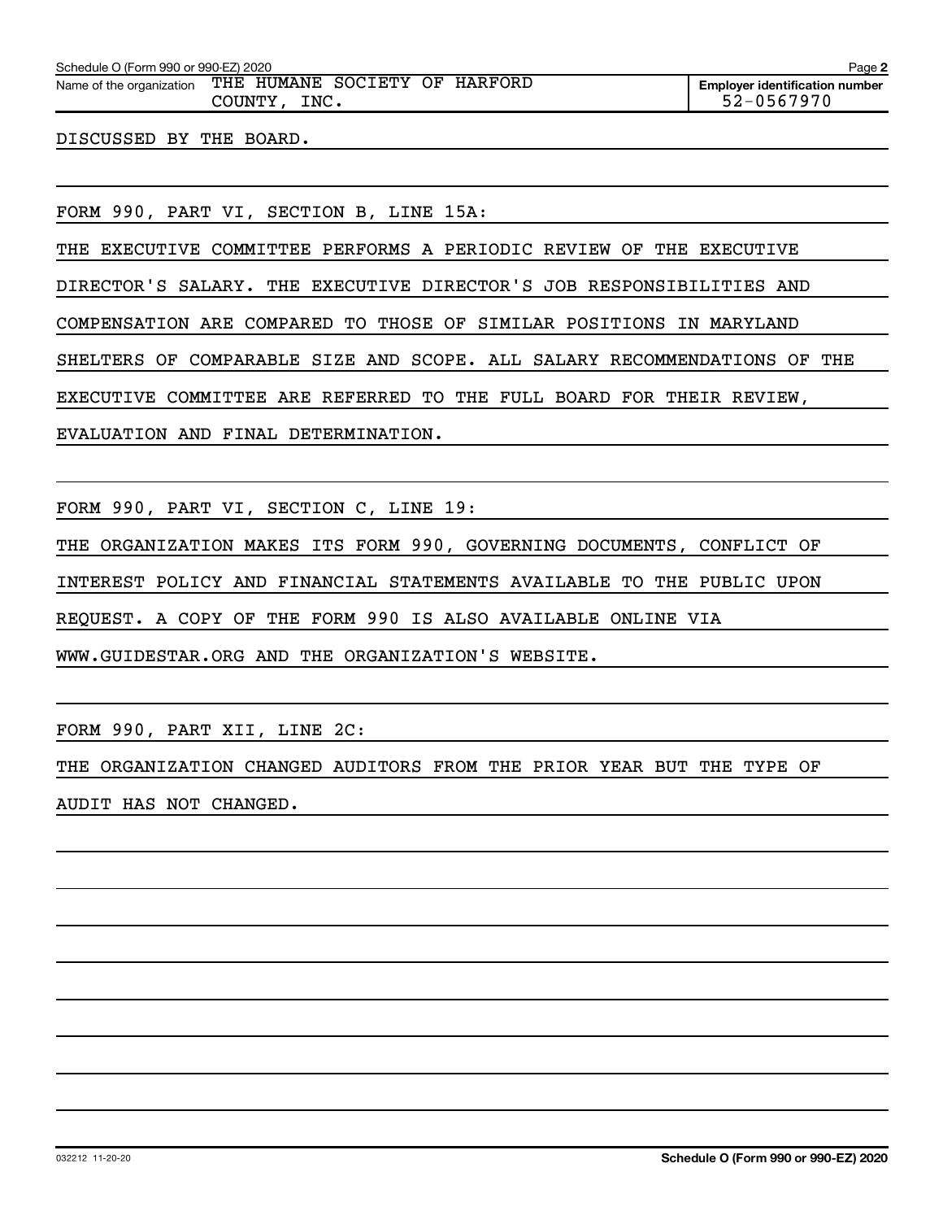Schedule O (Form 990 or 990-EZ) 2020

Name of the organization: THE HUMANE SOCIETY OF HARFORD COUNTY, INC.

Employer identification number: 52-0567970

DISCUSSED BY THE BOARD.

FORM 990, PART VI, SECTION B, LINE 15A:

THE EXECUTIVE COMMITTEE PERFORMS A PERIODIC REVIEW OF THE EXECUTIVE DIRECTOR'S SALARY. THE EXECUTIVE DIRECTOR'S JOB RESPONSIBILITIES AND COMPENSATION ARE COMPARED TO THOSE OF SIMILAR POSITIONS IN MARYLAND SHELTERS OF COMPARABLE SIZE AND SCOPE. ALL SALARY RECOMMENDATIONS OF THE EXECUTIVE COMMITTEE ARE REFERRED TO THE FULL BOARD FOR THEIR REVIEW, EVALUATION AND FINAL DETERMINATION.

FORM 990, PART VI, SECTION C, LINE 19:

THE ORGANIZATION MAKES ITS FORM 990, GOVERNING DOCUMENTS, CONFLICT OF INTEREST POLICY AND FINANCIAL STATEMENTS AVAILABLE TO THE PUBLIC UPON REQUEST. A COPY OF THE FORM 990 IS ALSO AVAILABLE ONLINE VIA WWW.GUIDESTAR.ORG AND THE ORGANIZATION'S WEBSITE.

FORM 990, PART XII, LINE 2C:

THE ORGANIZATION CHANGED AUDITORS FROM THE PRIOR YEAR BUT THE TYPE OF AUDIT HAS NOT CHANGED.

032212 11-20-20

Schedule O (Form 990 or 990-EZ) 2020